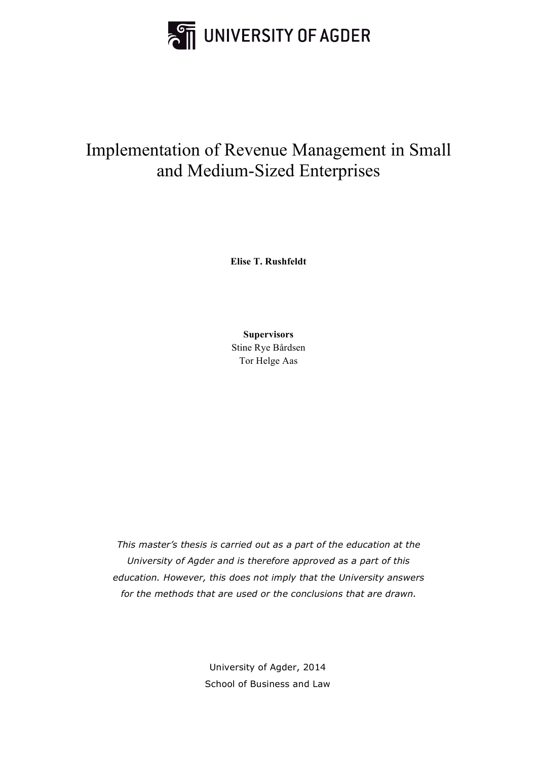UNIVERSITY OF AGDER

# Implementation of Revenue Management in Small and Medium-Sized Enterprises

**Elise T. Rushfeldt**

**Supervisors**
Stine Rye Bårdsen
Tor Helge Aas

*This master's thesis is carried out as a part of the education at the University of Agder and is therefore approved as a part of this education. However, this does not imply that the University answers for the methods that are used or the conclusions that are drawn.*

University of Agder, 2014
School of Business and Law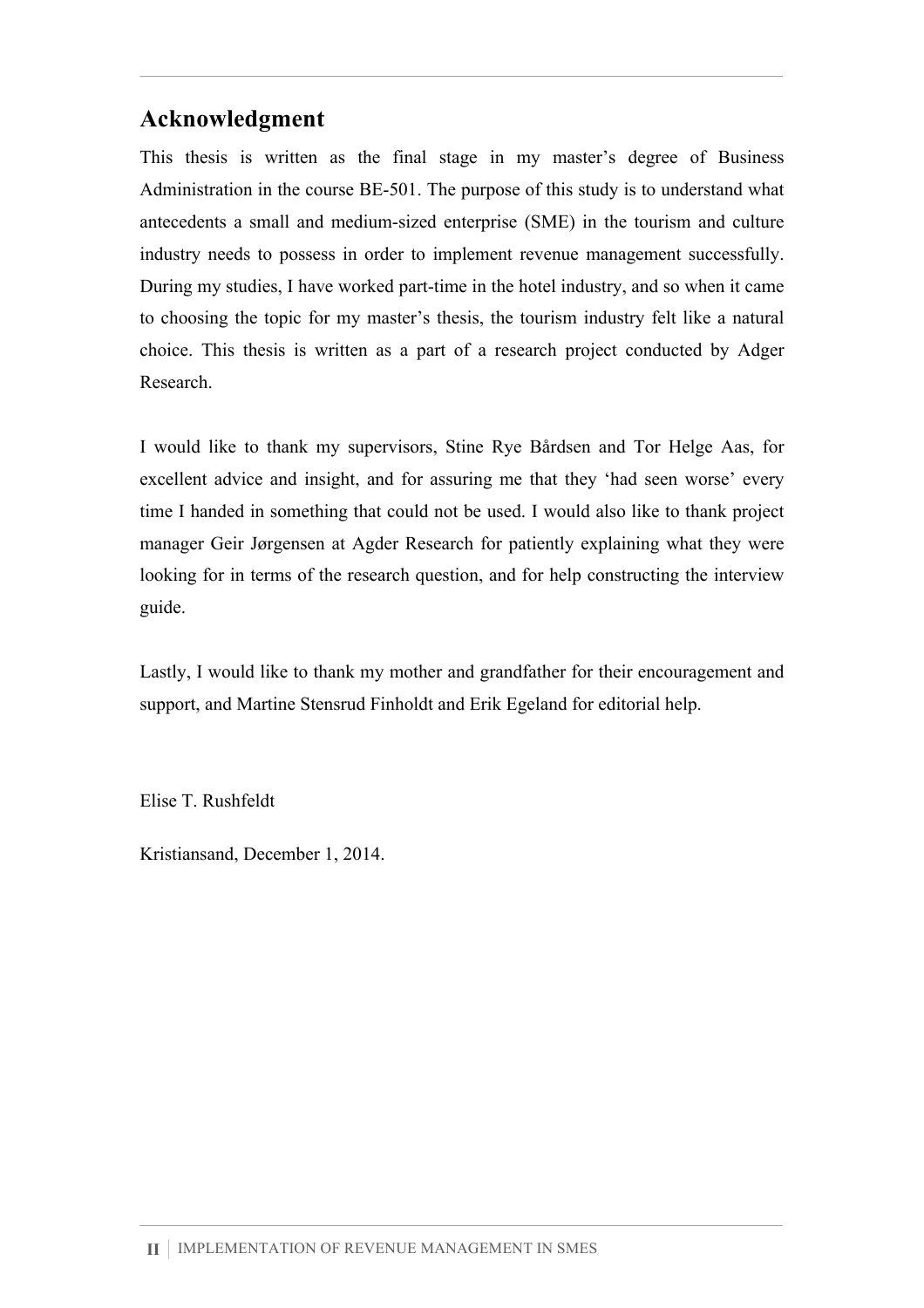## Acknowledgment

This thesis is written as the final stage in my master's degree of Business Administration in the course BE-501. The purpose of this study is to understand what antecedents a small and medium-sized enterprise (SME) in the tourism and culture industry needs to possess in order to implement revenue management successfully. During my studies, I have worked part-time in the hotel industry, and so when it came to choosing the topic for my master's thesis, the tourism industry felt like a natural choice. This thesis is written as a part of a research project conducted by Adger Research.

I would like to thank my supervisors, Stine Rye Bårdsen and Tor Helge Aas, for excellent advice and insight, and for assuring me that they 'had seen worse' every time I handed in something that could not be used. I would also like to thank project manager Geir Jørgensen at Agder Research for patiently explaining what they were looking for in terms of the research question, and for help constructing the interview guide.

Lastly, I would like to thank my mother and grandfather for their encouragement and support, and Martine Stensrud Finholdt and Erik Egeland for editorial help.

Elise T. Rushfeldt

Kristiansand, December 1, 2014.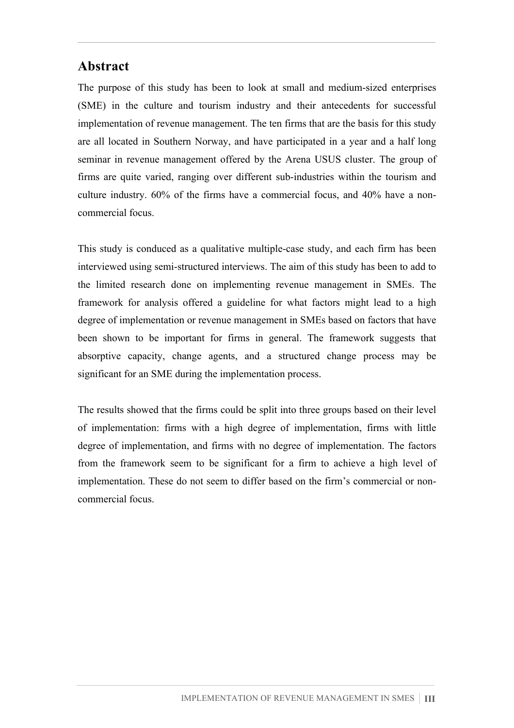## Abstract

The purpose of this study has been to look at small and medium-sized enterprises (SME) in the culture and tourism industry and their antecedents for successful implementation of revenue management. The ten firms that are the basis for this study are all located in Southern Norway, and have participated in a year and a half long seminar in revenue management offered by the Arena USUS cluster. The group of firms are quite varied, ranging over different sub-industries within the tourism and culture industry. 60% of the firms have a commercial focus, and 40% have a non-commercial focus.

This study is conduced as a qualitative multiple-case study, and each firm has been interviewed using semi-structured interviews. The aim of this study has been to add to the limited research done on implementing revenue management in SMEs. The framework for analysis offered a guideline for what factors might lead to a high degree of implementation or revenue management in SMEs based on factors that have been shown to be important for firms in general. The framework suggests that absorptive capacity, change agents, and a structured change process may be significant for an SME during the implementation process.

The results showed that the firms could be split into three groups based on their level of implementation: firms with a high degree of implementation, firms with little degree of implementation, and firms with no degree of implementation. The factors from the framework seem to be significant for a firm to achieve a high level of implementation. These do not seem to differ based on the firm's commercial or non-commercial focus.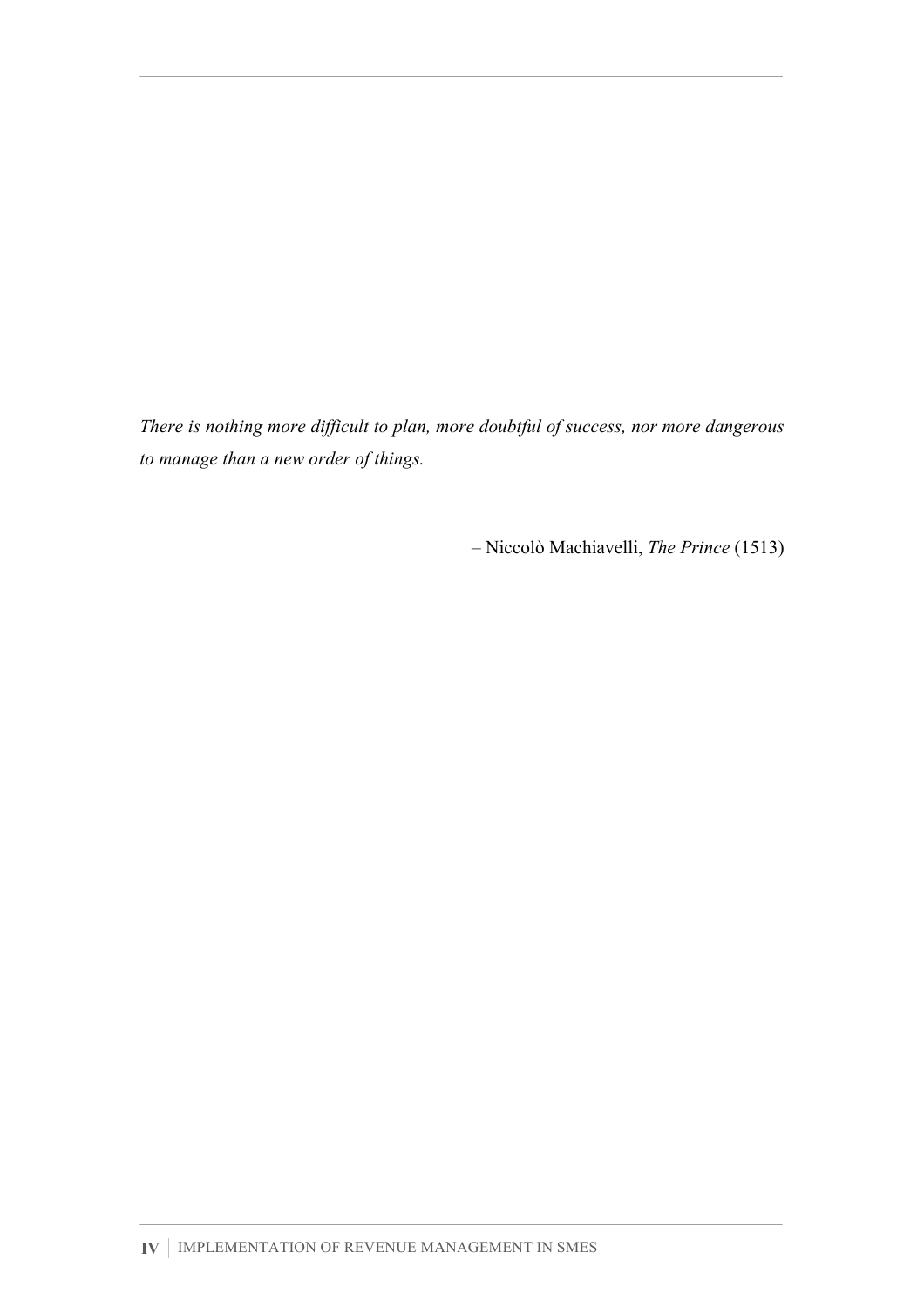*There is nothing more difficult to plan, more doubtful of success, nor more dangerous to manage than a new order of things.*

– Niccolò Machiavelli, *The Prince* (1513)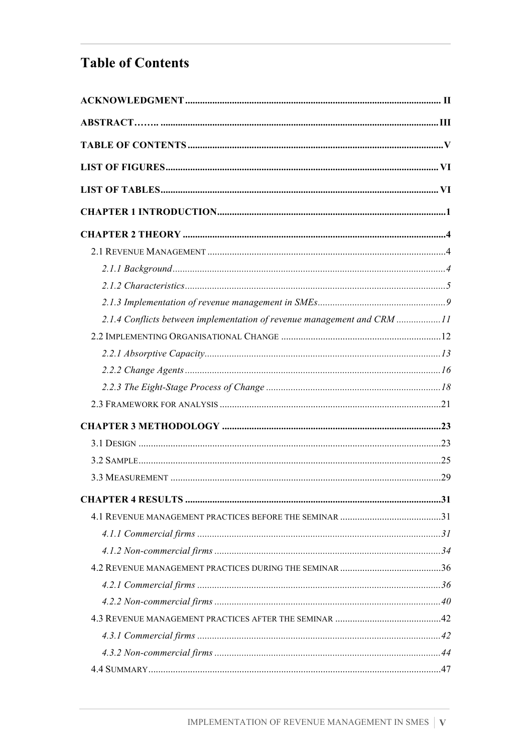# Table of Contents

**ACKNOWLEDGMENT** ..... II

**ABSTRACT**…….. ..... III

**TABLE OF CONTENTS** ..... V

**LIST OF FIGURES** ..... VI

**LIST OF TABLES** ..... VI

**CHAPTER 1 INTRODUCTION** ..... 1

**CHAPTER 2 THEORY** ..... 4

- 2.1 REVENUE MANAGEMENT ..... 4
  - *2.1.1 Background* ..... *4*
  - *2.1.2 Characteristics* ..... *5*
  - *2.1.3 Implementation of revenue management in SMEs* ..... *9*
  - *2.1.4 Conflicts between implementation of revenue management and CRM* ..... *11*
- 2.2 IMPLEMENTING ORGANISATIONAL CHANGE ..... 12
  - *2.2.1 Absorptive Capacity* ..... *13*
  - *2.2.2 Change Agents* ..... *16*
  - *2.2.3 The Eight-Stage Process of Change* ..... *18*
- 2.3 FRAMEWORK FOR ANALYSIS ..... 21

**CHAPTER 3 METHODOLOGY** ..... 23

- 3.1 DESIGN ..... 23
- 3.2 SAMPLE ..... 25
- 3.3 MEASUREMENT ..... 29

**CHAPTER 4 RESULTS** ..... 31

- 4.1 REVENUE MANAGEMENT PRACTICES BEFORE THE SEMINAR ..... 31
  - *4.1.1 Commercial firms* ..... *31*
  - *4.1.2 Non-commercial firms* ..... *34*
- 4.2 REVENUE MANAGEMENT PRACTICES DURING THE SEMINAR ..... 36
  - *4.2.1 Commercial firms* ..... *36*
  - *4.2.2 Non-commercial firms* ..... *40*
- 4.3 REVENUE MANAGEMENT PRACTICES AFTER THE SEMINAR ..... 42
  - *4.3.1 Commercial firms* ..... *42*
  - *4.3.2 Non-commercial firms* ..... *44*
- 4.4 SUMMARY ..... 47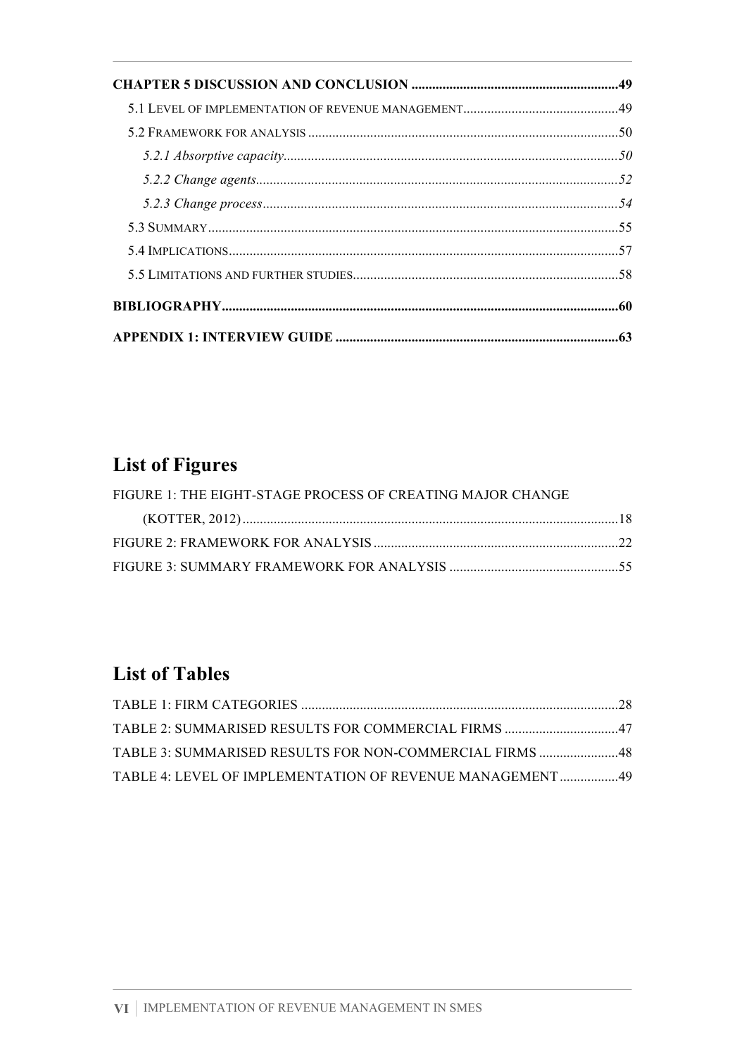**CHAPTER 5 DISCUSSION AND CONCLUSION** ........................................................... **49**

5.1 LEVEL OF IMPLEMENTATION OF REVENUE MANAGEMENT ........................................... 49

5.2 FRAMEWORK FOR ANALYSIS ........................................................................................ 50

*5.2.1 Absorptive capacity* ............................................................................................ *50*

*5.2.2 Change agents* .................................................................................................... *52*

*5.2.3 Change process* .................................................................................................. *54*

5.3 SUMMARY ..................................................................................................................... 55

5.4 IMPLICATIONS ................................................................................................................ 57

5.5 LIMITATIONS AND FURTHER STUDIES ........................................................................... 58

**BIBLIOGRAPHY** ................................................................................................................ **60**

**APPENDIX 1: INTERVIEW GUIDE** ................................................................................... **63**

## List of Figures

FIGURE 1: THE EIGHT-STAGE PROCESS OF CREATING MAJOR CHANGE (KOTTER, 2012) ........................................................................................ 18

FIGURE 2: FRAMEWORK FOR ANALYSIS ..................................................................... 22

FIGURE 3: SUMMARY FRAMEWORK FOR ANALYSIS ................................................ 55

## List of Tables

TABLE 1: FIRM CATEGORIES ........................................................................................ 28

TABLE 2: SUMMARISED RESULTS FOR COMMERCIAL FIRMS ................................. 47

TABLE 3: SUMMARISED RESULTS FOR NON-COMMERCIAL FIRMS ........................ 48

TABLE 4: LEVEL OF IMPLEMENTATION OF REVENUE MANAGEMENT ................. 49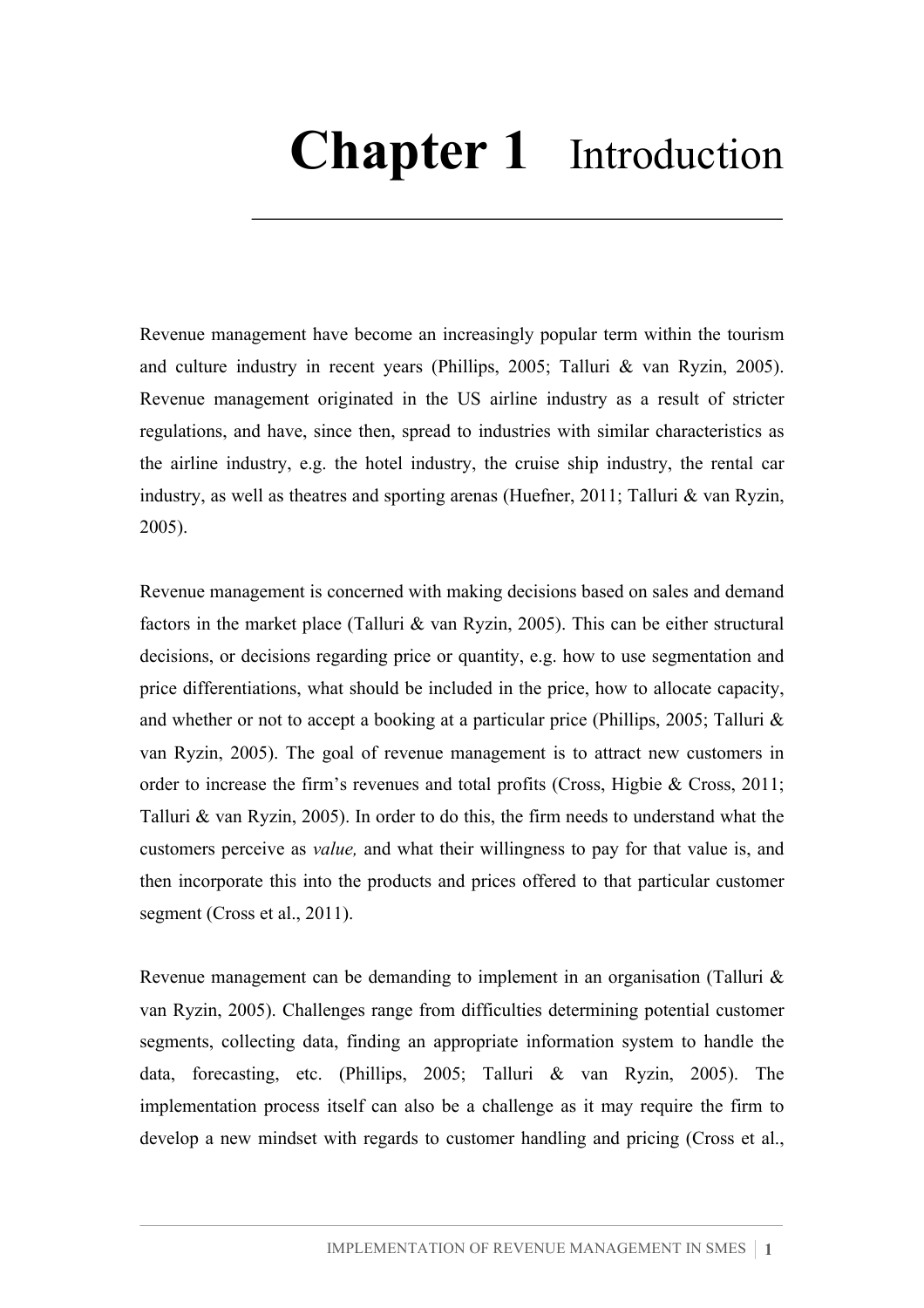# Chapter 1 Introduction

Revenue management have become an increasingly popular term within the tourism and culture industry in recent years (Phillips, 2005; Talluri & van Ryzin, 2005). Revenue management originated in the US airline industry as a result of stricter regulations, and have, since then, spread to industries with similar characteristics as the airline industry, e.g. the hotel industry, the cruise ship industry, the rental car industry, as well as theatres and sporting arenas (Huefner, 2011; Talluri & van Ryzin, 2005).

Revenue management is concerned with making decisions based on sales and demand factors in the market place (Talluri & van Ryzin, 2005). This can be either structural decisions, or decisions regarding price or quantity, e.g. how to use segmentation and price differentiations, what should be included in the price, how to allocate capacity, and whether or not to accept a booking at a particular price (Phillips, 2005; Talluri & van Ryzin, 2005). The goal of revenue management is to attract new customers in order to increase the firm's revenues and total profits (Cross, Higbie & Cross, 2011; Talluri & van Ryzin, 2005). In order to do this, the firm needs to understand what the customers perceive as *value,* and what their willingness to pay for that value is, and then incorporate this into the products and prices offered to that particular customer segment (Cross et al., 2011).

Revenue management can be demanding to implement in an organisation (Talluri & van Ryzin, 2005). Challenges range from difficulties determining potential customer segments, collecting data, finding an appropriate information system to handle the data, forecasting, etc. (Phillips, 2005; Talluri & van Ryzin, 2005). The implementation process itself can also be a challenge as it may require the firm to develop a new mindset with regards to customer handling and pricing (Cross et al.,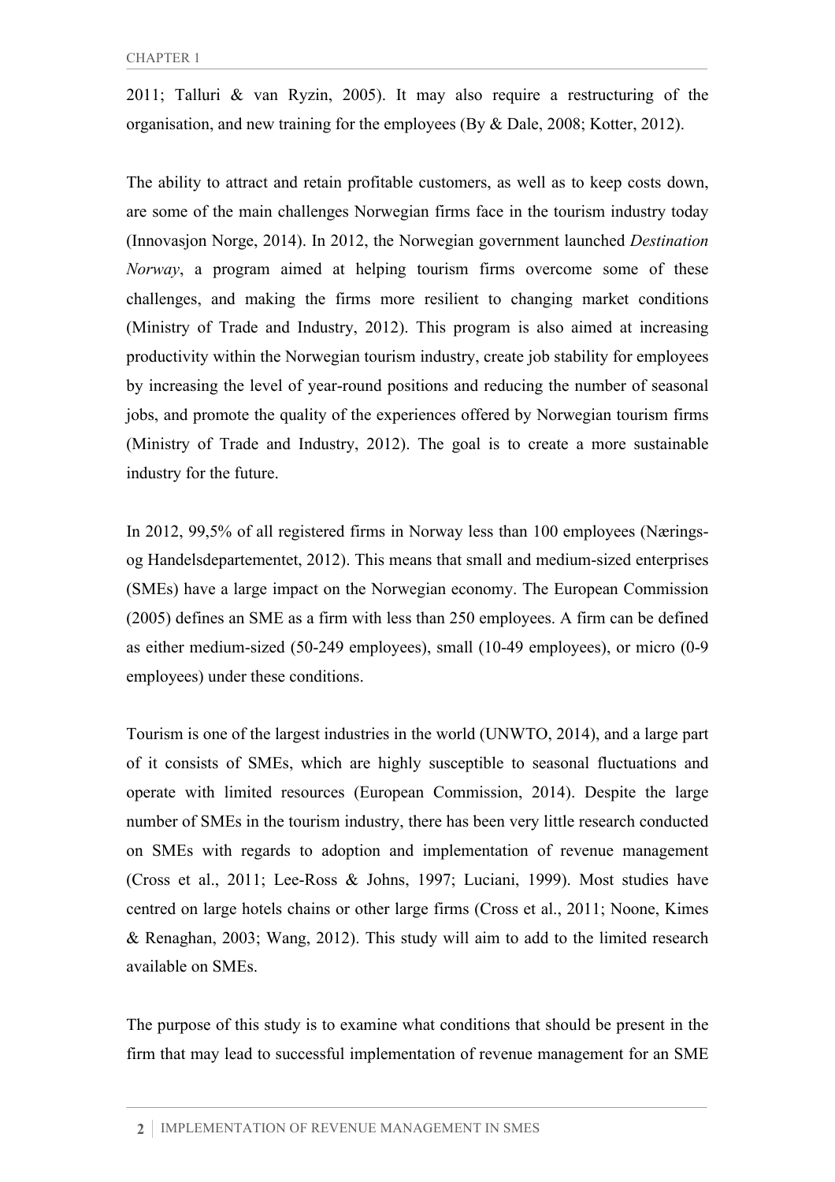2011; Talluri & van Ryzin, 2005). It may also require a restructuring of the organisation, and new training for the employees (By & Dale, 2008; Kotter, 2012).

The ability to attract and retain profitable customers, as well as to keep costs down, are some of the main challenges Norwegian firms face in the tourism industry today (Innovasjon Norge, 2014). In 2012, the Norwegian government launched *Destination Norway*, a program aimed at helping tourism firms overcome some of these challenges, and making the firms more resilient to changing market conditions (Ministry of Trade and Industry, 2012). This program is also aimed at increasing productivity within the Norwegian tourism industry, create job stability for employees by increasing the level of year-round positions and reducing the number of seasonal jobs, and promote the quality of the experiences offered by Norwegian tourism firms (Ministry of Trade and Industry, 2012). The goal is to create a more sustainable industry for the future.

In 2012, 99,5% of all registered firms in Norway less than 100 employees (Nærings- og Handelsdepartementet, 2012). This means that small and medium-sized enterprises (SMEs) have a large impact on the Norwegian economy. The European Commission (2005) defines an SME as a firm with less than 250 employees. A firm can be defined as either medium-sized (50-249 employees), small (10-49 employees), or micro (0-9 employees) under these conditions.

Tourism is one of the largest industries in the world (UNWTO, 2014), and a large part of it consists of SMEs, which are highly susceptible to seasonal fluctuations and operate with limited resources (European Commission, 2014). Despite the large number of SMEs in the tourism industry, there has been very little research conducted on SMEs with regards to adoption and implementation of revenue management (Cross et al., 2011; Lee-Ross & Johns, 1997; Luciani, 1999). Most studies have centred on large hotels chains or other large firms (Cross et al., 2011; Noone, Kimes & Renaghan, 2003; Wang, 2012). This study will aim to add to the limited research available on SMEs.

The purpose of this study is to examine what conditions that should be present in the firm that may lead to successful implementation of revenue management for an SME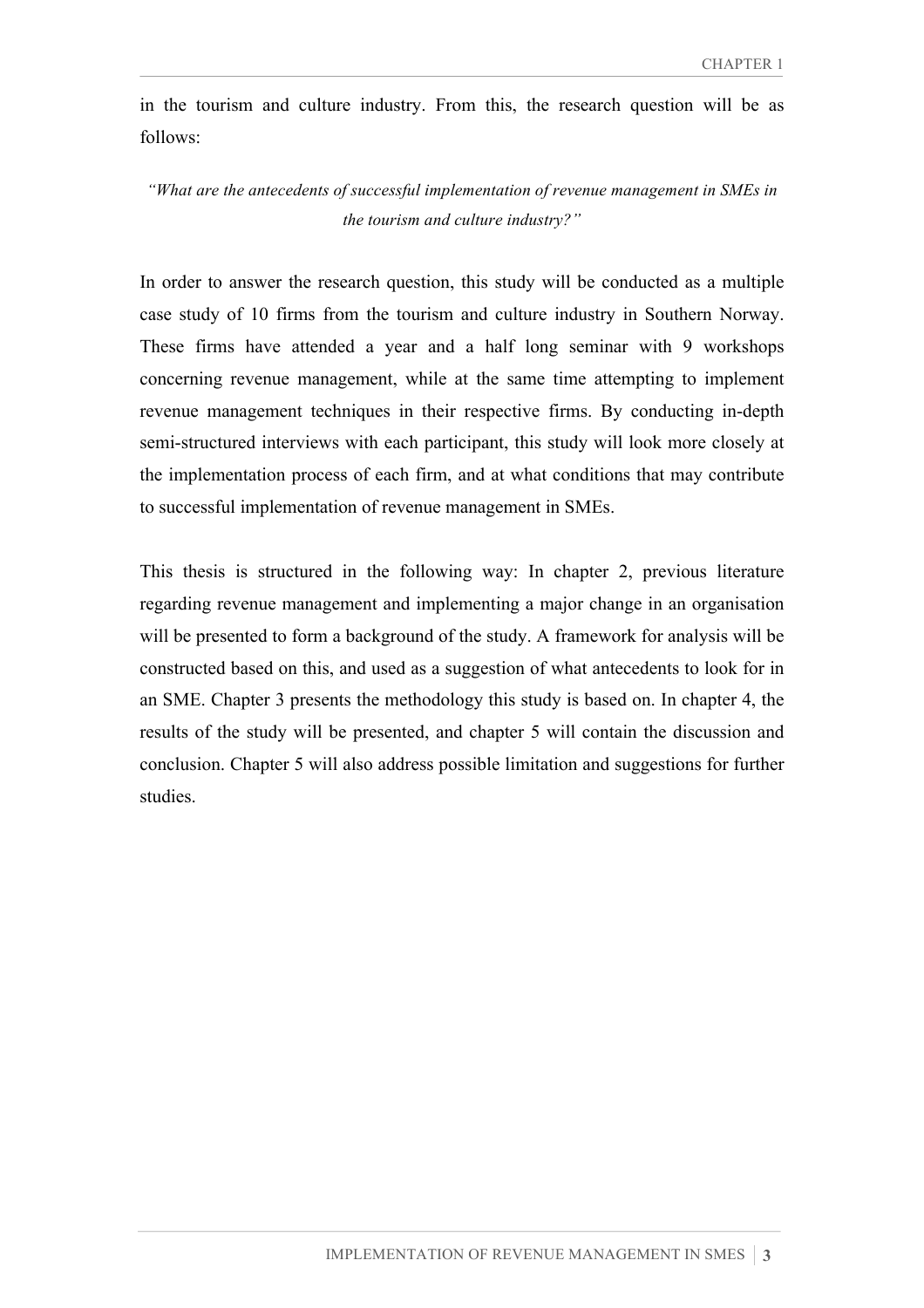in the tourism and culture industry. From this, the research question will be as follows:

*"What are the antecedents of successful implementation of revenue management in SMEs in the tourism and culture industry?"*

In order to answer the research question, this study will be conducted as a multiple case study of 10 firms from the tourism and culture industry in Southern Norway. These firms have attended a year and a half long seminar with 9 workshops concerning revenue management, while at the same time attempting to implement revenue management techniques in their respective firms. By conducting in-depth semi-structured interviews with each participant, this study will look more closely at the implementation process of each firm, and at what conditions that may contribute to successful implementation of revenue management in SMEs.

This thesis is structured in the following way: In chapter 2, previous literature regarding revenue management and implementing a major change in an organisation will be presented to form a background of the study. A framework for analysis will be constructed based on this, and used as a suggestion of what antecedents to look for in an SME. Chapter 3 presents the methodology this study is based on. In chapter 4, the results of the study will be presented, and chapter 5 will contain the discussion and conclusion. Chapter 5 will also address possible limitation and suggestions for further studies.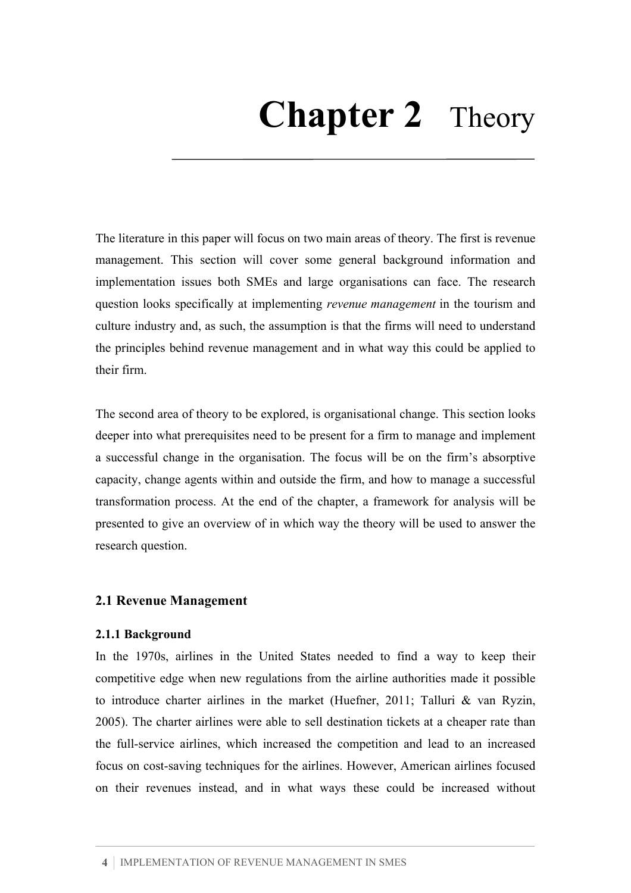# Chapter 2 Theory

The literature in this paper will focus on two main areas of theory. The first is revenue management. This section will cover some general background information and implementation issues both SMEs and large organisations can face. The research question looks specifically at implementing *revenue management* in the tourism and culture industry and, as such, the assumption is that the firms will need to understand the principles behind revenue management and in what way this could be applied to their firm.

The second area of theory to be explored, is organisational change. This section looks deeper into what prerequisites need to be present for a firm to manage and implement a successful change in the organisation. The focus will be on the firm's absorptive capacity, change agents within and outside the firm, and how to manage a successful transformation process. At the end of the chapter, a framework for analysis will be presented to give an overview of in which way the theory will be used to answer the research question.

## 2.1 Revenue Management

### 2.1.1 Background

In the 1970s, airlines in the United States needed to find a way to keep their competitive edge when new regulations from the airline authorities made it possible to introduce charter airlines in the market (Huefner, 2011; Talluri & van Ryzin, 2005). The charter airlines were able to sell destination tickets at a cheaper rate than the full-service airlines, which increased the competition and lead to an increased focus on cost-saving techniques for the airlines. However, American airlines focused on their revenues instead, and in what ways these could be increased without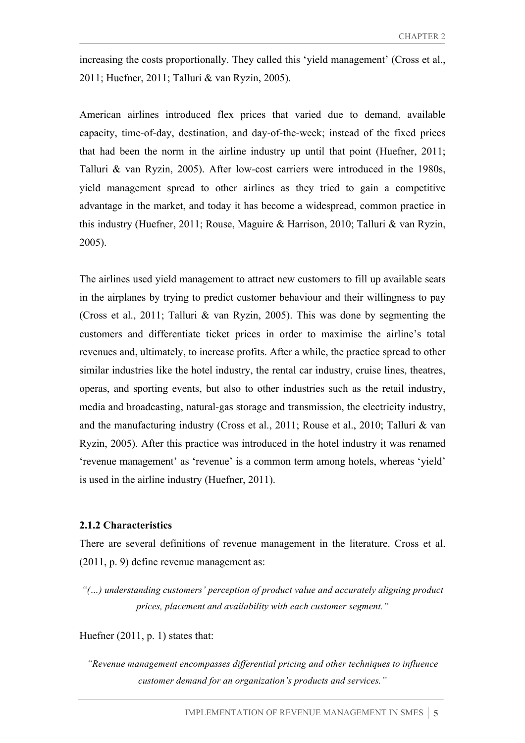increasing the costs proportionally. They called this 'yield management' (Cross et al., 2011; Huefner, 2011; Talluri & van Ryzin, 2005).

American airlines introduced flex prices that varied due to demand, available capacity, time-of-day, destination, and day-of-the-week; instead of the fixed prices that had been the norm in the airline industry up until that point (Huefner, 2011; Talluri & van Ryzin, 2005). After low-cost carriers were introduced in the 1980s, yield management spread to other airlines as they tried to gain a competitive advantage in the market, and today it has become a widespread, common practice in this industry (Huefner, 2011; Rouse, Maguire & Harrison, 2010; Talluri & van Ryzin, 2005).

The airlines used yield management to attract new customers to fill up available seats in the airplanes by trying to predict customer behaviour and their willingness to pay (Cross et al., 2011; Talluri & van Ryzin, 2005). This was done by segmenting the customers and differentiate ticket prices in order to maximise the airline's total revenues and, ultimately, to increase profits. After a while, the practice spread to other similar industries like the hotel industry, the rental car industry, cruise lines, theatres, operas, and sporting events, but also to other industries such as the retail industry, media and broadcasting, natural-gas storage and transmission, the electricity industry, and the manufacturing industry (Cross et al., 2011; Rouse et al., 2010; Talluri & van Ryzin, 2005). After this practice was introduced in the hotel industry it was renamed 'revenue management' as 'revenue' is a common term among hotels, whereas 'yield' is used in the airline industry (Huefner, 2011).

### 2.1.2 Characteristics

There are several definitions of revenue management in the literature. Cross et al. (2011, p. 9) define revenue management as:

*"(…) understanding customers' perception of product value and accurately aligning product prices, placement and availability with each customer segment."*

Huefner (2011, p. 1) states that:

*"Revenue management encompasses differential pricing and other techniques to influence customer demand for an organization's products and services."*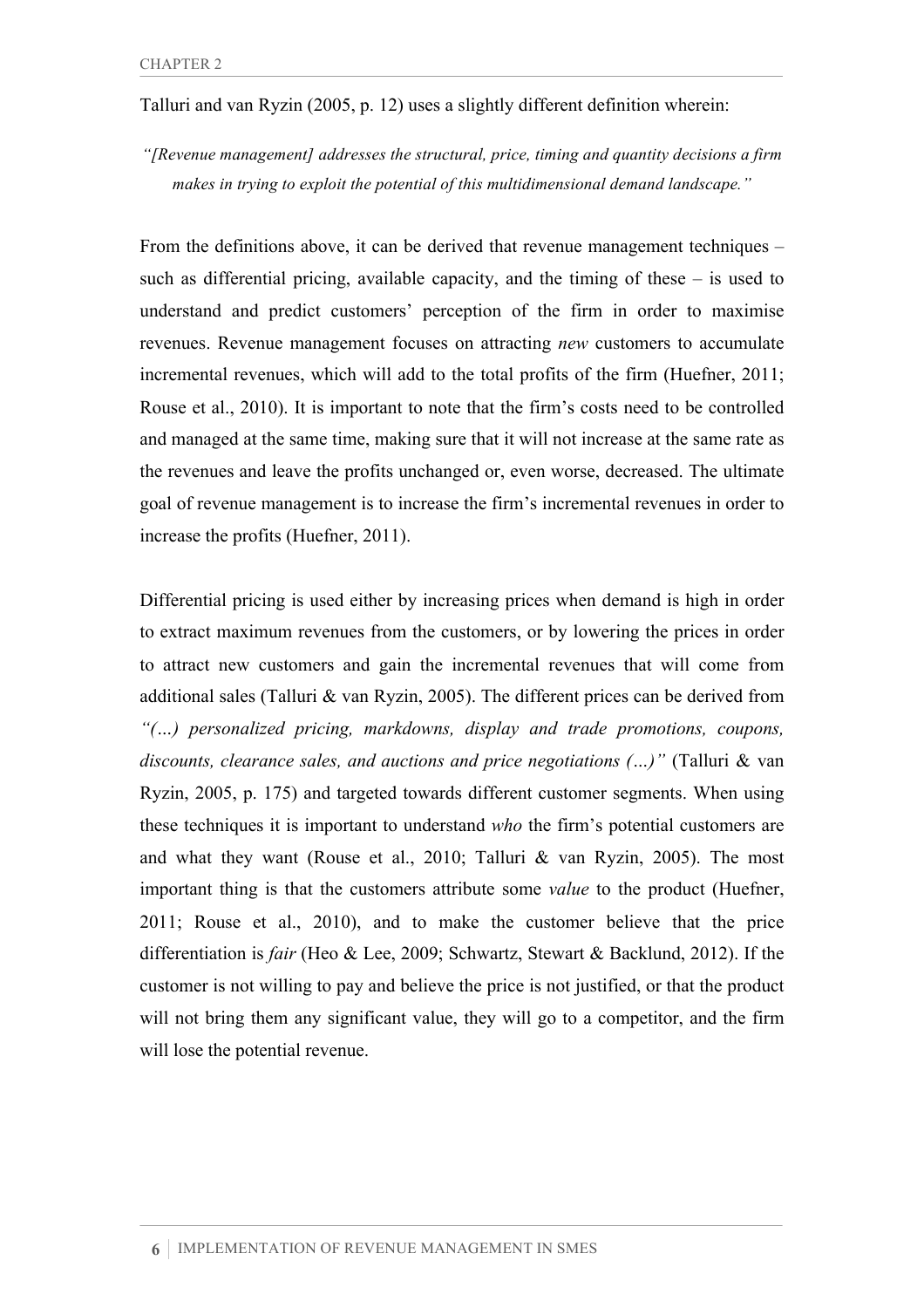Talluri and van Ryzin (2005, p. 12) uses a slightly different definition wherein:

*"[Revenue management] addresses the structural, price, timing and quantity decisions a firm makes in trying to exploit the potential of this multidimensional demand landscape."*

From the definitions above, it can be derived that revenue management techniques – such as differential pricing, available capacity, and the timing of these – is used to understand and predict customers' perception of the firm in order to maximise revenues. Revenue management focuses on attracting *new* customers to accumulate incremental revenues, which will add to the total profits of the firm (Huefner, 2011; Rouse et al., 2010). It is important to note that the firm's costs need to be controlled and managed at the same time, making sure that it will not increase at the same rate as the revenues and leave the profits unchanged or, even worse, decreased. The ultimate goal of revenue management is to increase the firm's incremental revenues in order to increase the profits (Huefner, 2011).

Differential pricing is used either by increasing prices when demand is high in order to extract maximum revenues from the customers, or by lowering the prices in order to attract new customers and gain the incremental revenues that will come from additional sales (Talluri & van Ryzin, 2005). The different prices can be derived from *"(…) personalized pricing, markdowns, display and trade promotions, coupons, discounts, clearance sales, and auctions and price negotiations (…)"* (Talluri & van Ryzin, 2005, p. 175) and targeted towards different customer segments. When using these techniques it is important to understand *who* the firm's potential customers are and what they want (Rouse et al., 2010; Talluri & van Ryzin, 2005). The most important thing is that the customers attribute some *value* to the product (Huefner, 2011; Rouse et al., 2010), and to make the customer believe that the price differentiation is *fair* (Heo & Lee, 2009; Schwartz, Stewart & Backlund, 2012). If the customer is not willing to pay and believe the price is not justified, or that the product will not bring them any significant value, they will go to a competitor, and the firm will lose the potential revenue.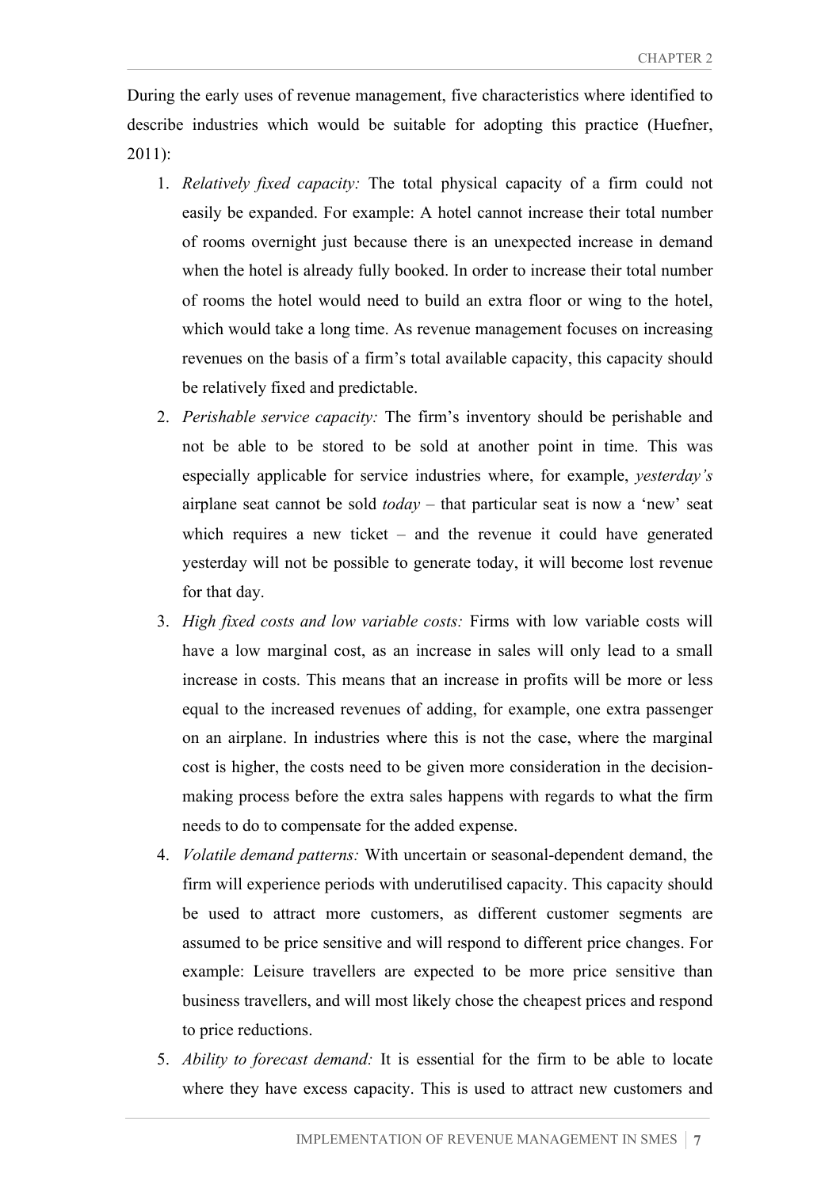During the early uses of revenue management, five characteristics where identified to describe industries which would be suitable for adopting this practice (Huefner, 2011):

1. *Relatively fixed capacity:* The total physical capacity of a firm could not easily be expanded. For example: A hotel cannot increase their total number of rooms overnight just because there is an unexpected increase in demand when the hotel is already fully booked. In order to increase their total number of rooms the hotel would need to build an extra floor or wing to the hotel, which would take a long time. As revenue management focuses on increasing revenues on the basis of a firm's total available capacity, this capacity should be relatively fixed and predictable.
2. *Perishable service capacity:* The firm's inventory should be perishable and not be able to be stored to be sold at another point in time. This was especially applicable for service industries where, for example, *yesterday's* airplane seat cannot be sold *today* – that particular seat is now a 'new' seat which requires a new ticket – and the revenue it could have generated yesterday will not be possible to generate today, it will become lost revenue for that day.
3. *High fixed costs and low variable costs:* Firms with low variable costs will have a low marginal cost, as an increase in sales will only lead to a small increase in costs. This means that an increase in profits will be more or less equal to the increased revenues of adding, for example, one extra passenger on an airplane. In industries where this is not the case, where the marginal cost is higher, the costs need to be given more consideration in the decision-making process before the extra sales happens with regards to what the firm needs to do to compensate for the added expense.
4. *Volatile demand patterns:* With uncertain or seasonal-dependent demand, the firm will experience periods with underutilised capacity. This capacity should be used to attract more customers, as different customer segments are assumed to be price sensitive and will respond to different price changes. For example: Leisure travellers are expected to be more price sensitive than business travellers, and will most likely chose the cheapest prices and respond to price reductions.
5. *Ability to forecast demand:* It is essential for the firm to be able to locate where they have excess capacity. This is used to attract new customers and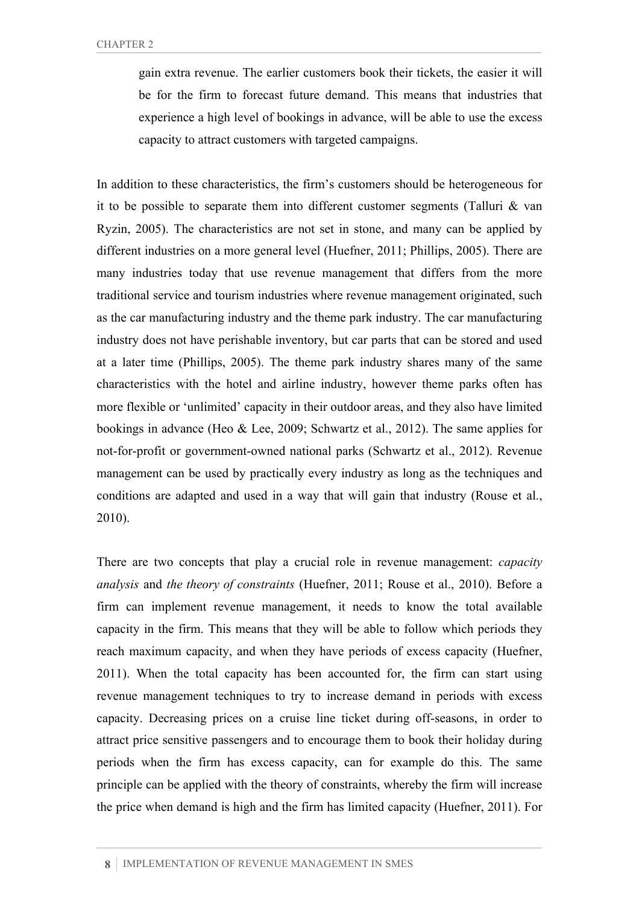gain extra revenue. The earlier customers book their tickets, the easier it will be for the firm to forecast future demand. This means that industries that experience a high level of bookings in advance, will be able to use the excess capacity to attract customers with targeted campaigns.

In addition to these characteristics, the firm's customers should be heterogeneous for it to be possible to separate them into different customer segments (Talluri & van Ryzin, 2005). The characteristics are not set in stone, and many can be applied by different industries on a more general level (Huefner, 2011; Phillips, 2005). There are many industries today that use revenue management that differs from the more traditional service and tourism industries where revenue management originated, such as the car manufacturing industry and the theme park industry. The car manufacturing industry does not have perishable inventory, but car parts that can be stored and used at a later time (Phillips, 2005). The theme park industry shares many of the same characteristics with the hotel and airline industry, however theme parks often has more flexible or 'unlimited' capacity in their outdoor areas, and they also have limited bookings in advance (Heo & Lee, 2009; Schwartz et al., 2012). The same applies for not-for-profit or government-owned national parks (Schwartz et al., 2012). Revenue management can be used by practically every industry as long as the techniques and conditions are adapted and used in a way that will gain that industry (Rouse et al., 2010).

There are two concepts that play a crucial role in revenue management: *capacity analysis* and *the theory of constraints* (Huefner, 2011; Rouse et al., 2010). Before a firm can implement revenue management, it needs to know the total available capacity in the firm. This means that they will be able to follow which periods they reach maximum capacity, and when they have periods of excess capacity (Huefner, 2011). When the total capacity has been accounted for, the firm can start using revenue management techniques to try to increase demand in periods with excess capacity. Decreasing prices on a cruise line ticket during off-seasons, in order to attract price sensitive passengers and to encourage them to book their holiday during periods when the firm has excess capacity, can for example do this. The same principle can be applied with the theory of constraints, whereby the firm will increase the price when demand is high and the firm has limited capacity (Huefner, 2011). For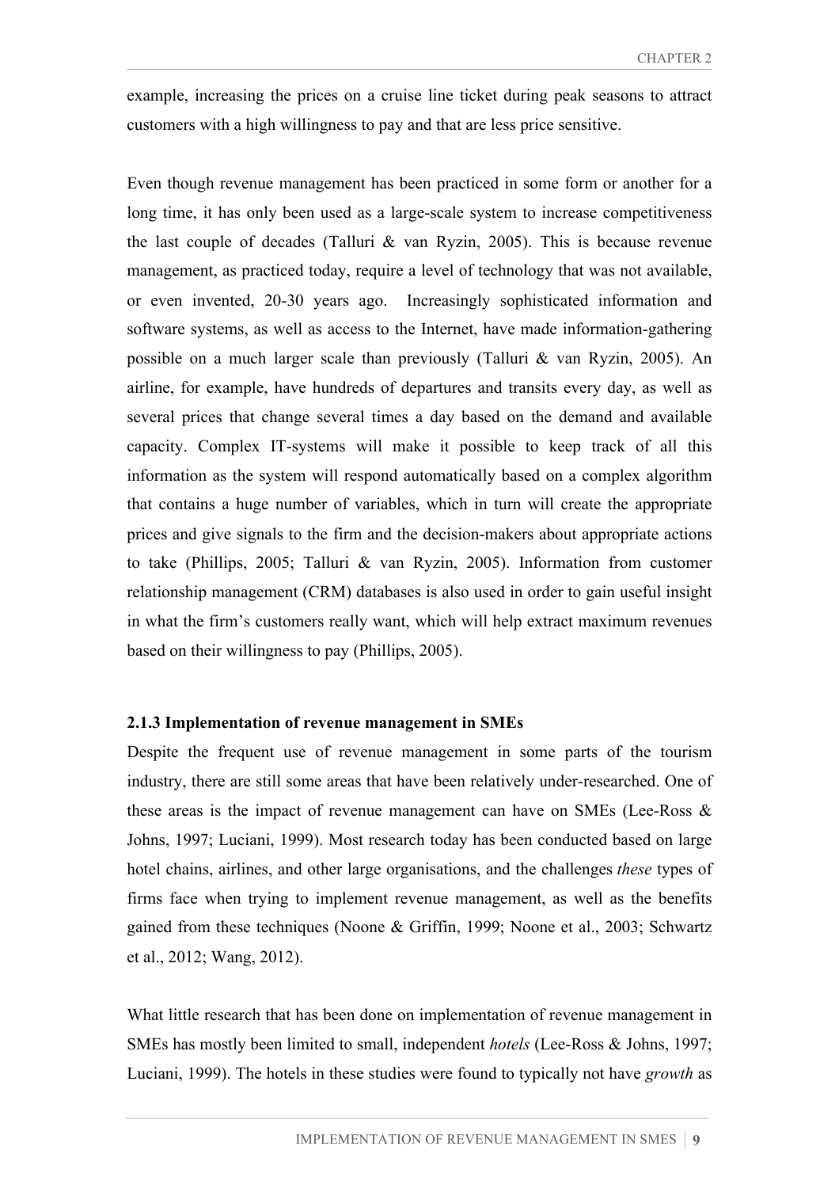example, increasing the prices on a cruise line ticket during peak seasons to attract customers with a high willingness to pay and that are less price sensitive.

Even though revenue management has been practiced in some form or another for a long time, it has only been used as a large-scale system to increase competitiveness the last couple of decades (Talluri & van Ryzin, 2005). This is because revenue management, as practiced today, require a level of technology that was not available, or even invented, 20-30 years ago. Increasingly sophisticated information and software systems, as well as access to the Internet, have made information-gathering possible on a much larger scale than previously (Talluri & van Ryzin, 2005). An airline, for example, have hundreds of departures and transits every day, as well as several prices that change several times a day based on the demand and available capacity. Complex IT-systems will make it possible to keep track of all this information as the system will respond automatically based on a complex algorithm that contains a huge number of variables, which in turn will create the appropriate prices and give signals to the firm and the decision-makers about appropriate actions to take (Phillips, 2005; Talluri & van Ryzin, 2005). Information from customer relationship management (CRM) databases is also used in order to gain useful insight in what the firm's customers really want, which will help extract maximum revenues based on their willingness to pay (Phillips, 2005).

### 2.1.3 Implementation of revenue management in SMEs

Despite the frequent use of revenue management in some parts of the tourism industry, there are still some areas that have been relatively under-researched. One of these areas is the impact of revenue management can have on SMEs (Lee-Ross & Johns, 1997; Luciani, 1999). Most research today has been conducted based on large hotel chains, airlines, and other large organisations, and the challenges *these* types of firms face when trying to implement revenue management, as well as the benefits gained from these techniques (Noone & Griffin, 1999; Noone et al., 2003; Schwartz et al., 2012; Wang, 2012).

What little research that has been done on implementation of revenue management in SMEs has mostly been limited to small, independent *hotels* (Lee-Ross & Johns, 1997; Luciani, 1999). The hotels in these studies were found to typically not have *growth* as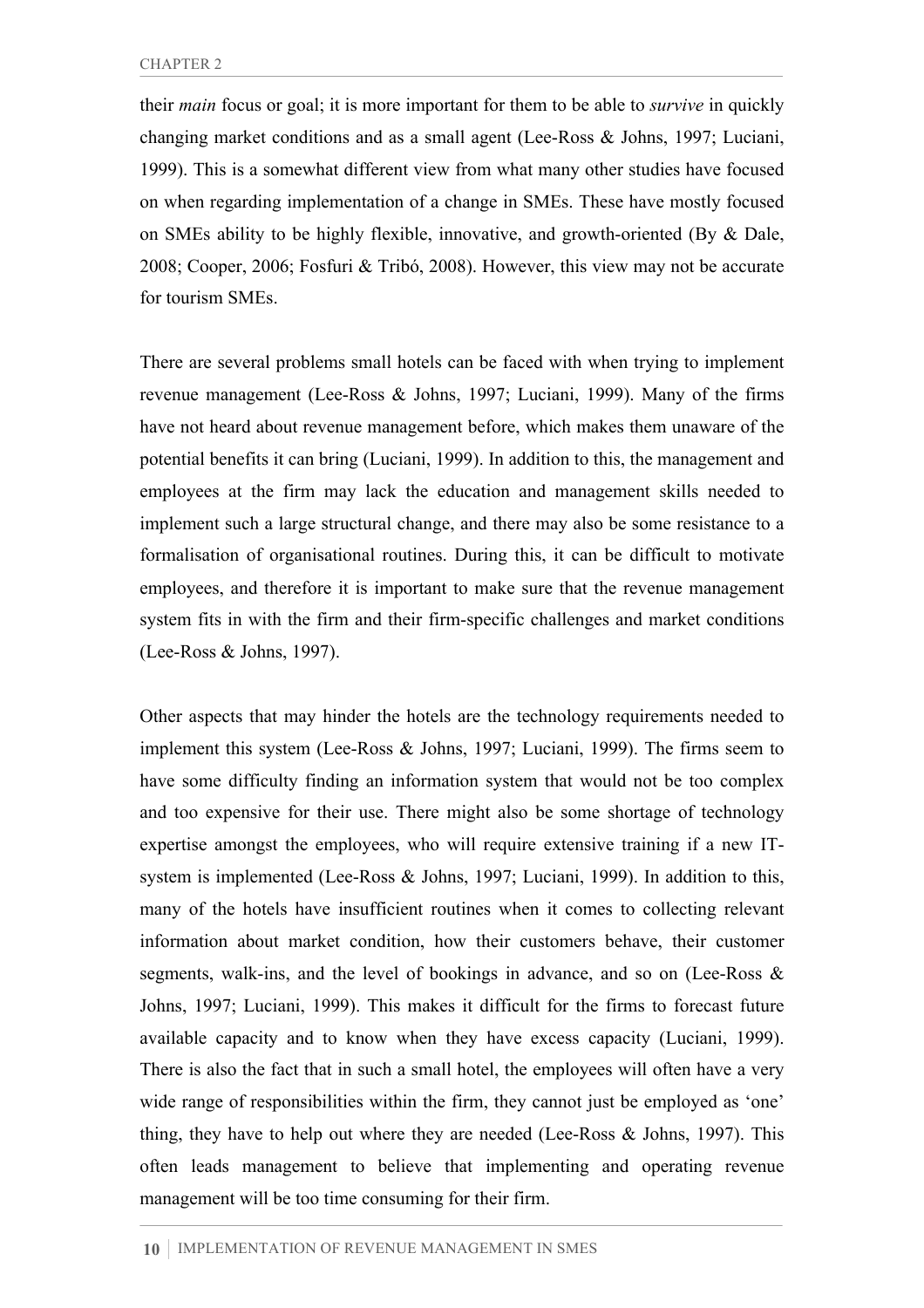their *main* focus or goal; it is more important for them to be able to *survive* in quickly changing market conditions and as a small agent (Lee-Ross & Johns, 1997; Luciani, 1999). This is a somewhat different view from what many other studies have focused on when regarding implementation of a change in SMEs. These have mostly focused on SMEs ability to be highly flexible, innovative, and growth-oriented (By & Dale, 2008; Cooper, 2006; Fosfuri & Tribó, 2008). However, this view may not be accurate for tourism SMEs.

There are several problems small hotels can be faced with when trying to implement revenue management (Lee-Ross & Johns, 1997; Luciani, 1999). Many of the firms have not heard about revenue management before, which makes them unaware of the potential benefits it can bring (Luciani, 1999). In addition to this, the management and employees at the firm may lack the education and management skills needed to implement such a large structural change, and there may also be some resistance to a formalisation of organisational routines. During this, it can be difficult to motivate employees, and therefore it is important to make sure that the revenue management system fits in with the firm and their firm-specific challenges and market conditions (Lee-Ross & Johns, 1997).

Other aspects that may hinder the hotels are the technology requirements needed to implement this system (Lee-Ross & Johns, 1997; Luciani, 1999). The firms seem to have some difficulty finding an information system that would not be too complex and too expensive for their use. There might also be some shortage of technology expertise amongst the employees, who will require extensive training if a new IT-system is implemented (Lee-Ross & Johns, 1997; Luciani, 1999). In addition to this, many of the hotels have insufficient routines when it comes to collecting relevant information about market condition, how their customers behave, their customer segments, walk-ins, and the level of bookings in advance, and so on (Lee-Ross & Johns, 1997; Luciani, 1999). This makes it difficult for the firms to forecast future available capacity and to know when they have excess capacity (Luciani, 1999). There is also the fact that in such a small hotel, the employees will often have a very wide range of responsibilities within the firm, they cannot just be employed as 'one' thing, they have to help out where they are needed (Lee-Ross & Johns, 1997). This often leads management to believe that implementing and operating revenue management will be too time consuming for their firm.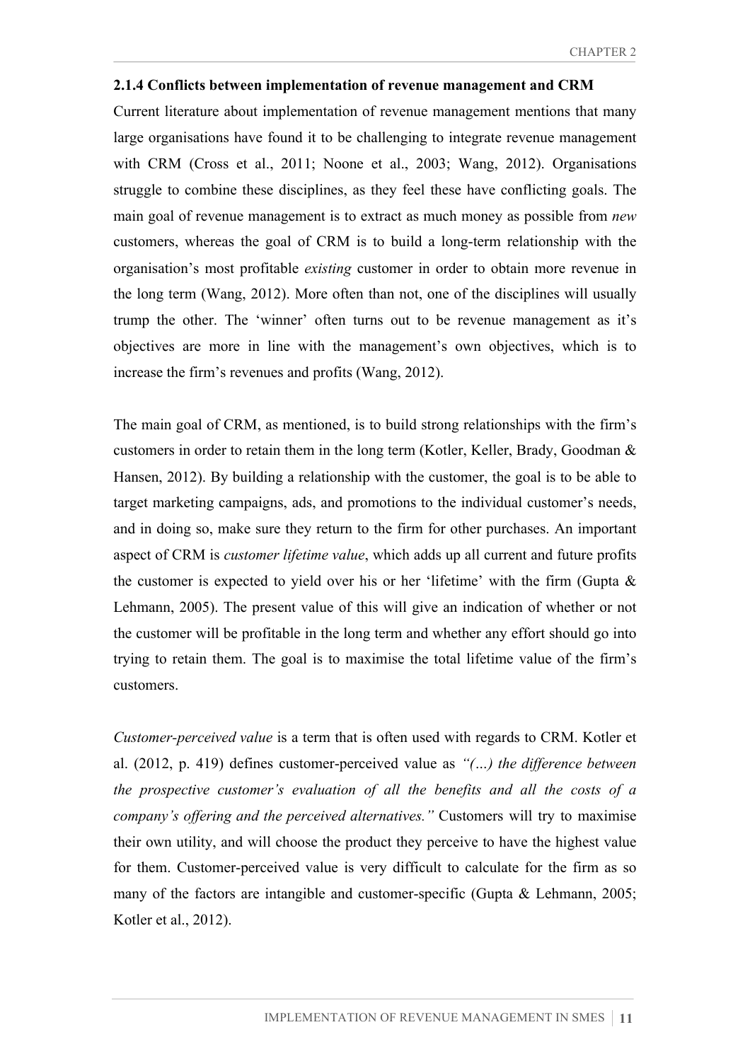### 2.1.4 Conflicts between implementation of revenue management and CRM

Current literature about implementation of revenue management mentions that many large organisations have found it to be challenging to integrate revenue management with CRM (Cross et al., 2011; Noone et al., 2003; Wang, 2012). Organisations struggle to combine these disciplines, as they feel these have conflicting goals. The main goal of revenue management is to extract as much money as possible from *new* customers, whereas the goal of CRM is to build a long-term relationship with the organisation's most profitable *existing* customer in order to obtain more revenue in the long term (Wang, 2012). More often than not, one of the disciplines will usually trump the other. The 'winner' often turns out to be revenue management as it's objectives are more in line with the management's own objectives, which is to increase the firm's revenues and profits (Wang, 2012).

The main goal of CRM, as mentioned, is to build strong relationships with the firm's customers in order to retain them in the long term (Kotler, Keller, Brady, Goodman & Hansen, 2012). By building a relationship with the customer, the goal is to be able to target marketing campaigns, ads, and promotions to the individual customer's needs, and in doing so, make sure they return to the firm for other purchases. An important aspect of CRM is *customer lifetime value*, which adds up all current and future profits the customer is expected to yield over his or her 'lifetime' with the firm (Gupta & Lehmann, 2005). The present value of this will give an indication of whether or not the customer will be profitable in the long term and whether any effort should go into trying to retain them. The goal is to maximise the total lifetime value of the firm's customers.

*Customer-perceived value* is a term that is often used with regards to CRM. Kotler et al. (2012, p. 419) defines customer-perceived value as *"(…) the difference between the prospective customer's evaluation of all the benefits and all the costs of a company's offering and the perceived alternatives."* Customers will try to maximise their own utility, and will choose the product they perceive to have the highest value for them. Customer-perceived value is very difficult to calculate for the firm as so many of the factors are intangible and customer-specific (Gupta & Lehmann, 2005; Kotler et al., 2012).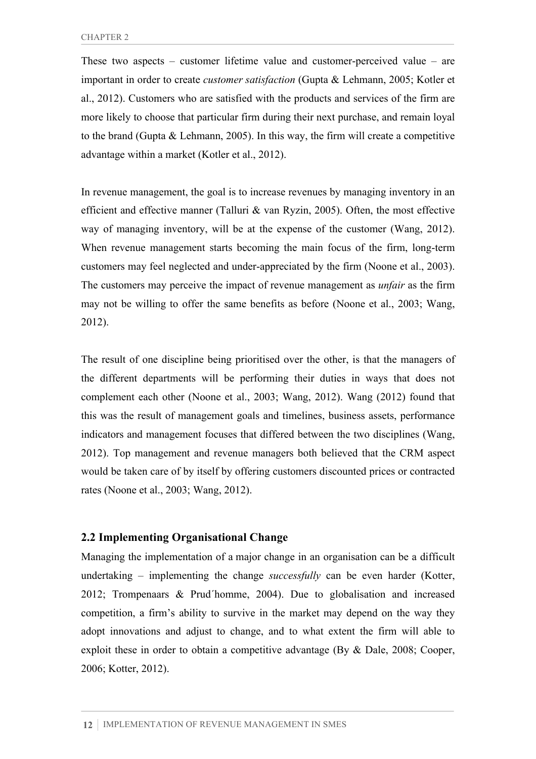These two aspects – customer lifetime value and customer-perceived value – are important in order to create *customer satisfaction* (Gupta & Lehmann, 2005; Kotler et al., 2012). Customers who are satisfied with the products and services of the firm are more likely to choose that particular firm during their next purchase, and remain loyal to the brand (Gupta & Lehmann, 2005). In this way, the firm will create a competitive advantage within a market (Kotler et al., 2012).

In revenue management, the goal is to increase revenues by managing inventory in an efficient and effective manner (Talluri & van Ryzin, 2005). Often, the most effective way of managing inventory, will be at the expense of the customer (Wang, 2012). When revenue management starts becoming the main focus of the firm, long-term customers may feel neglected and under-appreciated by the firm (Noone et al., 2003). The customers may perceive the impact of revenue management as *unfair* as the firm may not be willing to offer the same benefits as before (Noone et al., 2003; Wang, 2012).

The result of one discipline being prioritised over the other, is that the managers of the different departments will be performing their duties in ways that does not complement each other (Noone et al., 2003; Wang, 2012). Wang (2012) found that this was the result of management goals and timelines, business assets, performance indicators and management focuses that differed between the two disciplines (Wang, 2012). Top management and revenue managers both believed that the CRM aspect would be taken care of by itself by offering customers discounted prices or contracted rates (Noone et al., 2003; Wang, 2012).

## 2.2 Implementing Organisational Change

Managing the implementation of a major change in an organisation can be a difficult undertaking – implementing the change *successfully* can be even harder (Kotter, 2012; Trompenaars & Prud´homme, 2004). Due to globalisation and increased competition, a firm's ability to survive in the market may depend on the way they adopt innovations and adjust to change, and to what extent the firm will able to exploit these in order to obtain a competitive advantage (By & Dale, 2008; Cooper, 2006; Kotter, 2012).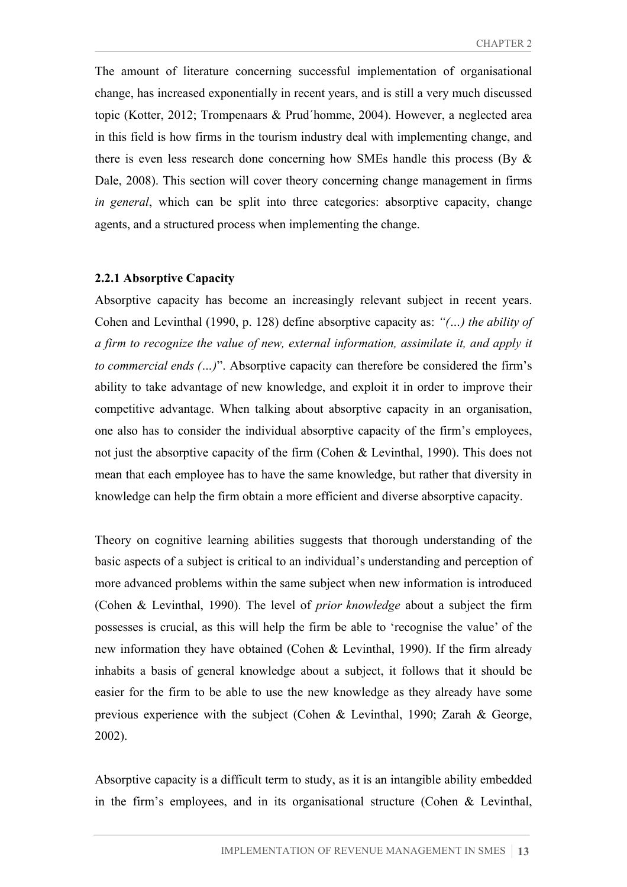The amount of literature concerning successful implementation of organisational change, has increased exponentially in recent years, and is still a very much discussed topic (Kotter, 2012; Trompenaars & Prud´homme, 2004). However, a neglected area in this field is how firms in the tourism industry deal with implementing change, and there is even less research done concerning how SMEs handle this process (By & Dale, 2008). This section will cover theory concerning change management in firms *in general*, which can be split into three categories: absorptive capacity, change agents, and a structured process when implementing the change.

### 2.2.1 Absorptive Capacity

Absorptive capacity has become an increasingly relevant subject in recent years. Cohen and Levinthal (1990, p. 128) define absorptive capacity as: *"(…) the ability of a firm to recognize the value of new, external information, assimilate it, and apply it to commercial ends (…)*". Absorptive capacity can therefore be considered the firm's ability to take advantage of new knowledge, and exploit it in order to improve their competitive advantage. When talking about absorptive capacity in an organisation, one also has to consider the individual absorptive capacity of the firm's employees, not just the absorptive capacity of the firm (Cohen & Levinthal, 1990). This does not mean that each employee has to have the same knowledge, but rather that diversity in knowledge can help the firm obtain a more efficient and diverse absorptive capacity.

Theory on cognitive learning abilities suggests that thorough understanding of the basic aspects of a subject is critical to an individual's understanding and perception of more advanced problems within the same subject when new information is introduced (Cohen & Levinthal, 1990). The level of *prior knowledge* about a subject the firm possesses is crucial, as this will help the firm be able to 'recognise the value' of the new information they have obtained (Cohen & Levinthal, 1990). If the firm already inhabits a basis of general knowledge about a subject, it follows that it should be easier for the firm to be able to use the new knowledge as they already have some previous experience with the subject (Cohen & Levinthal, 1990; Zarah & George, 2002).

Absorptive capacity is a difficult term to study, as it is an intangible ability embedded in the firm's employees, and in its organisational structure (Cohen & Levinthal,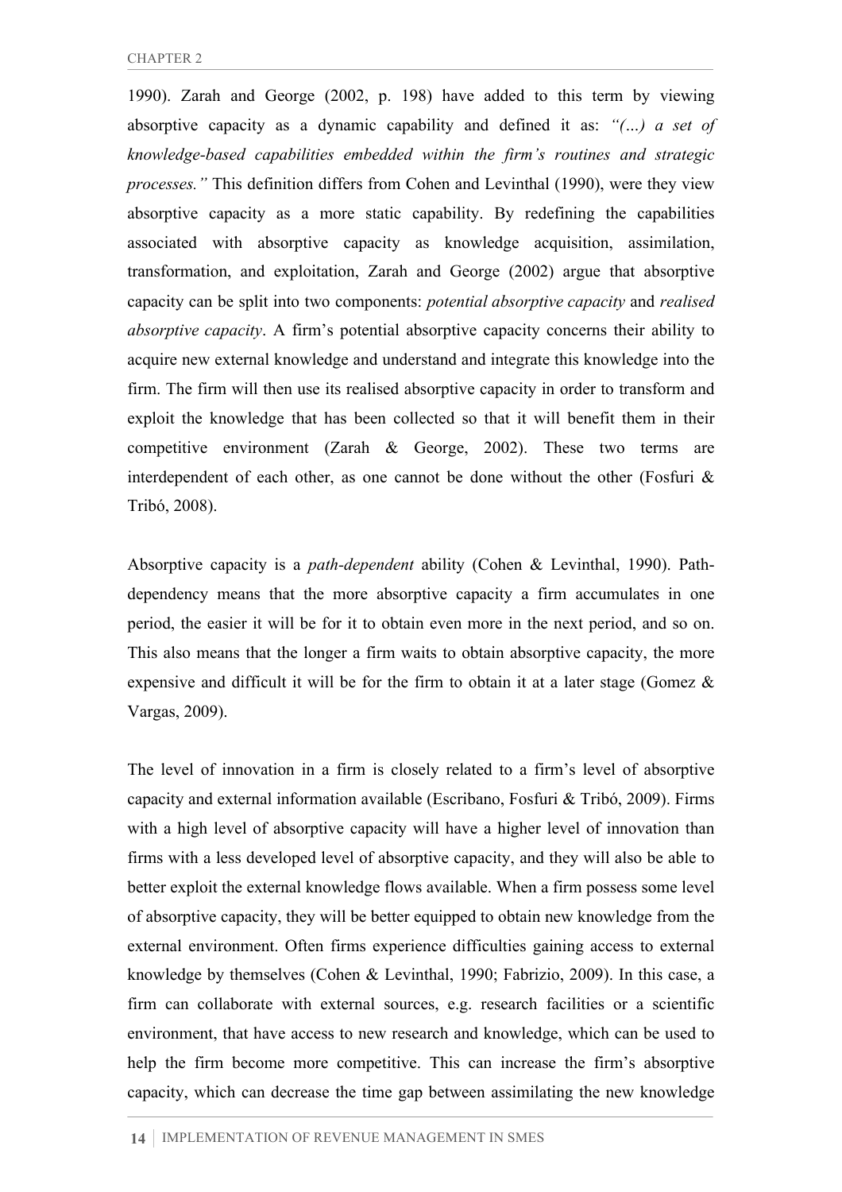1990). Zarah and George (2002, p. 198) have added to this term by viewing absorptive capacity as a dynamic capability and defined it as: *"(…) a set of knowledge-based capabilities embedded within the firm's routines and strategic processes."* This definition differs from Cohen and Levinthal (1990), were they view absorptive capacity as a more static capability. By redefining the capabilities associated with absorptive capacity as knowledge acquisition, assimilation, transformation, and exploitation, Zarah and George (2002) argue that absorptive capacity can be split into two components: *potential absorptive capacity* and *realised absorptive capacity*. A firm's potential absorptive capacity concerns their ability to acquire new external knowledge and understand and integrate this knowledge into the firm. The firm will then use its realised absorptive capacity in order to transform and exploit the knowledge that has been collected so that it will benefit them in their competitive environment (Zarah & George, 2002). These two terms are interdependent of each other, as one cannot be done without the other (Fosfuri & Tribó, 2008).

Absorptive capacity is a *path-dependent* ability (Cohen & Levinthal, 1990). Path-dependency means that the more absorptive capacity a firm accumulates in one period, the easier it will be for it to obtain even more in the next period, and so on. This also means that the longer a firm waits to obtain absorptive capacity, the more expensive and difficult it will be for the firm to obtain it at a later stage (Gomez & Vargas, 2009).

The level of innovation in a firm is closely related to a firm's level of absorptive capacity and external information available (Escribano, Fosfuri & Tribó, 2009). Firms with a high level of absorptive capacity will have a higher level of innovation than firms with a less developed level of absorptive capacity, and they will also be able to better exploit the external knowledge flows available. When a firm possess some level of absorptive capacity, they will be better equipped to obtain new knowledge from the external environment. Often firms experience difficulties gaining access to external knowledge by themselves (Cohen & Levinthal, 1990; Fabrizio, 2009). In this case, a firm can collaborate with external sources, e.g. research facilities or a scientific environment, that have access to new research and knowledge, which can be used to help the firm become more competitive. This can increase the firm's absorptive capacity, which can decrease the time gap between assimilating the new knowledge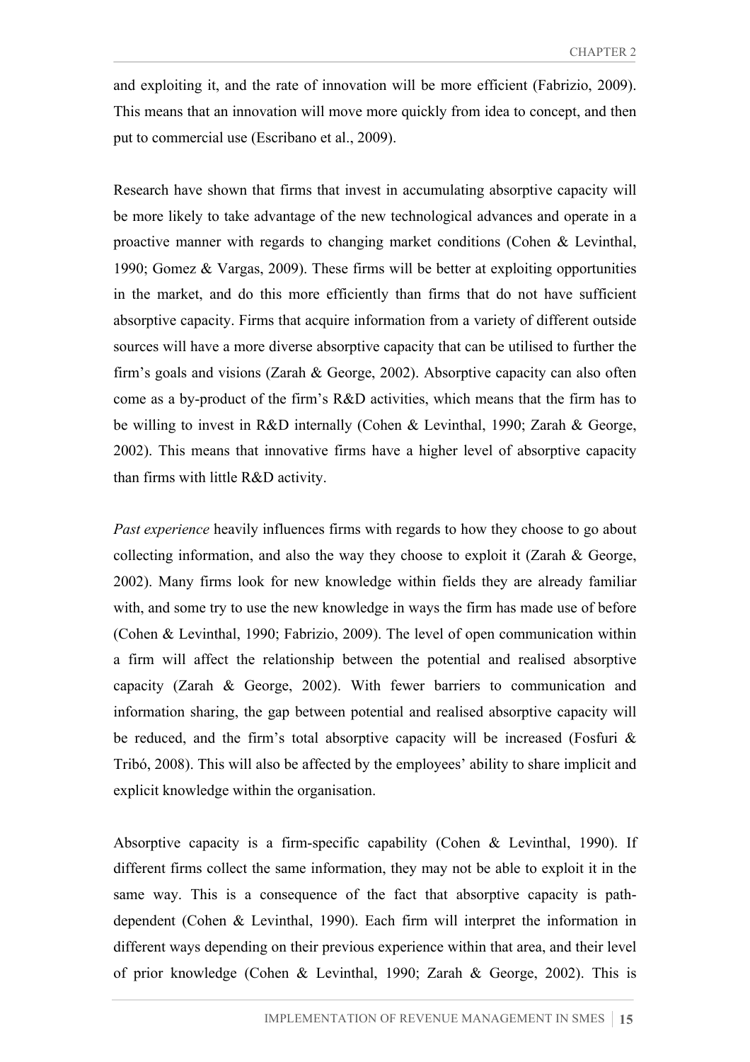and exploiting it, and the rate of innovation will be more efficient (Fabrizio, 2009). This means that an innovation will move more quickly from idea to concept, and then put to commercial use (Escribano et al., 2009).

Research have shown that firms that invest in accumulating absorptive capacity will be more likely to take advantage of the new technological advances and operate in a proactive manner with regards to changing market conditions (Cohen & Levinthal, 1990; Gomez & Vargas, 2009). These firms will be better at exploiting opportunities in the market, and do this more efficiently than firms that do not have sufficient absorptive capacity. Firms that acquire information from a variety of different outside sources will have a more diverse absorptive capacity that can be utilised to further the firm's goals and visions (Zarah & George, 2002). Absorptive capacity can also often come as a by-product of the firm's R&D activities, which means that the firm has to be willing to invest in R&D internally (Cohen & Levinthal, 1990; Zarah & George, 2002). This means that innovative firms have a higher level of absorptive capacity than firms with little R&D activity.

*Past experience* heavily influences firms with regards to how they choose to go about collecting information, and also the way they choose to exploit it (Zarah & George, 2002). Many firms look for new knowledge within fields they are already familiar with, and some try to use the new knowledge in ways the firm has made use of before (Cohen & Levinthal, 1990; Fabrizio, 2009). The level of open communication within a firm will affect the relationship between the potential and realised absorptive capacity (Zarah & George, 2002). With fewer barriers to communication and information sharing, the gap between potential and realised absorptive capacity will be reduced, and the firm's total absorptive capacity will be increased (Fosfuri & Tribó, 2008). This will also be affected by the employees' ability to share implicit and explicit knowledge within the organisation.

Absorptive capacity is a firm-specific capability (Cohen & Levinthal, 1990). If different firms collect the same information, they may not be able to exploit it in the same way. This is a consequence of the fact that absorptive capacity is path-dependent (Cohen & Levinthal, 1990). Each firm will interpret the information in different ways depending on their previous experience within that area, and their level of prior knowledge (Cohen & Levinthal, 1990; Zarah & George, 2002). This is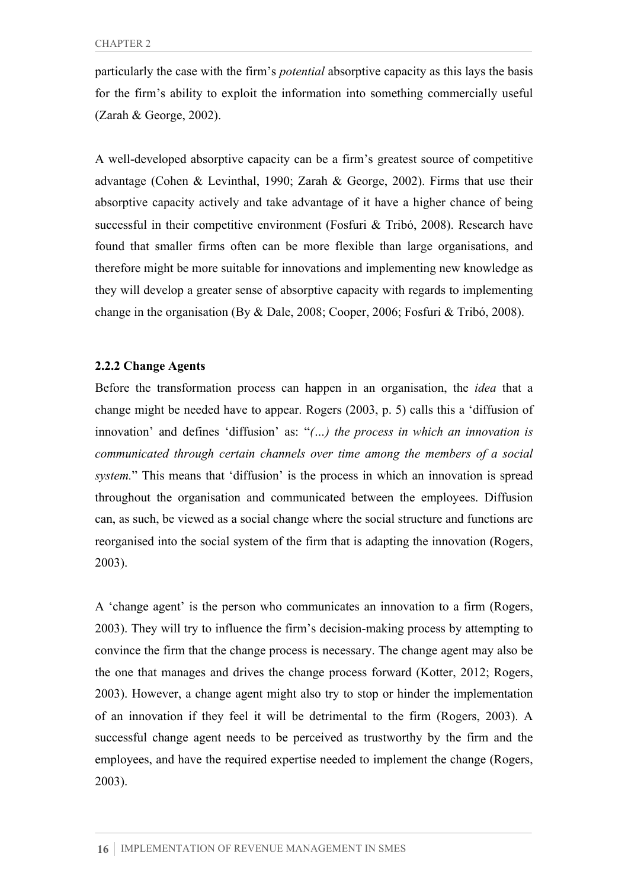particularly the case with the firm's *potential* absorptive capacity as this lays the basis for the firm's ability to exploit the information into something commercially useful (Zarah & George, 2002).

A well-developed absorptive capacity can be a firm's greatest source of competitive advantage (Cohen & Levinthal, 1990; Zarah & George, 2002). Firms that use their absorptive capacity actively and take advantage of it have a higher chance of being successful in their competitive environment (Fosfuri & Tribó, 2008). Research have found that smaller firms often can be more flexible than large organisations, and therefore might be more suitable for innovations and implementing new knowledge as they will develop a greater sense of absorptive capacity with regards to implementing change in the organisation (By & Dale, 2008; Cooper, 2006; Fosfuri & Tribó, 2008).

### 2.2.2 Change Agents

Before the transformation process can happen in an organisation, the *idea* that a change might be needed have to appear. Rogers (2003, p. 5) calls this a 'diffusion of innovation' and defines 'diffusion' as: "*(…) the process in which an innovation is communicated through certain channels over time among the members of a social system.*" This means that 'diffusion' is the process in which an innovation is spread throughout the organisation and communicated between the employees. Diffusion can, as such, be viewed as a social change where the social structure and functions are reorganised into the social system of the firm that is adapting the innovation (Rogers, 2003).

A 'change agent' is the person who communicates an innovation to a firm (Rogers, 2003). They will try to influence the firm's decision-making process by attempting to convince the firm that the change process is necessary. The change agent may also be the one that manages and drives the change process forward (Kotter, 2012; Rogers, 2003). However, a change agent might also try to stop or hinder the implementation of an innovation if they feel it will be detrimental to the firm (Rogers, 2003). A successful change agent needs to be perceived as trustworthy by the firm and the employees, and have the required expertise needed to implement the change (Rogers, 2003).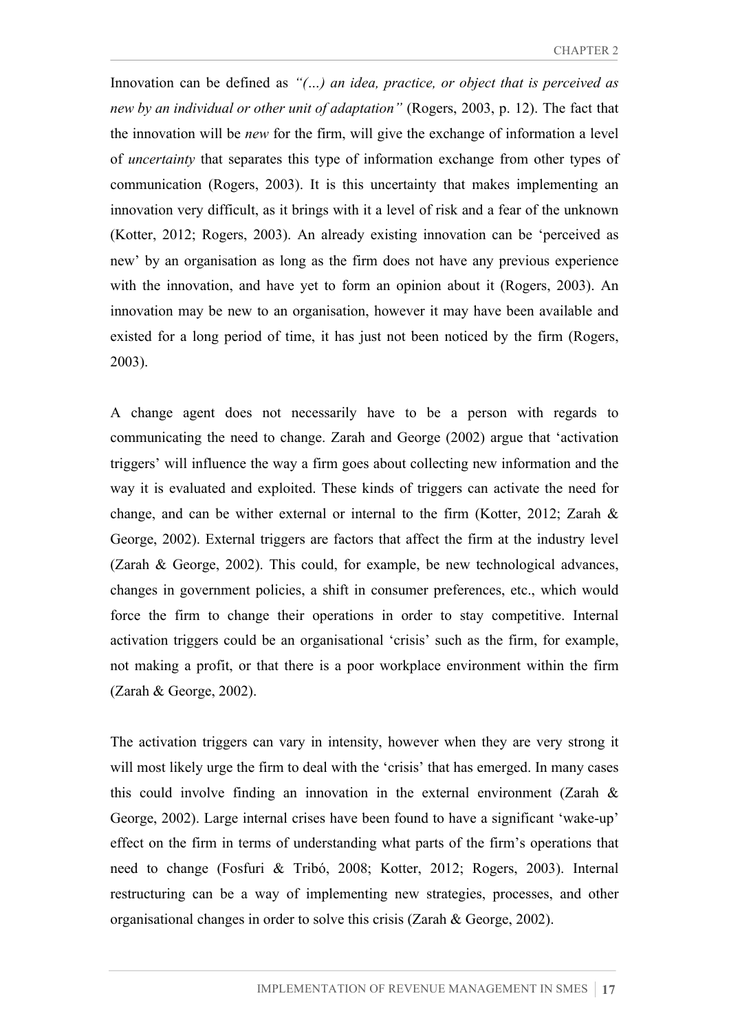Innovation can be defined as *"(…) an idea, practice, or object that is perceived as new by an individual or other unit of adaptation"* (Rogers, 2003, p. 12). The fact that the innovation will be *new* for the firm, will give the exchange of information a level of *uncertainty* that separates this type of information exchange from other types of communication (Rogers, 2003). It is this uncertainty that makes implementing an innovation very difficult, as it brings with it a level of risk and a fear of the unknown (Kotter, 2012; Rogers, 2003). An already existing innovation can be 'perceived as new' by an organisation as long as the firm does not have any previous experience with the innovation, and have yet to form an opinion about it (Rogers, 2003). An innovation may be new to an organisation, however it may have been available and existed for a long period of time, it has just not been noticed by the firm (Rogers, 2003).

A change agent does not necessarily have to be a person with regards to communicating the need to change. Zarah and George (2002) argue that 'activation triggers' will influence the way a firm goes about collecting new information and the way it is evaluated and exploited. These kinds of triggers can activate the need for change, and can be wither external or internal to the firm (Kotter, 2012; Zarah & George, 2002). External triggers are factors that affect the firm at the industry level (Zarah & George, 2002). This could, for example, be new technological advances, changes in government policies, a shift in consumer preferences, etc., which would force the firm to change their operations in order to stay competitive. Internal activation triggers could be an organisational 'crisis' such as the firm, for example, not making a profit, or that there is a poor workplace environment within the firm (Zarah & George, 2002).

The activation triggers can vary in intensity, however when they are very strong it will most likely urge the firm to deal with the 'crisis' that has emerged. In many cases this could involve finding an innovation in the external environment (Zarah & George, 2002). Large internal crises have been found to have a significant 'wake-up' effect on the firm in terms of understanding what parts of the firm's operations that need to change (Fosfuri & Tribó, 2008; Kotter, 2012; Rogers, 2003). Internal restructuring can be a way of implementing new strategies, processes, and other organisational changes in order to solve this crisis (Zarah & George, 2002).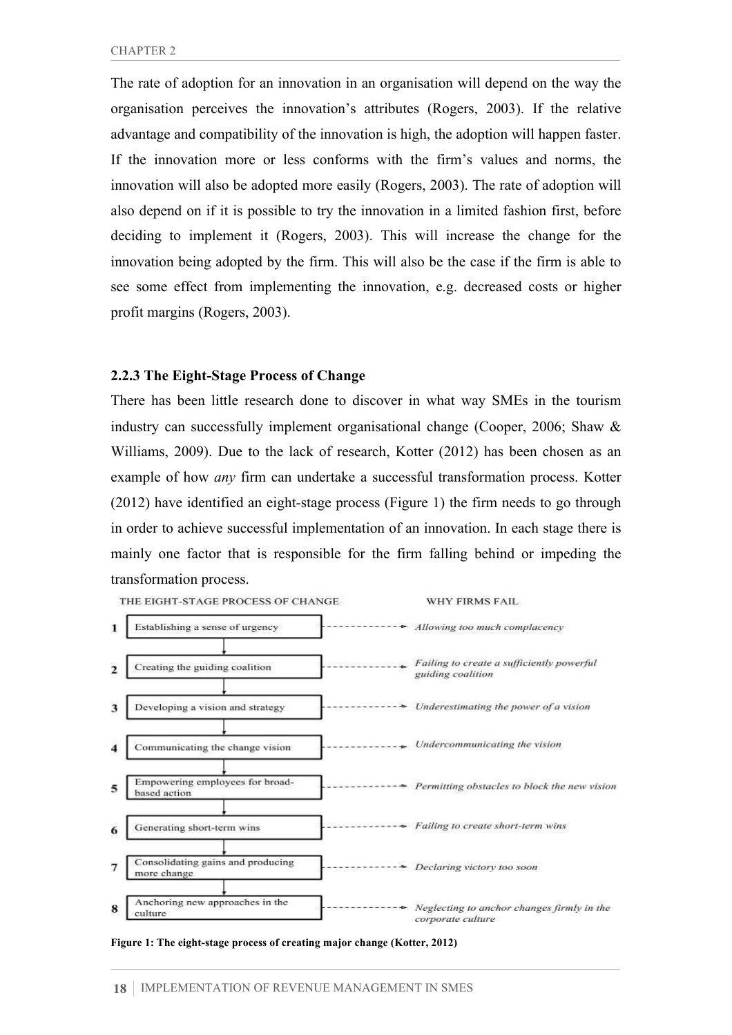The rate of adoption for an innovation in an organisation will depend on the way the organisation perceives the innovation's attributes (Rogers, 2003). If the relative advantage and compatibility of the innovation is high, the adoption will happen faster. If the innovation more or less conforms with the firm's values and norms, the innovation will also be adopted more easily (Rogers, 2003). The rate of adoption will also depend on if it is possible to try the innovation in a limited fashion first, before deciding to implement it (Rogers, 2003). This will increase the change for the innovation being adopted by the firm. This will also be the case if the firm is able to see some effect from implementing the innovation, e.g. decreased costs or higher profit margins (Rogers, 2003).

### 2.2.3 The Eight-Stage Process of Change

There has been little research done to discover in what way SMEs in the tourism industry can successfully implement organisational change (Cooper, 2006; Shaw & Williams, 2009). Due to the lack of research, Kotter (2012) has been chosen as an example of how *any* firm can undertake a successful transformation process. Kotter (2012) have identified an eight-stage process (Figure 1) the firm needs to go through in order to achieve successful implementation of an innovation. In each stage there is mainly one factor that is responsible for the firm falling behind or impeding the transformation process.

| | THE EIGHT-STAGE PROCESS OF CHANGE | WHY FIRMS FAIL |
|---|---|---|
| 1 | Establishing a sense of urgency | *Allowing too much complacency* |
| 2 | Creating the guiding coalition | *Failing to create a sufficiently powerful guiding coalition* |
| 3 | Developing a vision and strategy | *Underestimating the power of a vision* |
| 4 | Communicating the change vision | *Undercommunicating the vision* |
| 5 | Empowering employees for broad-based action | *Permitting obstacles to block the new vision* |
| 6 | Generating short-term wins | *Failing to create short-term wins* |
| 7 | Consolidating gains and producing more change | *Declaring victory too soon* |
| 8 | Anchoring new approaches in the culture | *Neglecting to anchor changes firmly in the corporate culture* |

**Figure 1: The eight-stage process of creating major change (Kotter, 2012)**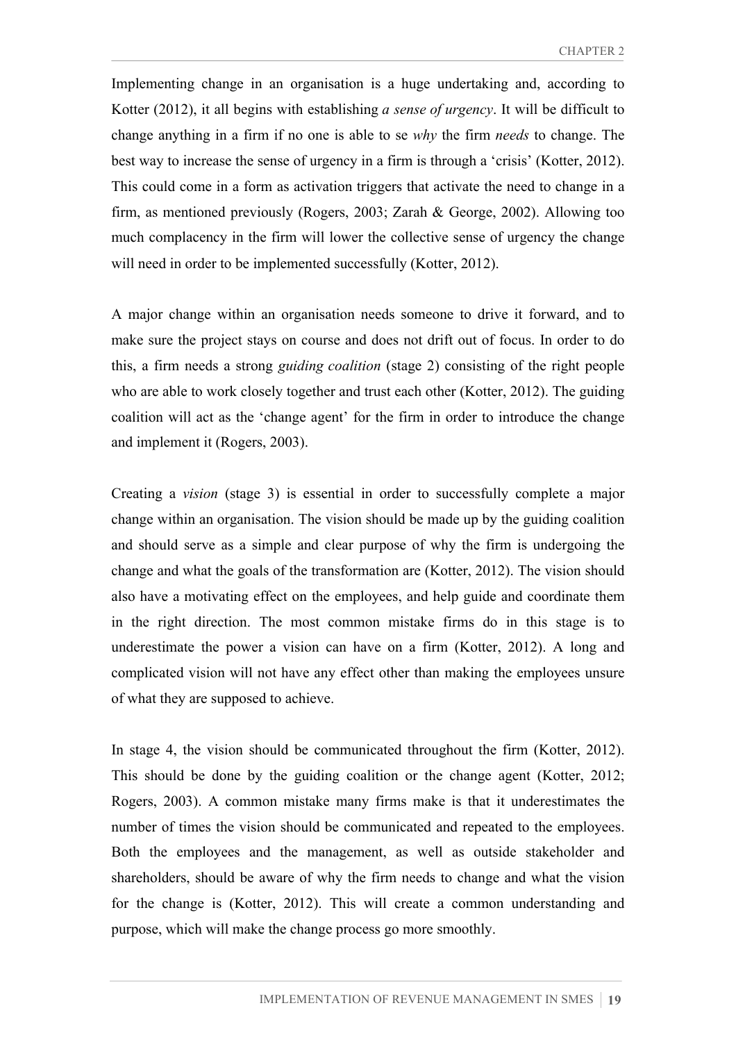Implementing change in an organisation is a huge undertaking and, according to Kotter (2012), it all begins with establishing *a sense of urgency*. It will be difficult to change anything in a firm if no one is able to se *why* the firm *needs* to change. The best way to increase the sense of urgency in a firm is through a 'crisis' (Kotter, 2012). This could come in a form as activation triggers that activate the need to change in a firm, as mentioned previously (Rogers, 2003; Zarah & George, 2002). Allowing too much complacency in the firm will lower the collective sense of urgency the change will need in order to be implemented successfully (Kotter, 2012).

A major change within an organisation needs someone to drive it forward, and to make sure the project stays on course and does not drift out of focus. In order to do this, a firm needs a strong *guiding coalition* (stage 2) consisting of the right people who are able to work closely together and trust each other (Kotter, 2012). The guiding coalition will act as the 'change agent' for the firm in order to introduce the change and implement it (Rogers, 2003).

Creating a *vision* (stage 3) is essential in order to successfully complete a major change within an organisation. The vision should be made up by the guiding coalition and should serve as a simple and clear purpose of why the firm is undergoing the change and what the goals of the transformation are (Kotter, 2012). The vision should also have a motivating effect on the employees, and help guide and coordinate them in the right direction. The most common mistake firms do in this stage is to underestimate the power a vision can have on a firm (Kotter, 2012). A long and complicated vision will not have any effect other than making the employees unsure of what they are supposed to achieve.

In stage 4, the vision should be communicated throughout the firm (Kotter, 2012). This should be done by the guiding coalition or the change agent (Kotter, 2012; Rogers, 2003). A common mistake many firms make is that it underestimates the number of times the vision should be communicated and repeated to the employees. Both the employees and the management, as well as outside stakeholder and shareholders, should be aware of why the firm needs to change and what the vision for the change is (Kotter, 2012). This will create a common understanding and purpose, which will make the change process go more smoothly.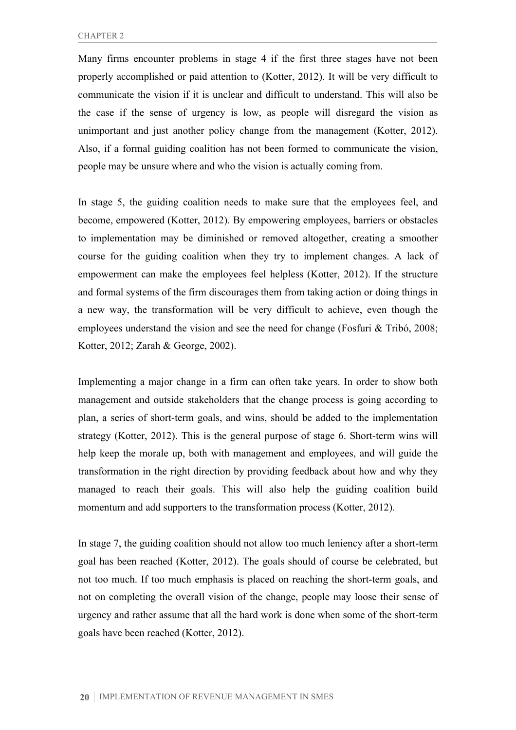Many firms encounter problems in stage 4 if the first three stages have not been properly accomplished or paid attention to (Kotter, 2012). It will be very difficult to communicate the vision if it is unclear and difficult to understand. This will also be the case if the sense of urgency is low, as people will disregard the vision as unimportant and just another policy change from the management (Kotter, 2012). Also, if a formal guiding coalition has not been formed to communicate the vision, people may be unsure where and who the vision is actually coming from.

In stage 5, the guiding coalition needs to make sure that the employees feel, and become, empowered (Kotter, 2012). By empowering employees, barriers or obstacles to implementation may be diminished or removed altogether, creating a smoother course for the guiding coalition when they try to implement changes. A lack of empowerment can make the employees feel helpless (Kotter, 2012). If the structure and formal systems of the firm discourages them from taking action or doing things in a new way, the transformation will be very difficult to achieve, even though the employees understand the vision and see the need for change (Fosfuri & Tribó, 2008; Kotter, 2012; Zarah & George, 2002).

Implementing a major change in a firm can often take years. In order to show both management and outside stakeholders that the change process is going according to plan, a series of short-term goals, and wins, should be added to the implementation strategy (Kotter, 2012). This is the general purpose of stage 6. Short-term wins will help keep the morale up, both with management and employees, and will guide the transformation in the right direction by providing feedback about how and why they managed to reach their goals. This will also help the guiding coalition build momentum and add supporters to the transformation process (Kotter, 2012).

In stage 7, the guiding coalition should not allow too much leniency after a short-term goal has been reached (Kotter, 2012). The goals should of course be celebrated, but not too much. If too much emphasis is placed on reaching the short-term goals, and not on completing the overall vision of the change, people may loose their sense of urgency and rather assume that all the hard work is done when some of the short-term goals have been reached (Kotter, 2012).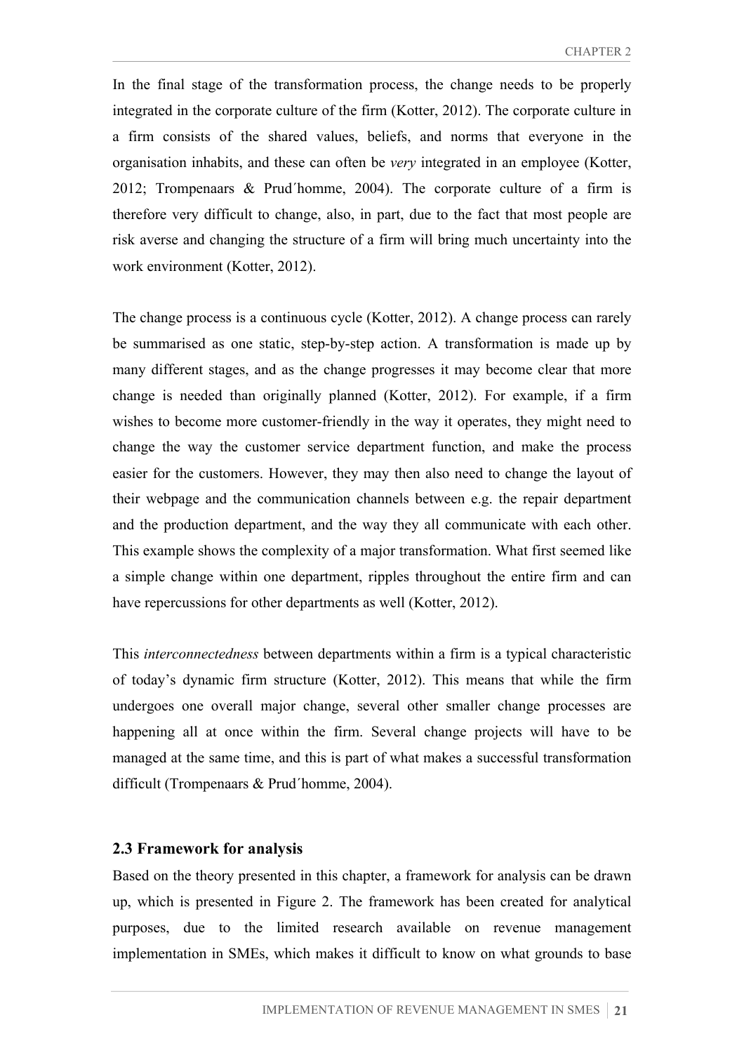In the final stage of the transformation process, the change needs to be properly integrated in the corporate culture of the firm (Kotter, 2012). The corporate culture in a firm consists of the shared values, beliefs, and norms that everyone in the organisation inhabits, and these can often be *very* integrated in an employee (Kotter, 2012; Trompenaars & Prud´homme, 2004). The corporate culture of a firm is therefore very difficult to change, also, in part, due to the fact that most people are risk averse and changing the structure of a firm will bring much uncertainty into the work environment (Kotter, 2012).

The change process is a continuous cycle (Kotter, 2012). A change process can rarely be summarised as one static, step-by-step action. A transformation is made up by many different stages, and as the change progresses it may become clear that more change is needed than originally planned (Kotter, 2012). For example, if a firm wishes to become more customer-friendly in the way it operates, they might need to change the way the customer service department function, and make the process easier for the customers. However, they may then also need to change the layout of their webpage and the communication channels between e.g. the repair department and the production department, and the way they all communicate with each other. This example shows the complexity of a major transformation. What first seemed like a simple change within one department, ripples throughout the entire firm and can have repercussions for other departments as well (Kotter, 2012).

This *interconnectedness* between departments within a firm is a typical characteristic of today's dynamic firm structure (Kotter, 2012). This means that while the firm undergoes one overall major change, several other smaller change processes are happening all at once within the firm. Several change projects will have to be managed at the same time, and this is part of what makes a successful transformation difficult (Trompenaars & Prud´homme, 2004).

### 2.3 Framework for analysis

Based on the theory presented in this chapter, a framework for analysis can be drawn up, which is presented in Figure 2. The framework has been created for analytical purposes, due to the limited research available on revenue management implementation in SMEs, which makes it difficult to know on what grounds to base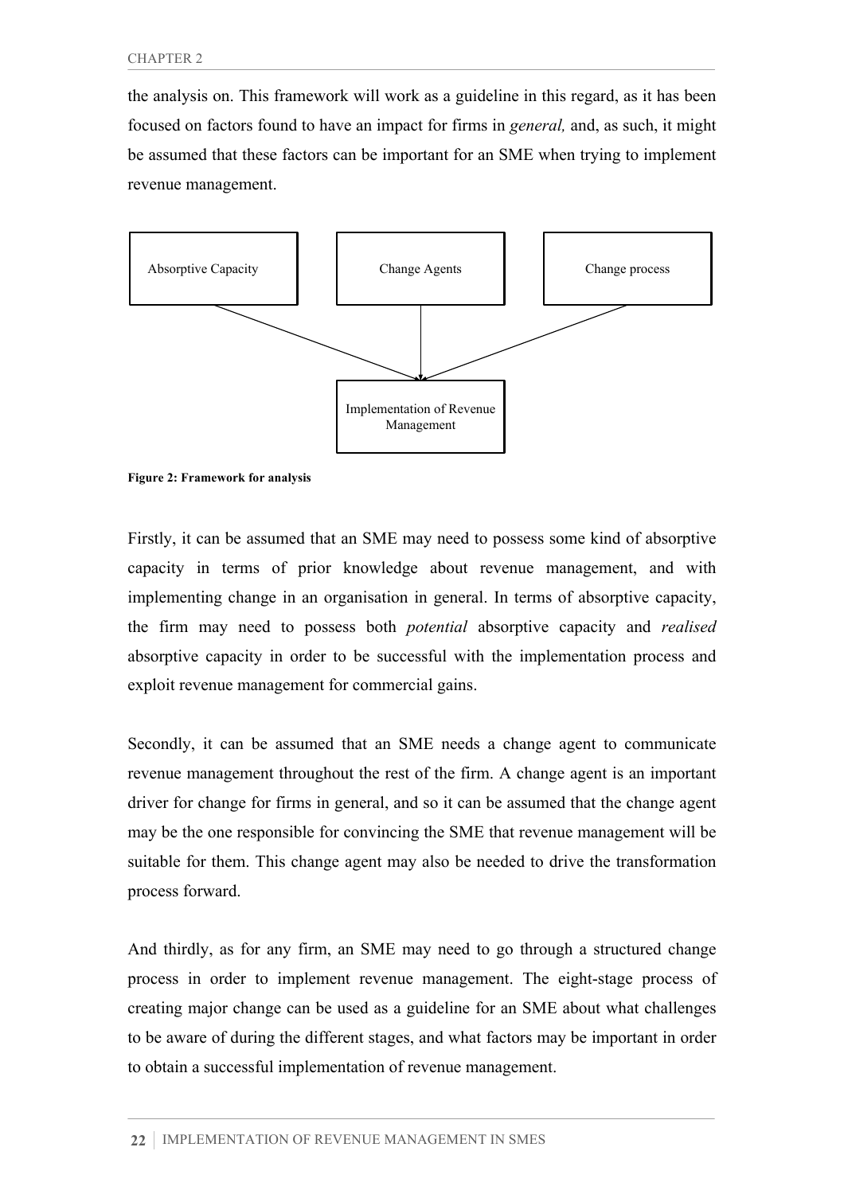the analysis on. This framework will work as a guideline in this regard, as it has been focused on factors found to have an impact for firms in *general,* and, as such, it might be assumed that these factors can be important for an SME when trying to implement revenue management.

Absorptive Capacity

Change Agents

Change process

Implementation of Revenue Management

**Figure 2: Framework for analysis**

Firstly, it can be assumed that an SME may need to possess some kind of absorptive capacity in terms of prior knowledge about revenue management, and with implementing change in an organisation in general. In terms of absorptive capacity, the firm may need to possess both *potential* absorptive capacity and *realised* absorptive capacity in order to be successful with the implementation process and exploit revenue management for commercial gains.

Secondly, it can be assumed that an SME needs a change agent to communicate revenue management throughout the rest of the firm. A change agent is an important driver for change for firms in general, and so it can be assumed that the change agent may be the one responsible for convincing the SME that revenue management will be suitable for them. This change agent may also be needed to drive the transformation process forward.

And thirdly, as for any firm, an SME may need to go through a structured change process in order to implement revenue management. The eight-stage process of creating major change can be used as a guideline for an SME about what challenges to be aware of during the different stages, and what factors may be important in order to obtain a successful implementation of revenue management.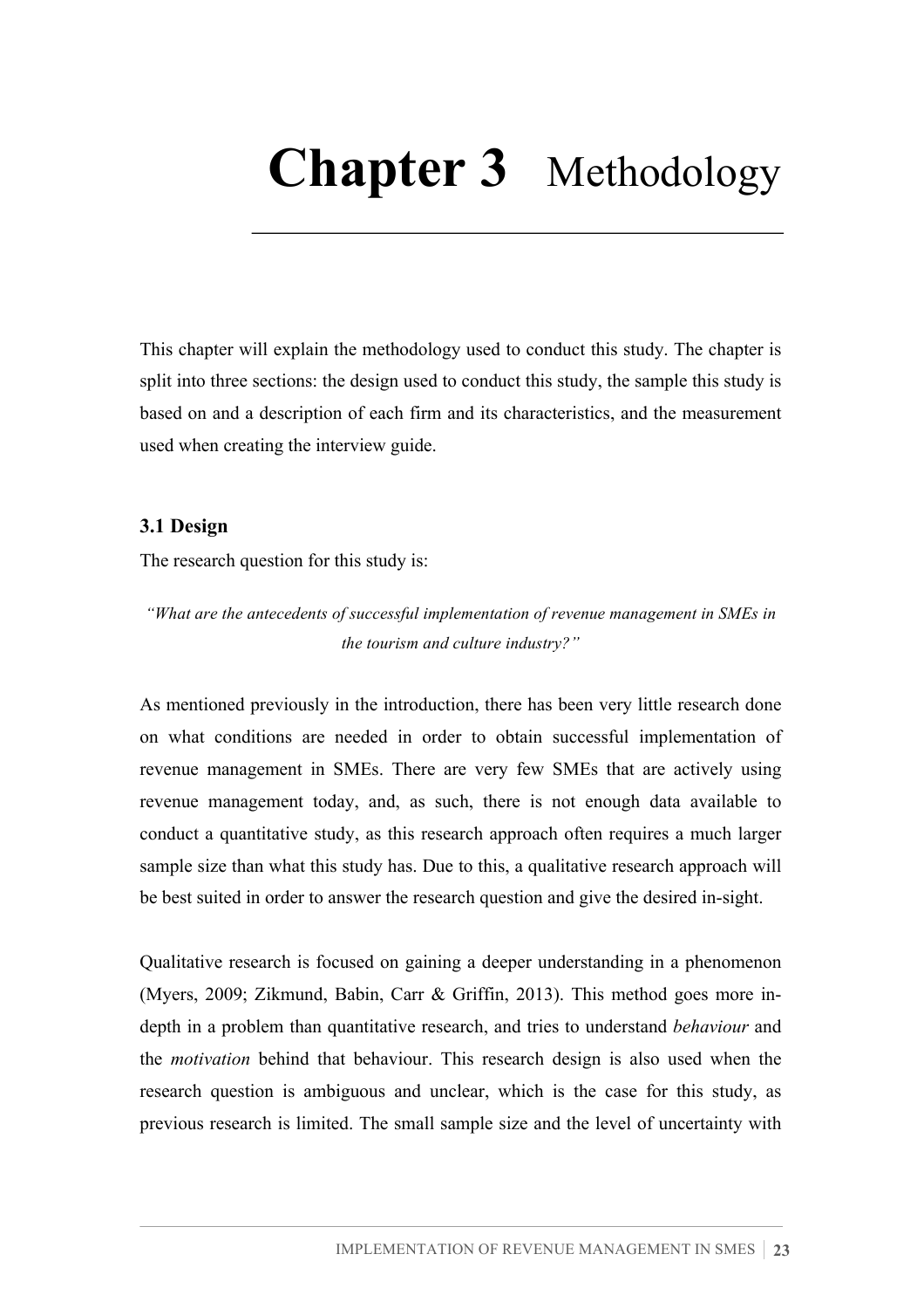# **Chapter 3** Methodology

This chapter will explain the methodology used to conduct this study. The chapter is split into three sections: the design used to conduct this study, the sample this study is based on and a description of each firm and its characteristics, and the measurement used when creating the interview guide.

### 3.1 Design

The research question for this study is:

*"What are the antecedents of successful implementation of revenue management in SMEs in the tourism and culture industry?"*

As mentioned previously in the introduction, there has been very little research done on what conditions are needed in order to obtain successful implementation of revenue management in SMEs. There are very few SMEs that are actively using revenue management today, and, as such, there is not enough data available to conduct a quantitative study, as this research approach often requires a much larger sample size than what this study has. Due to this, a qualitative research approach will be best suited in order to answer the research question and give the desired in-sight.

Qualitative research is focused on gaining a deeper understanding in a phenomenon (Myers, 2009; Zikmund, Babin, Carr & Griffin, 2013). This method goes more in-depth in a problem than quantitative research, and tries to understand *behaviour* and the *motivation* behind that behaviour. This research design is also used when the research question is ambiguous and unclear, which is the case for this study, as previous research is limited. The small sample size and the level of uncertainty with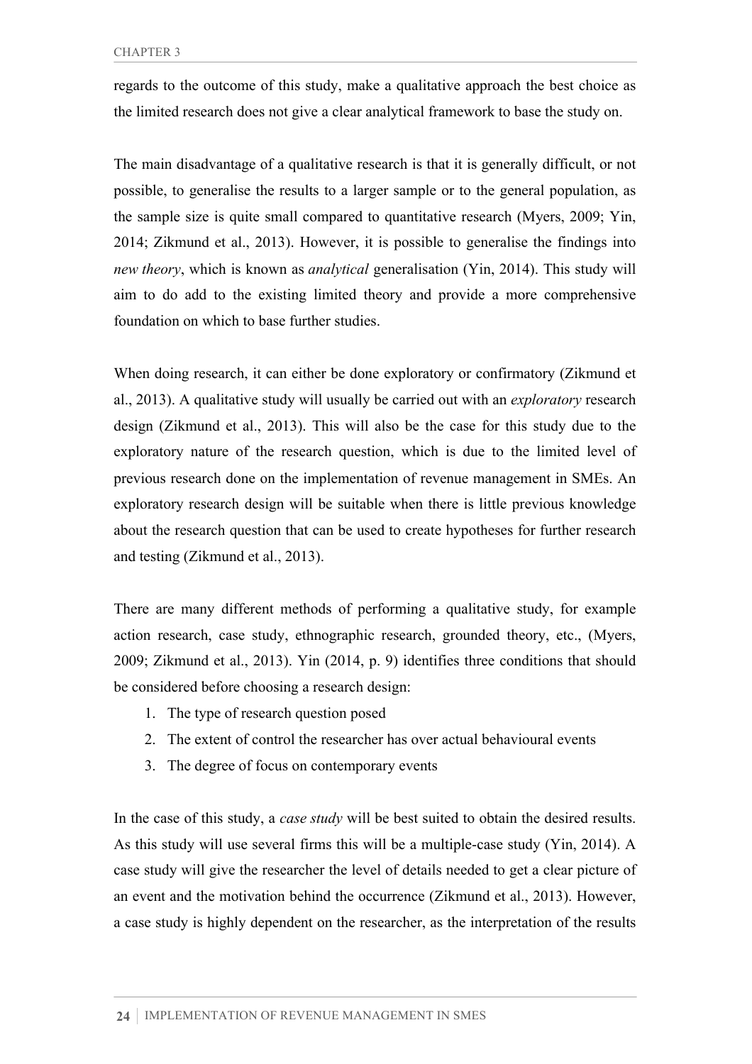regards to the outcome of this study, make a qualitative approach the best choice as the limited research does not give a clear analytical framework to base the study on.

The main disadvantage of a qualitative research is that it is generally difficult, or not possible, to generalise the results to a larger sample or to the general population, as the sample size is quite small compared to quantitative research (Myers, 2009; Yin, 2014; Zikmund et al., 2013). However, it is possible to generalise the findings into *new theory*, which is known as *analytical* generalisation (Yin, 2014). This study will aim to do add to the existing limited theory and provide a more comprehensive foundation on which to base further studies.

When doing research, it can either be done exploratory or confirmatory (Zikmund et al., 2013). A qualitative study will usually be carried out with an *exploratory* research design (Zikmund et al., 2013). This will also be the case for this study due to the exploratory nature of the research question, which is due to the limited level of previous research done on the implementation of revenue management in SMEs. An exploratory research design will be suitable when there is little previous knowledge about the research question that can be used to create hypotheses for further research and testing (Zikmund et al., 2013).

There are many different methods of performing a qualitative study, for example action research, case study, ethnographic research, grounded theory, etc., (Myers, 2009; Zikmund et al., 2013). Yin (2014, p. 9) identifies three conditions that should be considered before choosing a research design:

1. The type of research question posed
2. The extent of control the researcher has over actual behavioural events
3. The degree of focus on contemporary events

In the case of this study, a *case study* will be best suited to obtain the desired results. As this study will use several firms this will be a multiple-case study (Yin, 2014). A case study will give the researcher the level of details needed to get a clear picture of an event and the motivation behind the occurrence (Zikmund et al., 2013). However, a case study is highly dependent on the researcher, as the interpretation of the results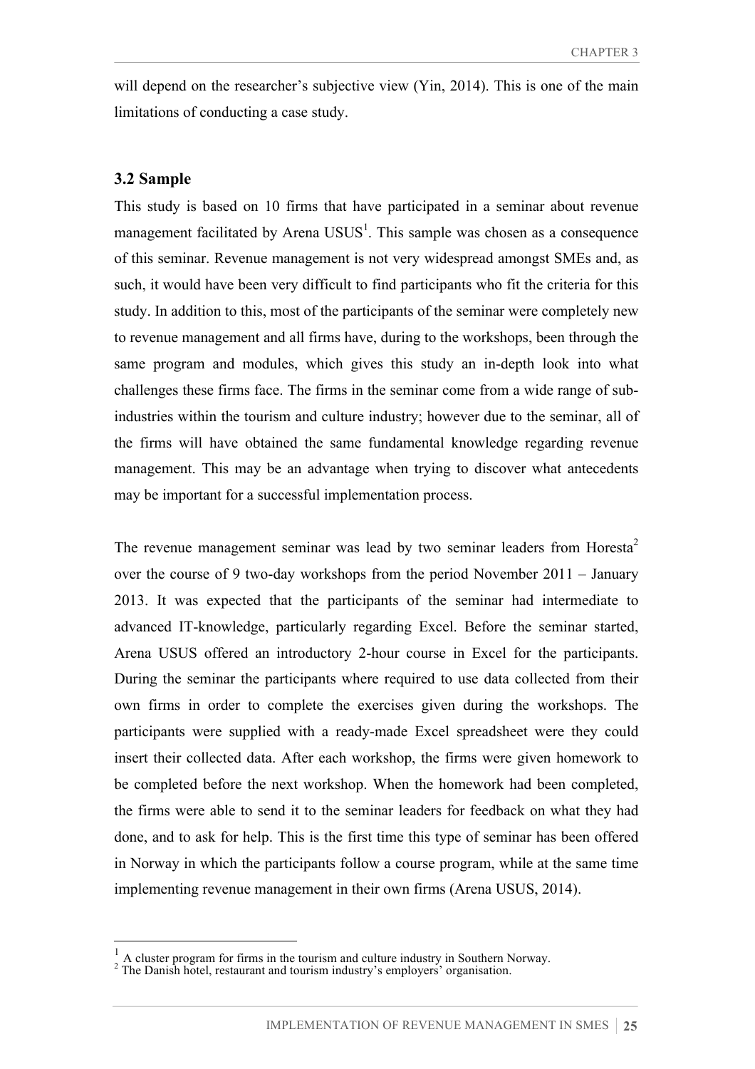will depend on the researcher's subjective view (Yin, 2014). This is one of the main limitations of conducting a case study.

### 3.2 Sample

This study is based on 10 firms that have participated in a seminar about revenue management facilitated by Arena USUS[1]. This sample was chosen as a consequence of this seminar. Revenue management is not very widespread amongst SMEs and, as such, it would have been very difficult to find participants who fit the criteria for this study. In addition to this, most of the participants of the seminar were completely new to revenue management and all firms have, during to the workshops, been through the same program and modules, which gives this study an in-depth look into what challenges these firms face. The firms in the seminar come from a wide range of sub-industries within the tourism and culture industry; however due to the seminar, all of the firms will have obtained the same fundamental knowledge regarding revenue management. This may be an advantage when trying to discover what antecedents may be important for a successful implementation process.

The revenue management seminar was lead by two seminar leaders from Horesta[2] over the course of 9 two-day workshops from the period November 2011 – January 2013. It was expected that the participants of the seminar had intermediate to advanced IT-knowledge, particularly regarding Excel. Before the seminar started, Arena USUS offered an introductory 2-hour course in Excel for the participants. During the seminar the participants where required to use data collected from their own firms in order to complete the exercises given during the workshops. The participants were supplied with a ready-made Excel spreadsheet were they could insert their collected data. After each workshop, the firms were given homework to be completed before the next workshop. When the homework had been completed, the firms were able to send it to the seminar leaders for feedback on what they had done, and to ask for help. This is the first time this type of seminar has been offered in Norway in which the participants follow a course program, while at the same time implementing revenue management in their own firms (Arena USUS, 2014).

[1] A cluster program for firms in the tourism and culture industry in Southern Norway.
[2] The Danish hotel, restaurant and tourism industry's employers' organisation.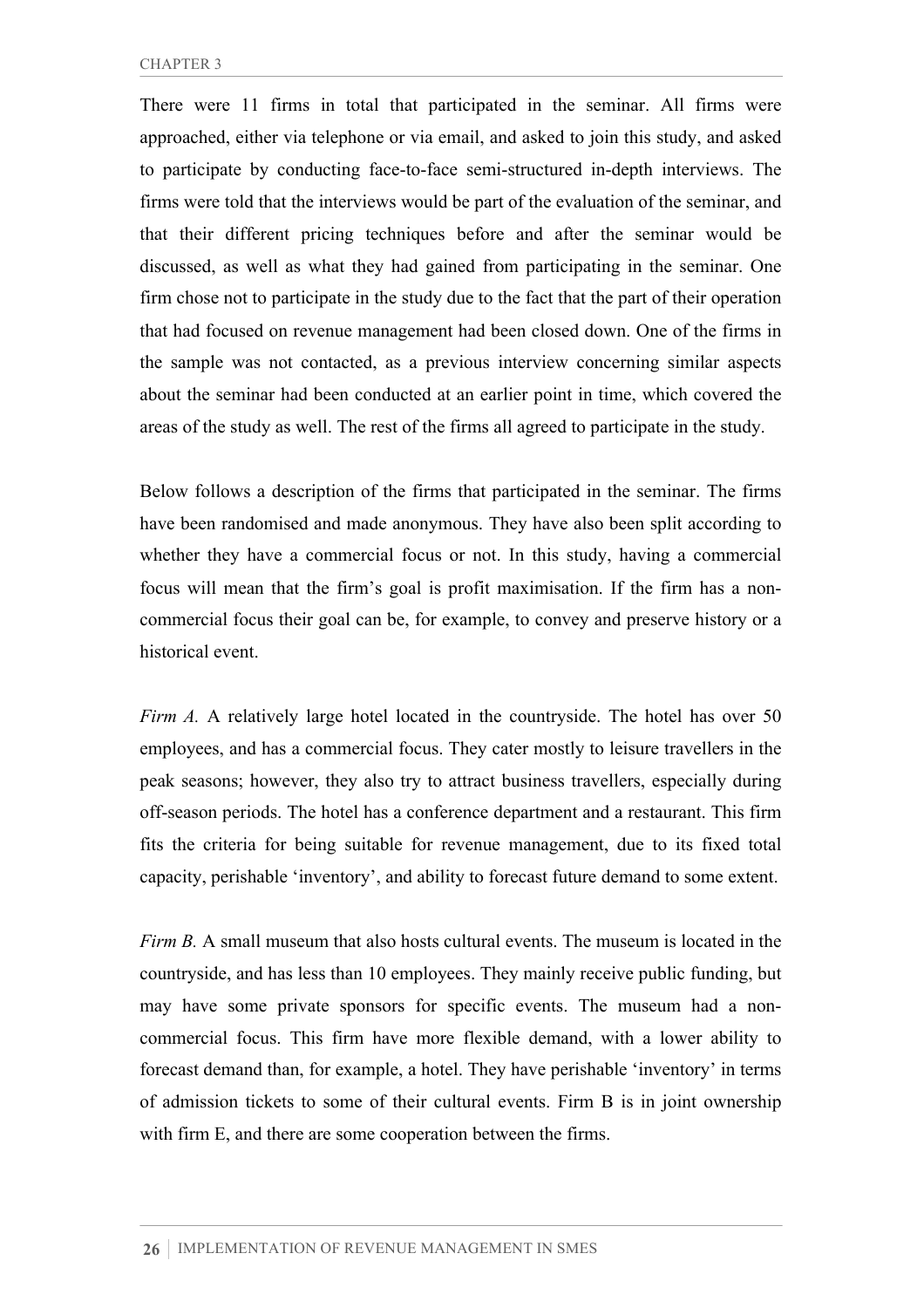There were 11 firms in total that participated in the seminar. All firms were approached, either via telephone or via email, and asked to join this study, and asked to participate by conducting face-to-face semi-structured in-depth interviews. The firms were told that the interviews would be part of the evaluation of the seminar, and that their different pricing techniques before and after the seminar would be discussed, as well as what they had gained from participating in the seminar. One firm chose not to participate in the study due to the fact that the part of their operation that had focused on revenue management had been closed down. One of the firms in the sample was not contacted, as a previous interview concerning similar aspects about the seminar had been conducted at an earlier point in time, which covered the areas of the study as well. The rest of the firms all agreed to participate in the study.

Below follows a description of the firms that participated in the seminar. The firms have been randomised and made anonymous. They have also been split according to whether they have a commercial focus or not. In this study, having a commercial focus will mean that the firm's goal is profit maximisation. If the firm has a non-commercial focus their goal can be, for example, to convey and preserve history or a historical event.

*Firm A.* A relatively large hotel located in the countryside. The hotel has over 50 employees, and has a commercial focus. They cater mostly to leisure travellers in the peak seasons; however, they also try to attract business travellers, especially during off-season periods. The hotel has a conference department and a restaurant. This firm fits the criteria for being suitable for revenue management, due to its fixed total capacity, perishable 'inventory', and ability to forecast future demand to some extent.

*Firm B.* A small museum that also hosts cultural events. The museum is located in the countryside, and has less than 10 employees. They mainly receive public funding, but may have some private sponsors for specific events. The museum had a non-commercial focus. This firm have more flexible demand, with a lower ability to forecast demand than, for example, a hotel. They have perishable 'inventory' in terms of admission tickets to some of their cultural events. Firm B is in joint ownership with firm E, and there are some cooperation between the firms.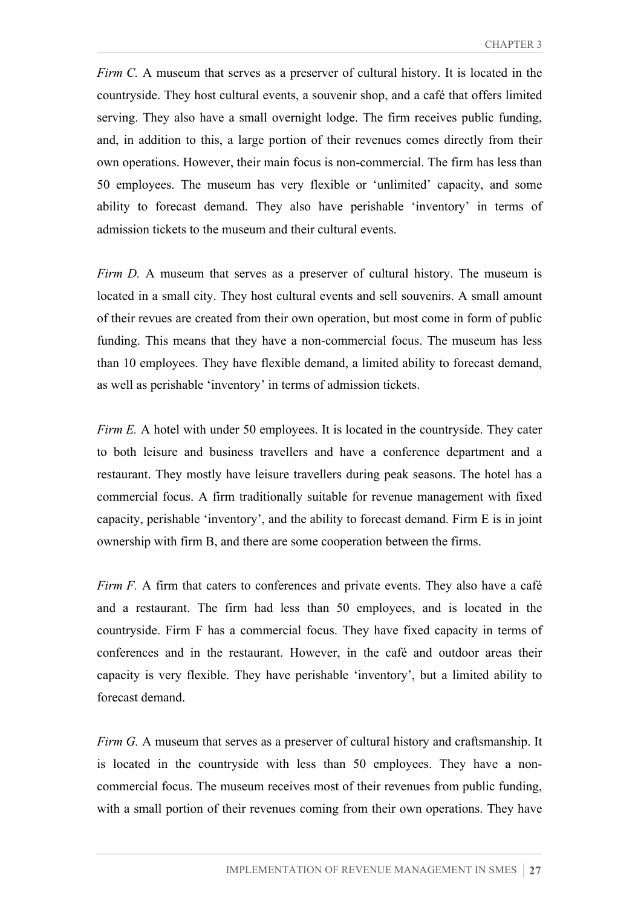*Firm C.* A museum that serves as a preserver of cultural history. It is located in the countryside. They host cultural events, a souvenir shop, and a café that offers limited serving. They also have a small overnight lodge. The firm receives public funding, and, in addition to this, a large portion of their revenues comes directly from their own operations. However, their main focus is non-commercial. The firm has less than 50 employees. The museum has very flexible or 'unlimited' capacity, and some ability to forecast demand. They also have perishable 'inventory' in terms of admission tickets to the museum and their cultural events.

*Firm D.* A museum that serves as a preserver of cultural history. The museum is located in a small city. They host cultural events and sell souvenirs. A small amount of their revues are created from their own operation, but most come in form of public funding. This means that they have a non-commercial focus. The museum has less than 10 employees. They have flexible demand, a limited ability to forecast demand, as well as perishable 'inventory' in terms of admission tickets.

*Firm E.* A hotel with under 50 employees. It is located in the countryside. They cater to both leisure and business travellers and have a conference department and a restaurant. They mostly have leisure travellers during peak seasons. The hotel has a commercial focus. A firm traditionally suitable for revenue management with fixed capacity, perishable 'inventory', and the ability to forecast demand. Firm E is in joint ownership with firm B, and there are some cooperation between the firms.

*Firm F.* A firm that caters to conferences and private events. They also have a café and a restaurant. The firm had less than 50 employees, and is located in the countryside. Firm F has a commercial focus. They have fixed capacity in terms of conferences and in the restaurant. However, in the café and outdoor areas their capacity is very flexible. They have perishable 'inventory', but a limited ability to forecast demand.

*Firm G.* A museum that serves as a preserver of cultural history and craftsmanship. It is located in the countryside with less than 50 employees. They have a non-commercial focus. The museum receives most of their revenues from public funding, with a small portion of their revenues coming from their own operations. They have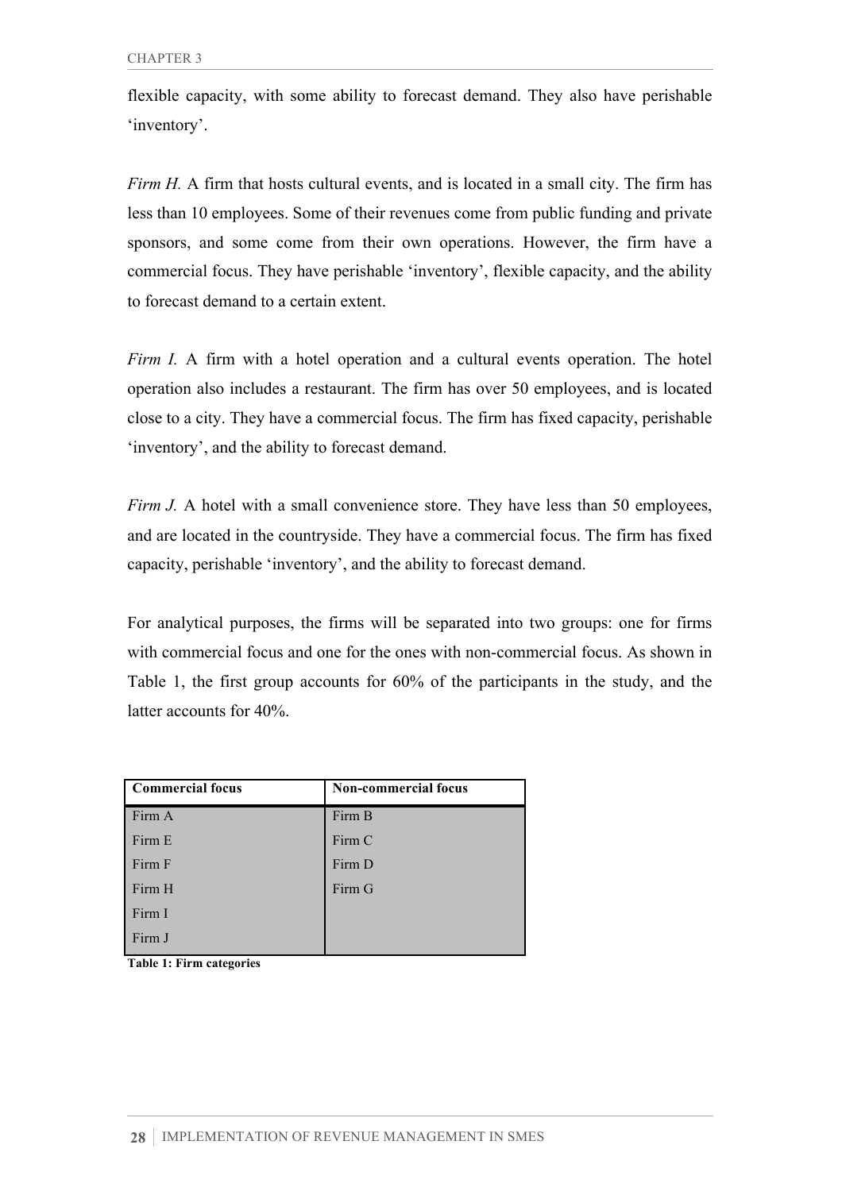flexible capacity, with some ability to forecast demand. They also have perishable 'inventory'.

*Firm H.* A firm that hosts cultural events, and is located in a small city. The firm has less than 10 employees. Some of their revenues come from public funding and private sponsors, and some come from their own operations. However, the firm have a commercial focus. They have perishable 'inventory', flexible capacity, and the ability to forecast demand to a certain extent.

*Firm I.* A firm with a hotel operation and a cultural events operation. The hotel operation also includes a restaurant. The firm has over 50 employees, and is located close to a city. They have a commercial focus. The firm has fixed capacity, perishable 'inventory', and the ability to forecast demand.

*Firm J.* A hotel with a small convenience store. They have less than 50 employees, and are located in the countryside. They have a commercial focus. The firm has fixed capacity, perishable 'inventory', and the ability to forecast demand.

For analytical purposes, the firms will be separated into two groups: one for firms with commercial focus and one for the ones with non-commercial focus. As shown in Table 1, the first group accounts for 60% of the participants in the study, and the latter accounts for 40%.

| **Commercial focus** | **Non-commercial focus** |
|---|---|
| Firm A | Firm B |
| Firm E | Firm C |
| Firm F | Firm D |
| Firm H | Firm G |
| Firm I | |
| Firm J | |

**Table 1: Firm categories**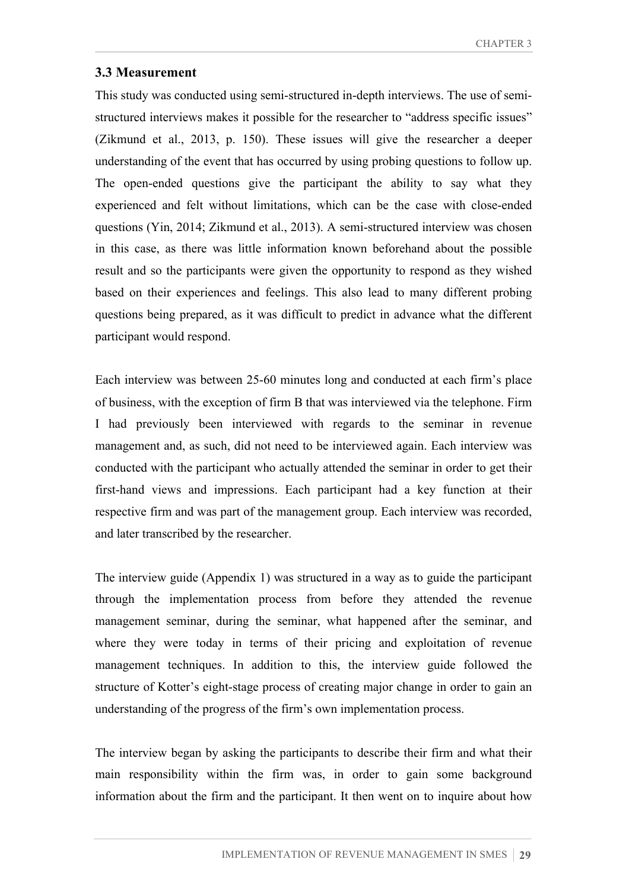### 3.3 Measurement

This study was conducted using semi-structured in-depth interviews. The use of semi-structured interviews makes it possible for the researcher to "address specific issues" (Zikmund et al., 2013, p. 150). These issues will give the researcher a deeper understanding of the event that has occurred by using probing questions to follow up. The open-ended questions give the participant the ability to say what they experienced and felt without limitations, which can be the case with close-ended questions (Yin, 2014; Zikmund et al., 2013). A semi-structured interview was chosen in this case, as there was little information known beforehand about the possible result and so the participants were given the opportunity to respond as they wished based on their experiences and feelings. This also lead to many different probing questions being prepared, as it was difficult to predict in advance what the different participant would respond.

Each interview was between 25-60 minutes long and conducted at each firm's place of business, with the exception of firm B that was interviewed via the telephone. Firm I had previously been interviewed with regards to the seminar in revenue management and, as such, did not need to be interviewed again. Each interview was conducted with the participant who actually attended the seminar in order to get their first-hand views and impressions. Each participant had a key function at their respective firm and was part of the management group. Each interview was recorded, and later transcribed by the researcher.

The interview guide (Appendix 1) was structured in a way as to guide the participant through the implementation process from before they attended the revenue management seminar, during the seminar, what happened after the seminar, and where they were today in terms of their pricing and exploitation of revenue management techniques. In addition to this, the interview guide followed the structure of Kotter's eight-stage process of creating major change in order to gain an understanding of the progress of the firm's own implementation process.

The interview began by asking the participants to describe their firm and what their main responsibility within the firm was, in order to gain some background information about the firm and the participant. It then went on to inquire about how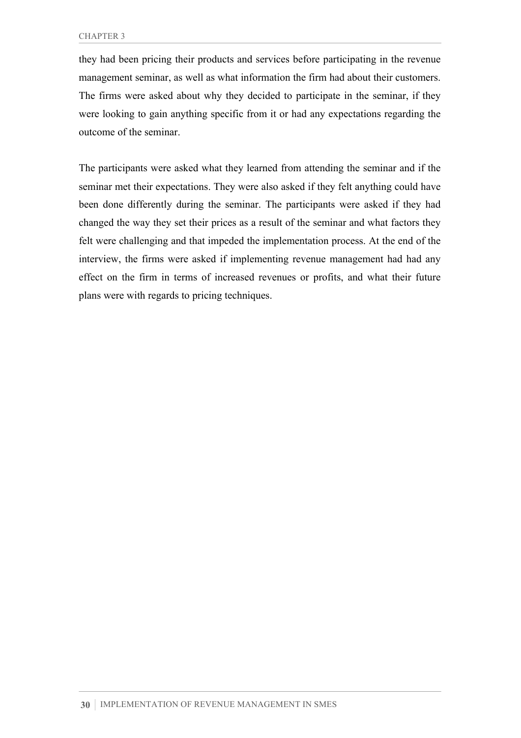they had been pricing their products and services before participating in the revenue management seminar, as well as what information the firm had about their customers. The firms were asked about why they decided to participate in the seminar, if they were looking to gain anything specific from it or had any expectations regarding the outcome of the seminar.

The participants were asked what they learned from attending the seminar and if the seminar met their expectations. They were also asked if they felt anything could have been done differently during the seminar. The participants were asked if they had changed the way they set their prices as a result of the seminar and what factors they felt were challenging and that impeded the implementation process. At the end of the interview, the firms were asked if implementing revenue management had had any effect on the firm in terms of increased revenues or profits, and what their future plans were with regards to pricing techniques.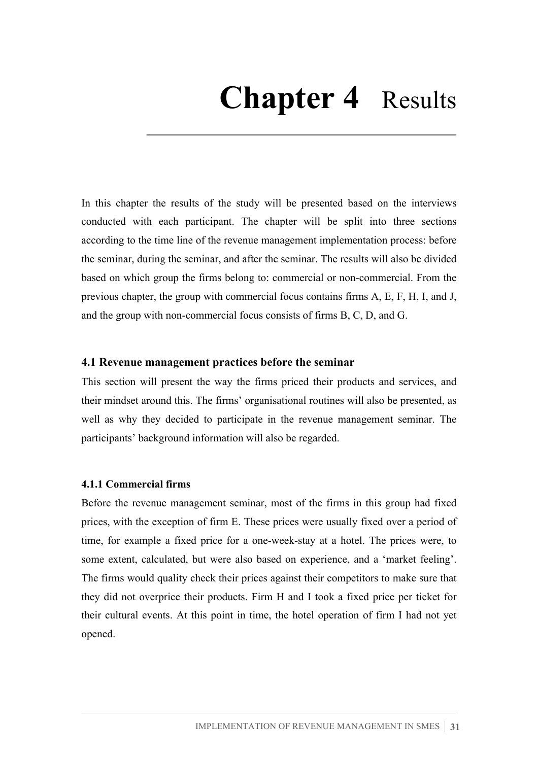# Chapter 4 Results

In this chapter the results of the study will be presented based on the interviews conducted with each participant. The chapter will be split into three sections according to the time line of the revenue management implementation process: before the seminar, during the seminar, and after the seminar. The results will also be divided based on which group the firms belong to: commercial or non-commercial. From the previous chapter, the group with commercial focus contains firms A, E, F, H, I, and J, and the group with non-commercial focus consists of firms B, C, D, and G.

## 4.1 Revenue management practices before the seminar

This section will present the way the firms priced their products and services, and their mindset around this. The firms' organisational routines will also be presented, as well as why they decided to participate in the revenue management seminar. The participants' background information will also be regarded.

### 4.1.1 Commercial firms

Before the revenue management seminar, most of the firms in this group had fixed prices, with the exception of firm E. These prices were usually fixed over a period of time, for example a fixed price for a one-week-stay at a hotel. The prices were, to some extent, calculated, but were also based on experience, and a 'market feeling'. The firms would quality check their prices against their competitors to make sure that they did not overprice their products. Firm H and I took a fixed price per ticket for their cultural events. At this point in time, the hotel operation of firm I had not yet opened.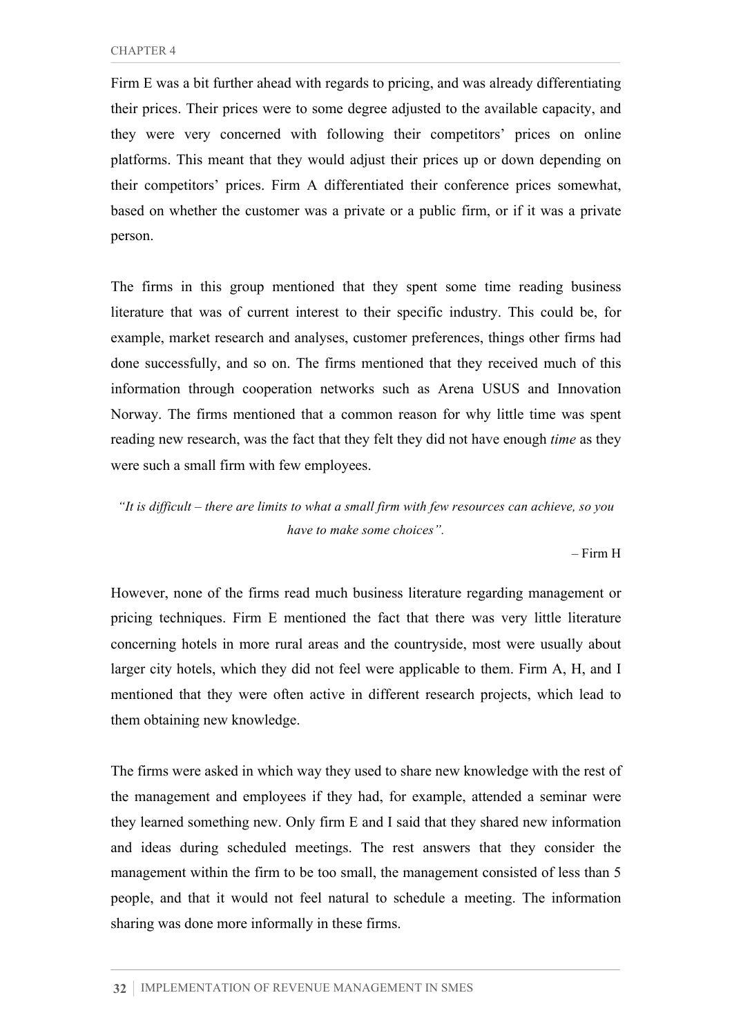Firm E was a bit further ahead with regards to pricing, and was already differentiating their prices. Their prices were to some degree adjusted to the available capacity, and they were very concerned with following their competitors' prices on online platforms. This meant that they would adjust their prices up or down depending on their competitors' prices. Firm A differentiated their conference prices somewhat, based on whether the customer was a private or a public firm, or if it was a private person.

The firms in this group mentioned that they spent some time reading business literature that was of current interest to their specific industry. This could be, for example, market research and analyses, customer preferences, things other firms had done successfully, and so on. The firms mentioned that they received much of this information through cooperation networks such as Arena USUS and Innovation Norway. The firms mentioned that a common reason for why little time was spent reading new research, was the fact that they felt they did not have enough *time* as they were such a small firm with few employees.

> *"It is difficult – there are limits to what a small firm with few resources can achieve, so you have to make some choices".*
>
> – Firm H

However, none of the firms read much business literature regarding management or pricing techniques. Firm E mentioned the fact that there was very little literature concerning hotels in more rural areas and the countryside, most were usually about larger city hotels, which they did not feel were applicable to them. Firm A, H, and I mentioned that they were often active in different research projects, which lead to them obtaining new knowledge.

The firms were asked in which way they used to share new knowledge with the rest of the management and employees if they had, for example, attended a seminar were they learned something new. Only firm E and I said that they shared new information and ideas during scheduled meetings. The rest answers that they consider the management within the firm to be too small, the management consisted of less than 5 people, and that it would not feel natural to schedule a meeting. The information sharing was done more informally in these firms.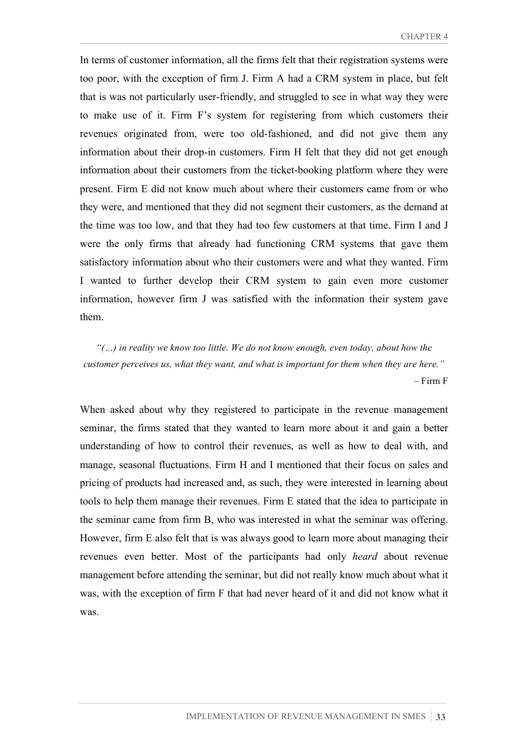In terms of customer information, all the firms felt that their registration systems were too poor, with the exception of firm J. Firm A had a CRM system in place, but felt that is was not particularly user-friendly, and struggled to see in what way they were to make use of it. Firm F's system for registering from which customers their revenues originated from, were too old-fashioned, and did not give them any information about their drop-in customers. Firm H felt that they did not get enough information about their customers from the ticket-booking platform where they were present. Firm E did not know much about where their customers came from or who they were, and mentioned that they did not segment their customers, as the demand at the time was too low, and that they had too few customers at that time. Firm I and J were the only firms that already had functioning CRM systems that gave them satisfactory information about who their customers were and what they wanted. Firm I wanted to further develop their CRM system to gain even more customer information, however firm J was satisfied with the information their system gave them.

> *"(…) in reality we know too little. We do not know enough, even today, about how the customer perceives us, what they want, and what is important for them when they are here."*
>
> – Firm F

When asked about why they registered to participate in the revenue management seminar, the firms stated that they wanted to learn more about it and gain a better understanding of how to control their revenues, as well as how to deal with, and manage, seasonal fluctuations. Firm H and I mentioned that their focus on sales and pricing of products had increased and, as such, they were interested in learning about tools to help them manage their revenues. Firm E stated that the idea to participate in the seminar came from firm B, who was interested in what the seminar was offering. However, firm E also felt that is was always good to learn more about managing their revenues even better. Most of the participants had only *heard* about revenue management before attending the seminar, but did not really know much about what it was, with the exception of firm F that had never heard of it and did not know what it was.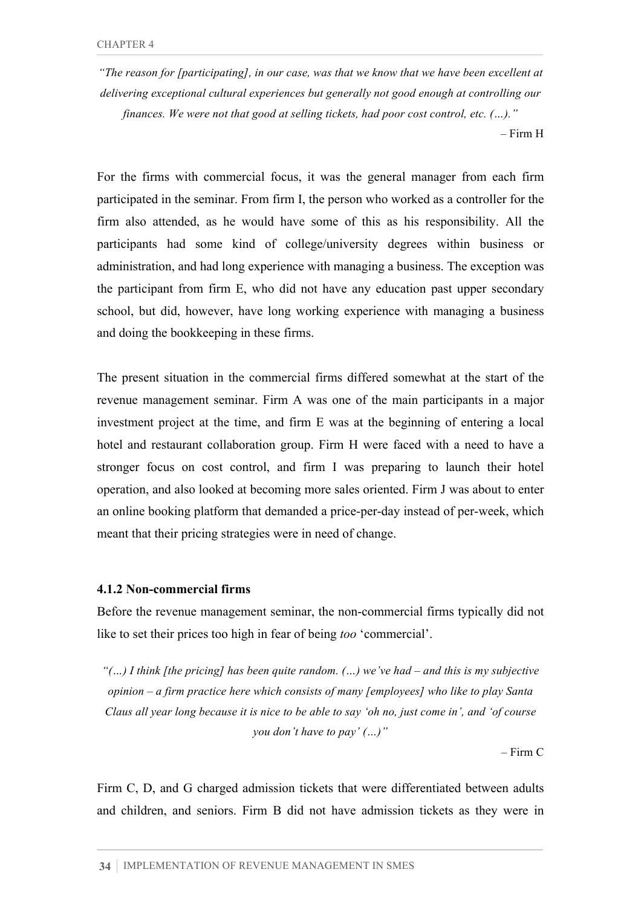*"The reason for [participating], in our case, was that we know that we have been excellent at delivering exceptional cultural experiences but generally not good enough at controlling our finances. We were not that good at selling tickets, had poor cost control, etc. (…)."*

– Firm H

For the firms with commercial focus, it was the general manager from each firm participated in the seminar. From firm I, the person who worked as a controller for the firm also attended, as he would have some of this as his responsibility. All the participants had some kind of college/university degrees within business or administration, and had long experience with managing a business. The exception was the participant from firm E, who did not have any education past upper secondary school, but did, however, have long working experience with managing a business and doing the bookkeeping in these firms.

The present situation in the commercial firms differed somewhat at the start of the revenue management seminar. Firm A was one of the main participants in a major investment project at the time, and firm E was at the beginning of entering a local hotel and restaurant collaboration group. Firm H were faced with a need to have a stronger focus on cost control, and firm I was preparing to launch their hotel operation, and also looked at becoming more sales oriented. Firm J was about to enter an online booking platform that demanded a price-per-day instead of per-week, which meant that their pricing strategies were in need of change.

### 4.1.2 Non-commercial firms

Before the revenue management seminar, the non-commercial firms typically did not like to set their prices too high in fear of being *too* 'commercial'.

*"(…) I think [the pricing] has been quite random. (…) we've had – and this is my subjective opinion – a firm practice here which consists of many [employees] who like to play Santa Claus all year long because it is nice to be able to say 'oh no, just come in', and 'of course you don't have to pay' (…)"*

– Firm C

Firm C, D, and G charged admission tickets that were differentiated between adults and children, and seniors. Firm B did not have admission tickets as they were in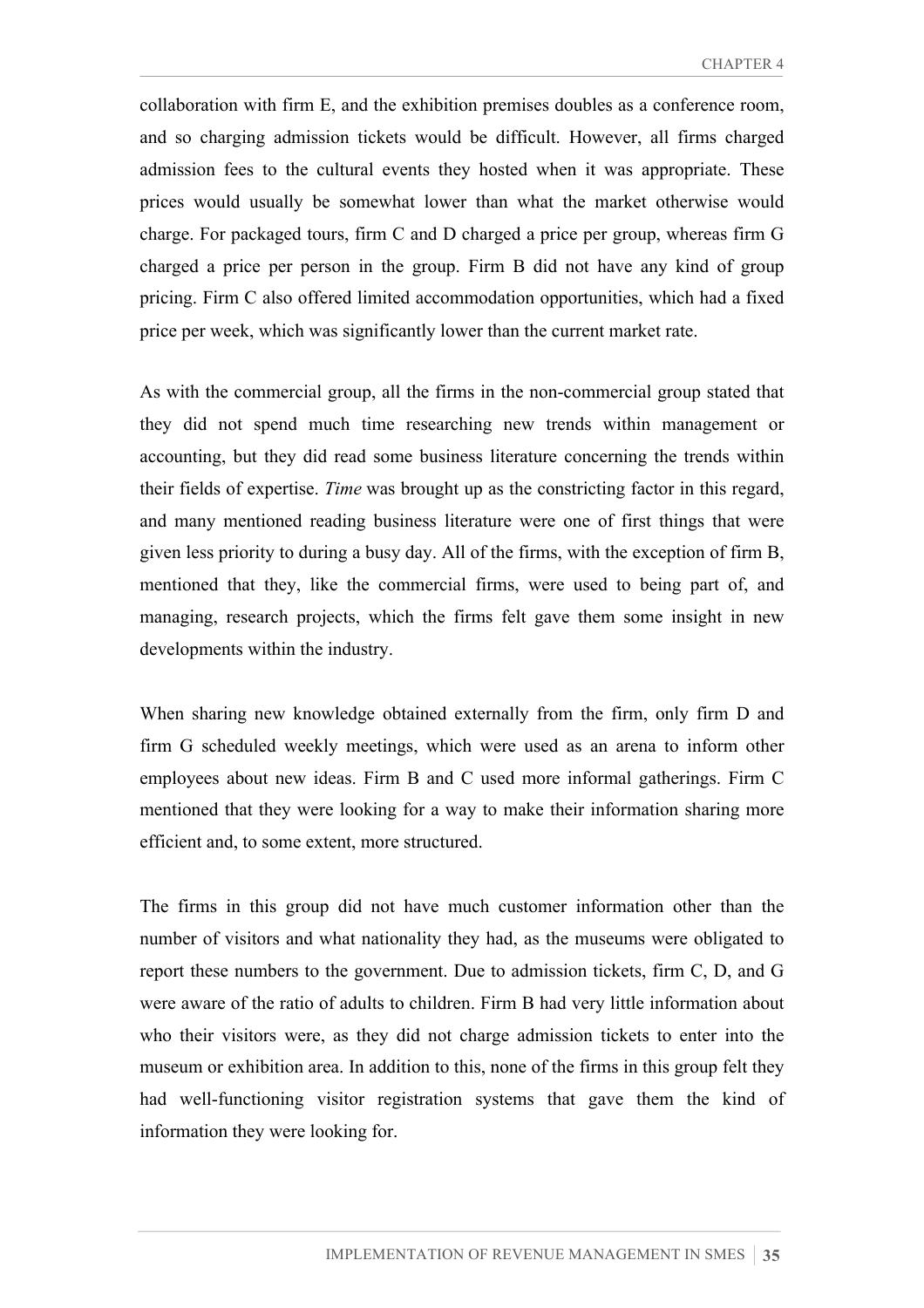collaboration with firm E, and the exhibition premises doubles as a conference room, and so charging admission tickets would be difficult. However, all firms charged admission fees to the cultural events they hosted when it was appropriate. These prices would usually be somewhat lower than what the market otherwise would charge. For packaged tours, firm C and D charged a price per group, whereas firm G charged a price per person in the group. Firm B did not have any kind of group pricing. Firm C also offered limited accommodation opportunities, which had a fixed price per week, which was significantly lower than the current market rate.

As with the commercial group, all the firms in the non-commercial group stated that they did not spend much time researching new trends within management or accounting, but they did read some business literature concerning the trends within their fields of expertise. *Time* was brought up as the constricting factor in this regard, and many mentioned reading business literature were one of first things that were given less priority to during a busy day. All of the firms, with the exception of firm B, mentioned that they, like the commercial firms, were used to being part of, and managing, research projects, which the firms felt gave them some insight in new developments within the industry.

When sharing new knowledge obtained externally from the firm, only firm D and firm G scheduled weekly meetings, which were used as an arena to inform other employees about new ideas. Firm B and C used more informal gatherings. Firm C mentioned that they were looking for a way to make their information sharing more efficient and, to some extent, more structured.

The firms in this group did not have much customer information other than the number of visitors and what nationality they had, as the museums were obligated to report these numbers to the government. Due to admission tickets, firm C, D, and G were aware of the ratio of adults to children. Firm B had very little information about who their visitors were, as they did not charge admission tickets to enter into the museum or exhibition area. In addition to this, none of the firms in this group felt they had well-functioning visitor registration systems that gave them the kind of information they were looking for.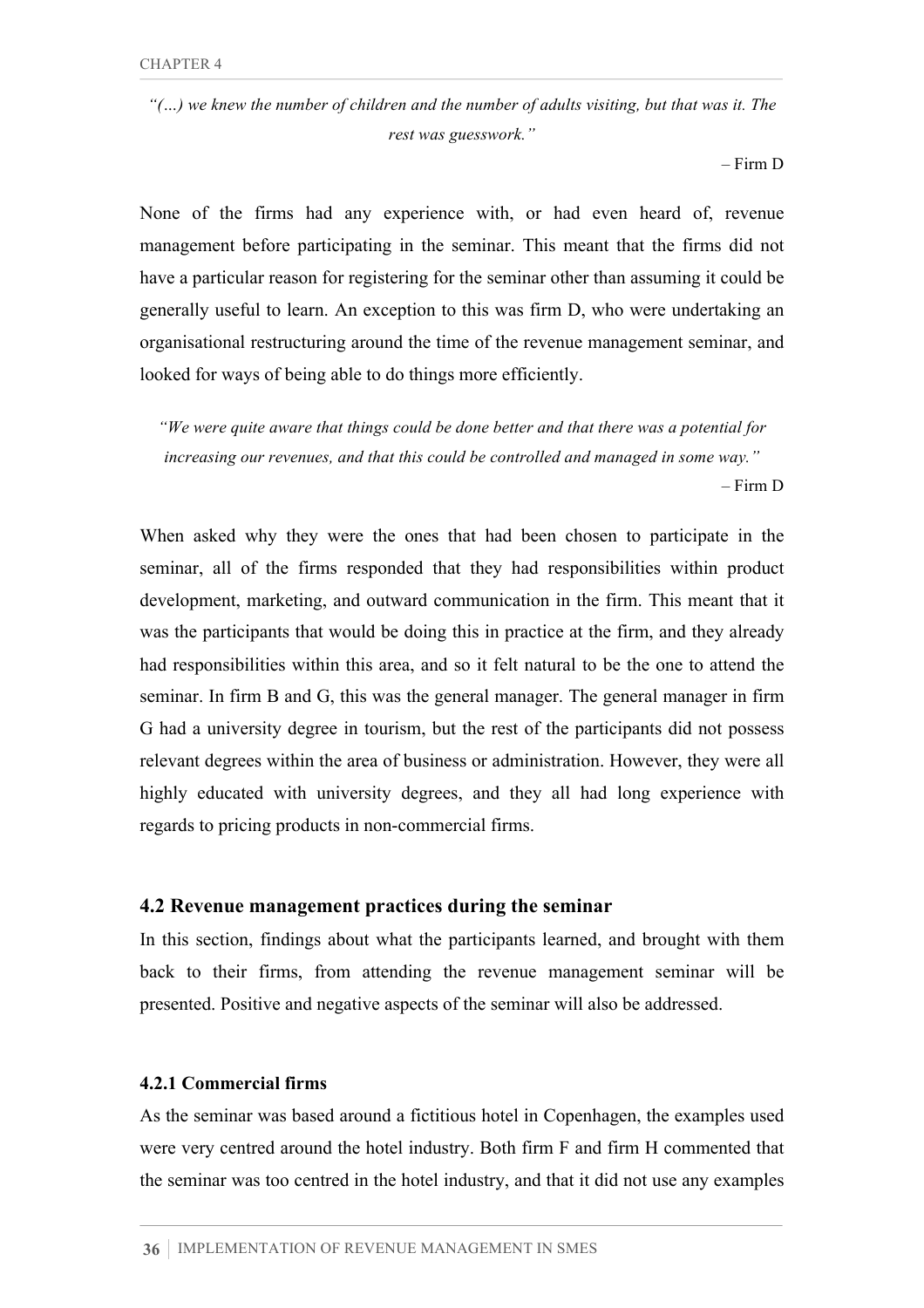*"(…) we knew the number of children and the number of adults visiting, but that was it. The rest was guesswork."*

– Firm D

None of the firms had any experience with, or had even heard of, revenue management before participating in the seminar. This meant that the firms did not have a particular reason for registering for the seminar other than assuming it could be generally useful to learn. An exception to this was firm D, who were undertaking an organisational restructuring around the time of the revenue management seminar, and looked for ways of being able to do things more efficiently.

*"We were quite aware that things could be done better and that there was a potential for increasing our revenues, and that this could be controlled and managed in some way."*

– Firm D

When asked why they were the ones that had been chosen to participate in the seminar, all of the firms responded that they had responsibilities within product development, marketing, and outward communication in the firm. This meant that it was the participants that would be doing this in practice at the firm, and they already had responsibilities within this area, and so it felt natural to be the one to attend the seminar. In firm B and G, this was the general manager. The general manager in firm G had a university degree in tourism, but the rest of the participants did not possess relevant degrees within the area of business or administration. However, they were all highly educated with university degrees, and they all had long experience with regards to pricing products in non-commercial firms.

### 4.2 Revenue management practices during the seminar

In this section, findings about what the participants learned, and brought with them back to their firms, from attending the revenue management seminar will be presented. Positive and negative aspects of the seminar will also be addressed.

#### 4.2.1 Commercial firms

As the seminar was based around a fictitious hotel in Copenhagen, the examples used were very centred around the hotel industry. Both firm F and firm H commented that the seminar was too centred in the hotel industry, and that it did not use any examples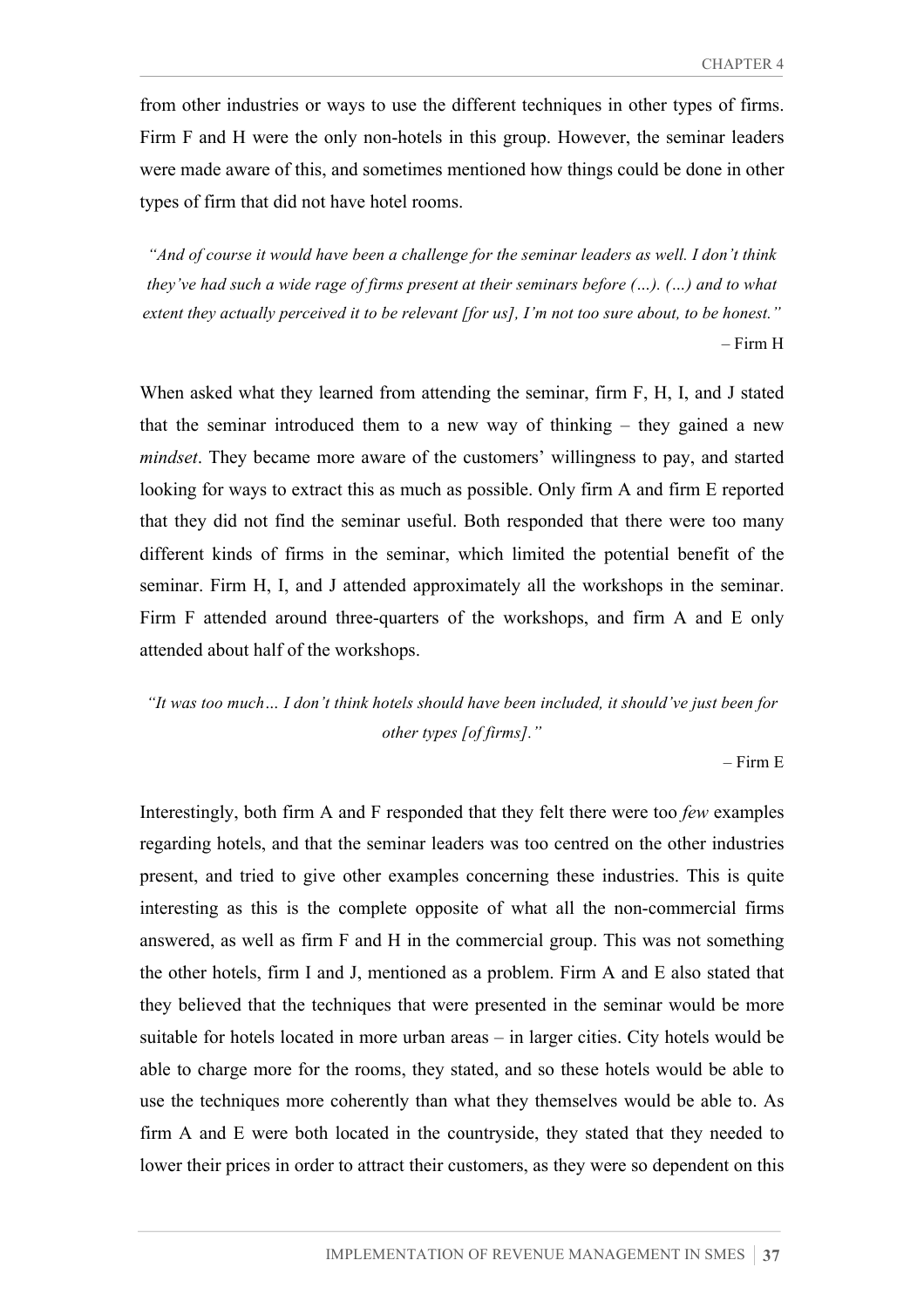from other industries or ways to use the different techniques in other types of firms. Firm F and H were the only non-hotels in this group. However, the seminar leaders were made aware of this, and sometimes mentioned how things could be done in other types of firm that did not have hotel rooms.

> *"And of course it would have been a challenge for the seminar leaders as well. I don't think they've had such a wide rage of firms present at their seminars before (…). (…) and to what extent they actually perceived it to be relevant [for us], I'm not too sure about, to be honest."*
>
> – Firm H

When asked what they learned from attending the seminar, firm F, H, I, and J stated that the seminar introduced them to a new way of thinking – they gained a new *mindset*. They became more aware of the customers' willingness to pay, and started looking for ways to extract this as much as possible. Only firm A and firm E reported that they did not find the seminar useful. Both responded that there were too many different kinds of firms in the seminar, which limited the potential benefit of the seminar. Firm H, I, and J attended approximately all the workshops in the seminar. Firm F attended around three-quarters of the workshops, and firm A and E only attended about half of the workshops.

> *"It was too much… I don't think hotels should have been included, it should've just been for other types [of firms]."*
>
> – Firm E

Interestingly, both firm A and F responded that they felt there were too *few* examples regarding hotels, and that the seminar leaders was too centred on the other industries present, and tried to give other examples concerning these industries. This is quite interesting as this is the complete opposite of what all the non-commercial firms answered, as well as firm F and H in the commercial group. This was not something the other hotels, firm I and J, mentioned as a problem. Firm A and E also stated that they believed that the techniques that were presented in the seminar would be more suitable for hotels located in more urban areas – in larger cities. City hotels would be able to charge more for the rooms, they stated, and so these hotels would be able to use the techniques more coherently than what they themselves would be able to. As firm A and E were both located in the countryside, they stated that they needed to lower their prices in order to attract their customers, as they were so dependent on this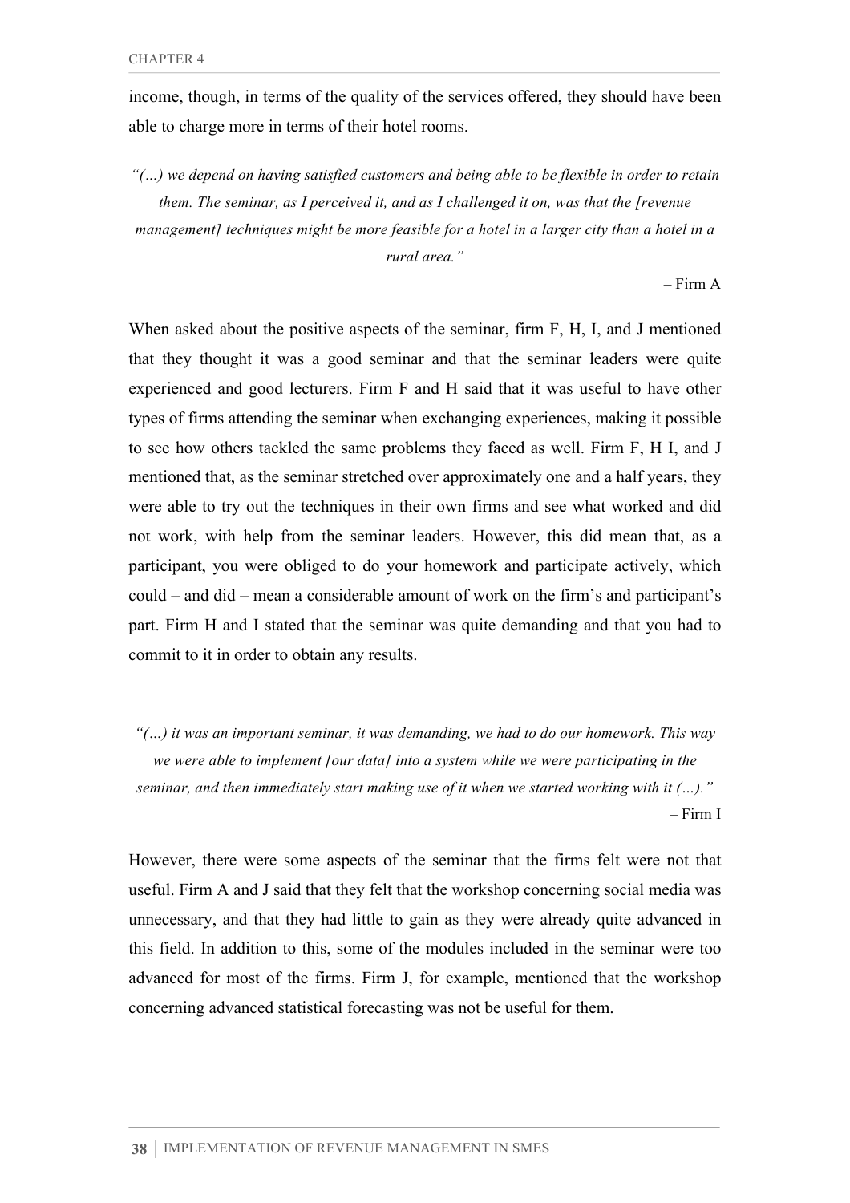income, though, in terms of the quality of the services offered, they should have been able to charge more in terms of their hotel rooms.

*"(…) we depend on having satisfied customers and being able to be flexible in order to retain them. The seminar, as I perceived it, and as I challenged it on, was that the [revenue management] techniques might be more feasible for a hotel in a larger city than a hotel in a rural area."*

– Firm A

When asked about the positive aspects of the seminar, firm F, H, I, and J mentioned that they thought it was a good seminar and that the seminar leaders were quite experienced and good lecturers. Firm F and H said that it was useful to have other types of firms attending the seminar when exchanging experiences, making it possible to see how others tackled the same problems they faced as well. Firm F, H I, and J mentioned that, as the seminar stretched over approximately one and a half years, they were able to try out the techniques in their own firms and see what worked and did not work, with help from the seminar leaders. However, this did mean that, as a participant, you were obliged to do your homework and participate actively, which could – and did – mean a considerable amount of work on the firm's and participant's part. Firm H and I stated that the seminar was quite demanding and that you had to commit to it in order to obtain any results.

*"(…) it was an important seminar, it was demanding, we had to do our homework. This way we were able to implement [our data] into a system while we were participating in the seminar, and then immediately start making use of it when we started working with it (…)."*

– Firm I

However, there were some aspects of the seminar that the firms felt were not that useful. Firm A and J said that they felt that the workshop concerning social media was unnecessary, and that they had little to gain as they were already quite advanced in this field. In addition to this, some of the modules included in the seminar were too advanced for most of the firms. Firm J, for example, mentioned that the workshop concerning advanced statistical forecasting was not be useful for them.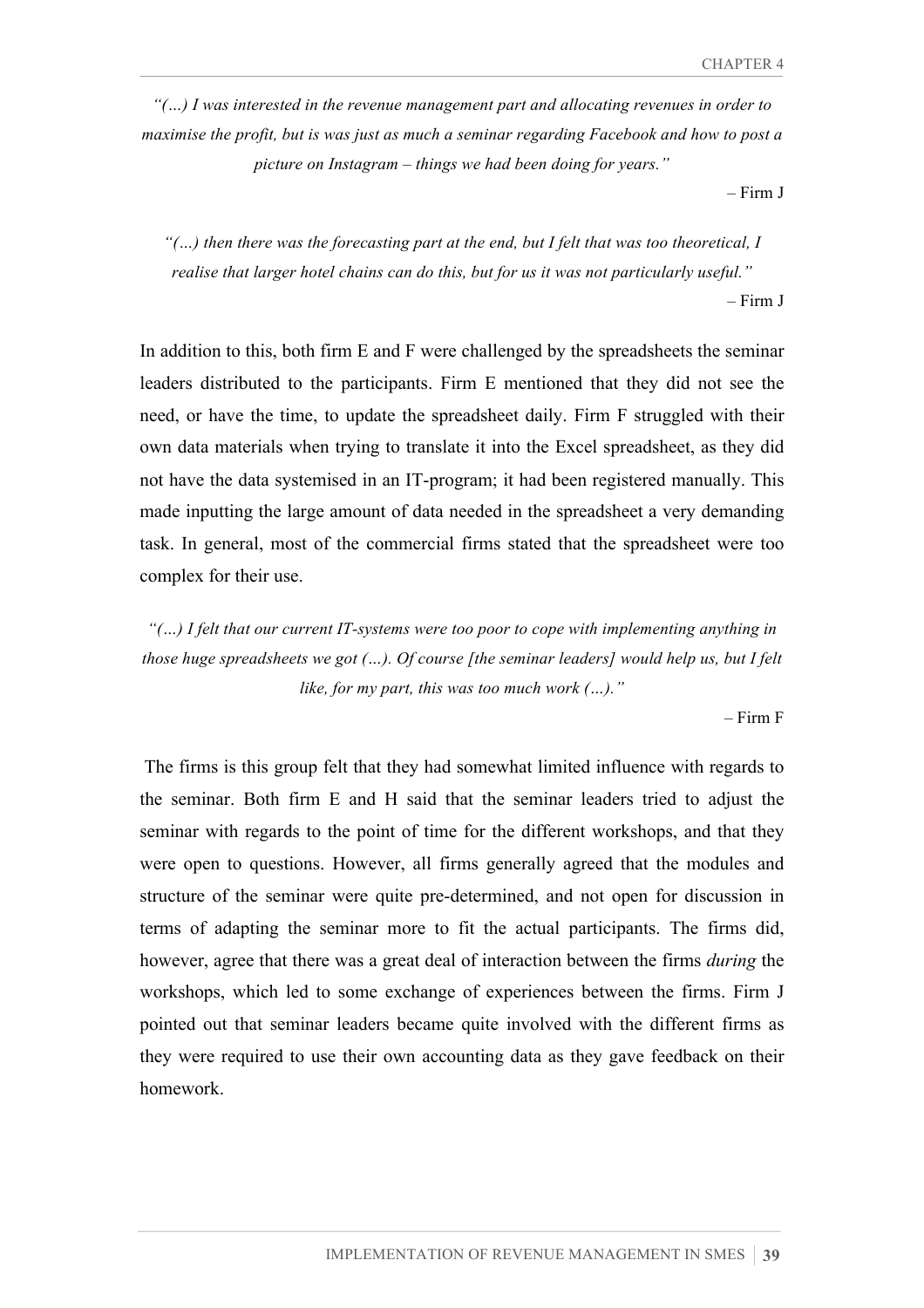*"(…) I was interested in the revenue management part and allocating revenues in order to maximise the profit, but is was just as much a seminar regarding Facebook and how to post a picture on Instagram – things we had been doing for years."*

– Firm J

*"(…) then there was the forecasting part at the end, but I felt that was too theoretical, I realise that larger hotel chains can do this, but for us it was not particularly useful."*

– Firm J

In addition to this, both firm E and F were challenged by the spreadsheets the seminar leaders distributed to the participants. Firm E mentioned that they did not see the need, or have the time, to update the spreadsheet daily. Firm F struggled with their own data materials when trying to translate it into the Excel spreadsheet, as they did not have the data systemised in an IT-program; it had been registered manually. This made inputting the large amount of data needed in the spreadsheet a very demanding task. In general, most of the commercial firms stated that the spreadsheet were too complex for their use.

*"(…) I felt that our current IT-systems were too poor to cope with implementing anything in those huge spreadsheets we got (…). Of course [the seminar leaders] would help us, but I felt like, for my part, this was too much work (…)."*

– Firm F

The firms is this group felt that they had somewhat limited influence with regards to the seminar. Both firm E and H said that the seminar leaders tried to adjust the seminar with regards to the point of time for the different workshops, and that they were open to questions. However, all firms generally agreed that the modules and structure of the seminar were quite pre-determined, and not open for discussion in terms of adapting the seminar more to fit the actual participants. The firms did, however, agree that there was a great deal of interaction between the firms *during* the workshops, which led to some exchange of experiences between the firms. Firm J pointed out that seminar leaders became quite involved with the different firms as they were required to use their own accounting data as they gave feedback on their homework.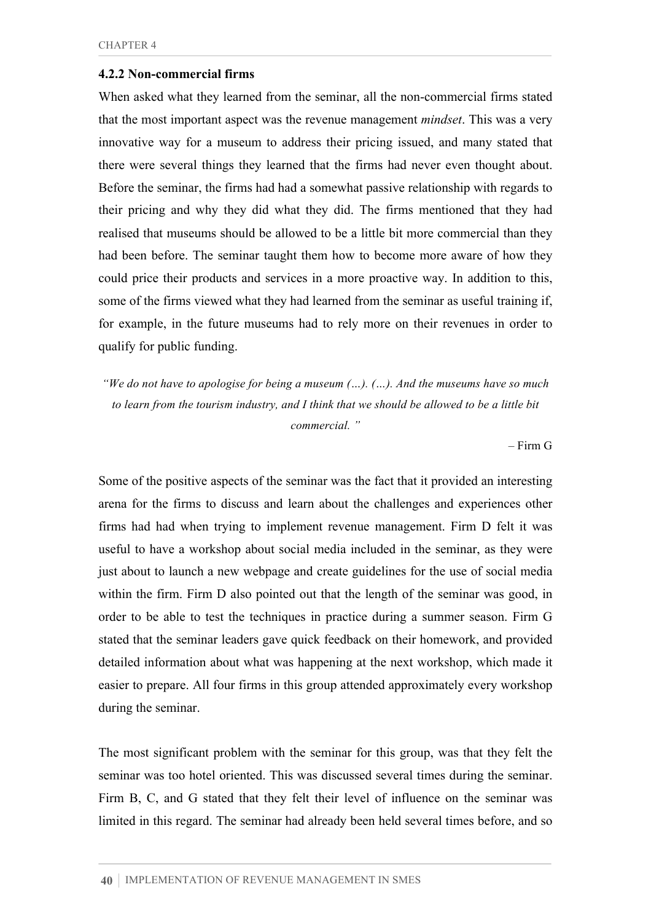### 4.2.2 Non-commercial firms

When asked what they learned from the seminar, all the non-commercial firms stated that the most important aspect was the revenue management *mindset*. This was a very innovative way for a museum to address their pricing issued, and many stated that there were several things they learned that the firms had never even thought about. Before the seminar, the firms had had a somewhat passive relationship with regards to their pricing and why they did what they did. The firms mentioned that they had realised that museums should be allowed to be a little bit more commercial than they had been before. The seminar taught them how to become more aware of how they could price their products and services in a more proactive way. In addition to this, some of the firms viewed what they had learned from the seminar as useful training if, for example, in the future museums had to rely more on their revenues in order to qualify for public funding.

> *"We do not have to apologise for being a museum (…). (…). And the museums have so much to learn from the tourism industry, and I think that we should be allowed to be a little bit commercial."*
>
> – Firm G

Some of the positive aspects of the seminar was the fact that it provided an interesting arena for the firms to discuss and learn about the challenges and experiences other firms had had when trying to implement revenue management. Firm D felt it was useful to have a workshop about social media included in the seminar, as they were just about to launch a new webpage and create guidelines for the use of social media within the firm. Firm D also pointed out that the length of the seminar was good, in order to be able to test the techniques in practice during a summer season. Firm G stated that the seminar leaders gave quick feedback on their homework, and provided detailed information about what was happening at the next workshop, which made it easier to prepare. All four firms in this group attended approximately every workshop during the seminar.

The most significant problem with the seminar for this group, was that they felt the seminar was too hotel oriented. This was discussed several times during the seminar. Firm B, C, and G stated that they felt their level of influence on the seminar was limited in this regard. The seminar had already been held several times before, and so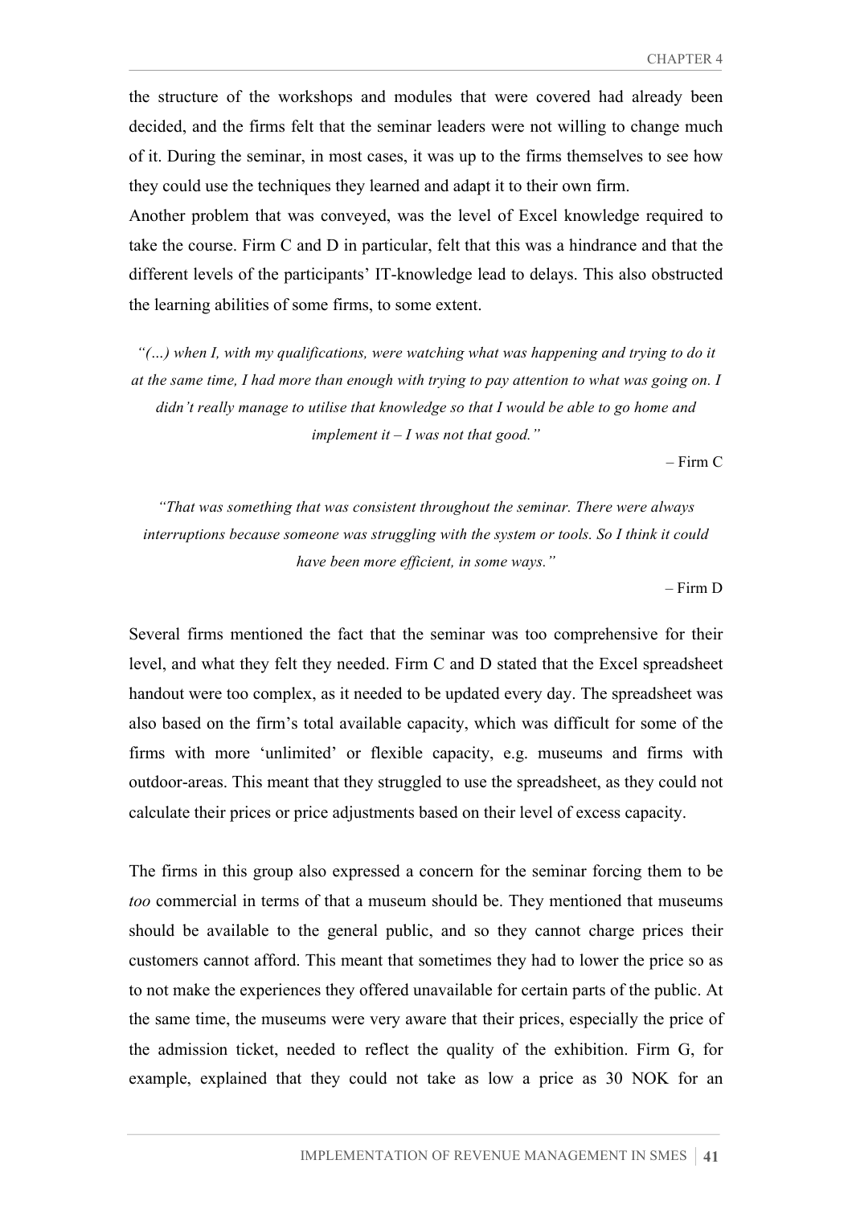the structure of the workshops and modules that were covered had already been decided, and the firms felt that the seminar leaders were not willing to change much of it. During the seminar, in most cases, it was up to the firms themselves to see how they could use the techniques they learned and adapt it to their own firm.

Another problem that was conveyed, was the level of Excel knowledge required to take the course. Firm C and D in particular, felt that this was a hindrance and that the different levels of the participants' IT-knowledge lead to delays. This also obstructed the learning abilities of some firms, to some extent.

> *"(…) when I, with my qualifications, were watching what was happening and trying to do it at the same time, I had more than enough with trying to pay attention to what was going on. I didn't really manage to utilise that knowledge so that I would be able to go home and implement it – I was not that good."*
>
> – Firm C

> *"That was something that was consistent throughout the seminar. There were always interruptions because someone was struggling with the system or tools. So I think it could have been more efficient, in some ways."*
>
> – Firm D

Several firms mentioned the fact that the seminar was too comprehensive for their level, and what they felt they needed. Firm C and D stated that the Excel spreadsheet handout were too complex, as it needed to be updated every day. The spreadsheet was also based on the firm's total available capacity, which was difficult for some of the firms with more 'unlimited' or flexible capacity, e.g. museums and firms with outdoor-areas. This meant that they struggled to use the spreadsheet, as they could not calculate their prices or price adjustments based on their level of excess capacity.

The firms in this group also expressed a concern for the seminar forcing them to be *too* commercial in terms of that a museum should be. They mentioned that museums should be available to the general public, and so they cannot charge prices their customers cannot afford. This meant that sometimes they had to lower the price so as to not make the experiences they offered unavailable for certain parts of the public. At the same time, the museums were very aware that their prices, especially the price of the admission ticket, needed to reflect the quality of the exhibition. Firm G, for example, explained that they could not take as low a price as 30 NOK for an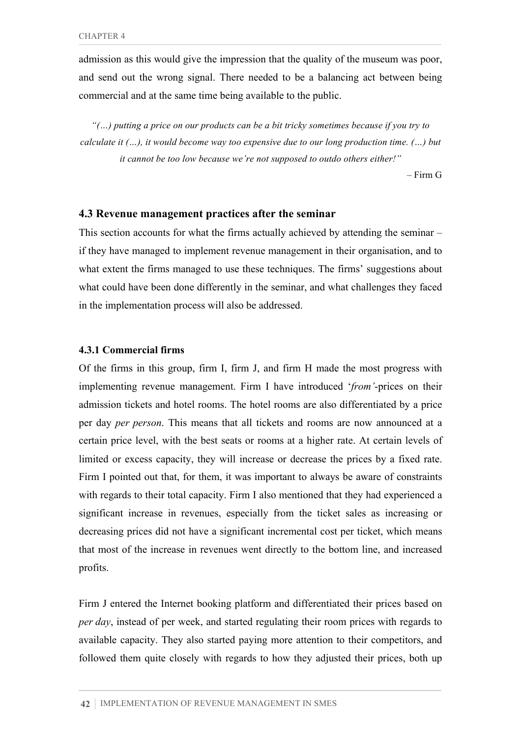admission as this would give the impression that the quality of the museum was poor, and send out the wrong signal. There needed to be a balancing act between being commercial and at the same time being available to the public.

> *"(…) putting a price on our products can be a bit tricky sometimes because if you try to calculate it (…), it would become way too expensive due to our long production time. (…) but it cannot be too low because we're not supposed to outdo others either!"*
>
> – Firm G

### 4.3 Revenue management practices after the seminar

This section accounts for what the firms actually achieved by attending the seminar – if they have managed to implement revenue management in their organisation, and to what extent the firms managed to use these techniques. The firms' suggestions about what could have been done differently in the seminar, and what challenges they faced in the implementation process will also be addressed.

#### 4.3.1 Commercial firms

Of the firms in this group, firm I, firm J, and firm H made the most progress with implementing revenue management. Firm I have introduced '*from'*-prices on their admission tickets and hotel rooms. The hotel rooms are also differentiated by a price per day *per person*. This means that all tickets and rooms are now announced at a certain price level, with the best seats or rooms at a higher rate. At certain levels of limited or excess capacity, they will increase or decrease the prices by a fixed rate. Firm I pointed out that, for them, it was important to always be aware of constraints with regards to their total capacity. Firm I also mentioned that they had experienced a significant increase in revenues, especially from the ticket sales as increasing or decreasing prices did not have a significant incremental cost per ticket, which means that most of the increase in revenues went directly to the bottom line, and increased profits.

Firm J entered the Internet booking platform and differentiated their prices based on *per day*, instead of per week, and started regulating their room prices with regards to available capacity. They also started paying more attention to their competitors, and followed them quite closely with regards to how they adjusted their prices, both up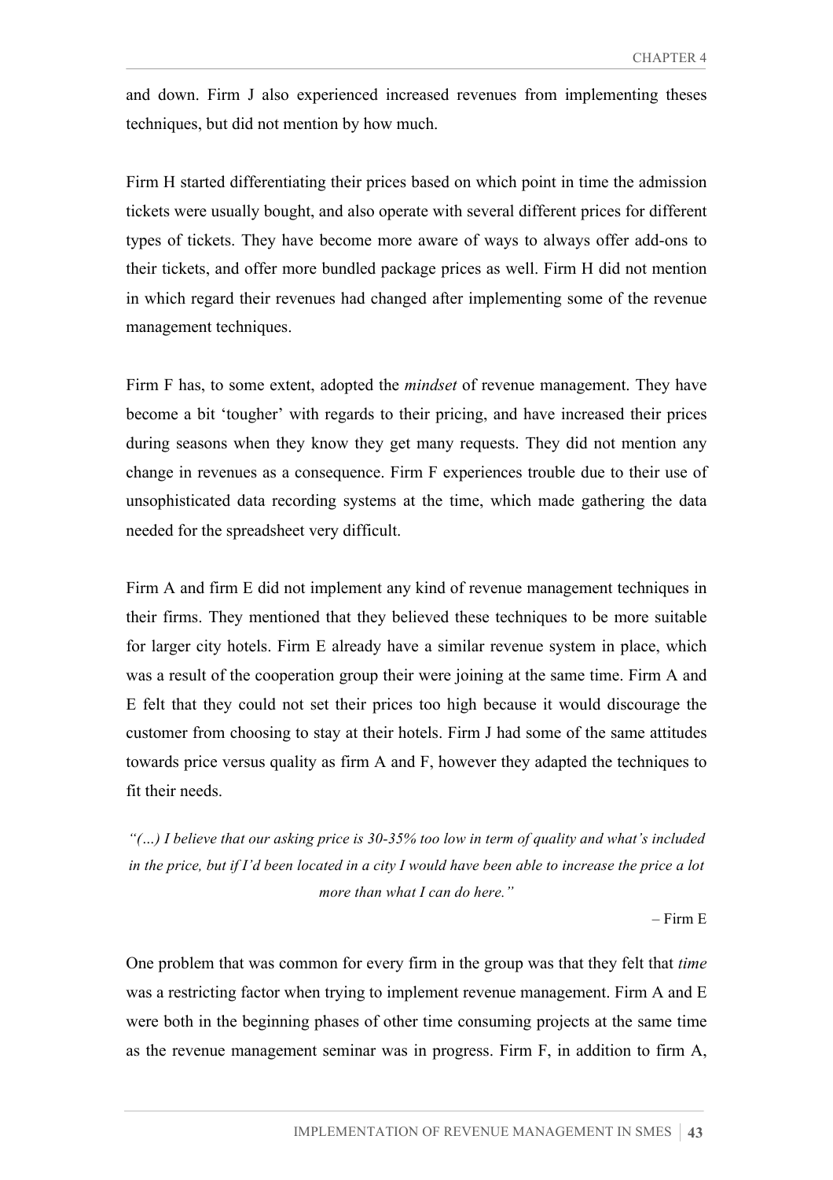and down. Firm J also experienced increased revenues from implementing theses techniques, but did not mention by how much.

Firm H started differentiating their prices based on which point in time the admission tickets were usually bought, and also operate with several different prices for different types of tickets. They have become more aware of ways to always offer add-ons to their tickets, and offer more bundled package prices as well. Firm H did not mention in which regard their revenues had changed after implementing some of the revenue management techniques.

Firm F has, to some extent, adopted the *mindset* of revenue management. They have become a bit 'tougher' with regards to their pricing, and have increased their prices during seasons when they know they get many requests. They did not mention any change in revenues as a consequence. Firm F experiences trouble due to their use of unsophisticated data recording systems at the time, which made gathering the data needed for the spreadsheet very difficult.

Firm A and firm E did not implement any kind of revenue management techniques in their firms. They mentioned that they believed these techniques to be more suitable for larger city hotels. Firm E already have a similar revenue system in place, which was a result of the cooperation group their were joining at the same time. Firm A and E felt that they could not set their prices too high because it would discourage the customer from choosing to stay at their hotels. Firm J had some of the same attitudes towards price versus quality as firm A and F, however they adapted the techniques to fit their needs.

> *"(…) I believe that our asking price is 30-35% too low in term of quality and what's included in the price, but if I'd been located in a city I would have been able to increase the price a lot more than what I can do here."*
>
> – Firm E

One problem that was common for every firm in the group was that they felt that *time* was a restricting factor when trying to implement revenue management. Firm A and E were both in the beginning phases of other time consuming projects at the same time as the revenue management seminar was in progress. Firm F, in addition to firm A,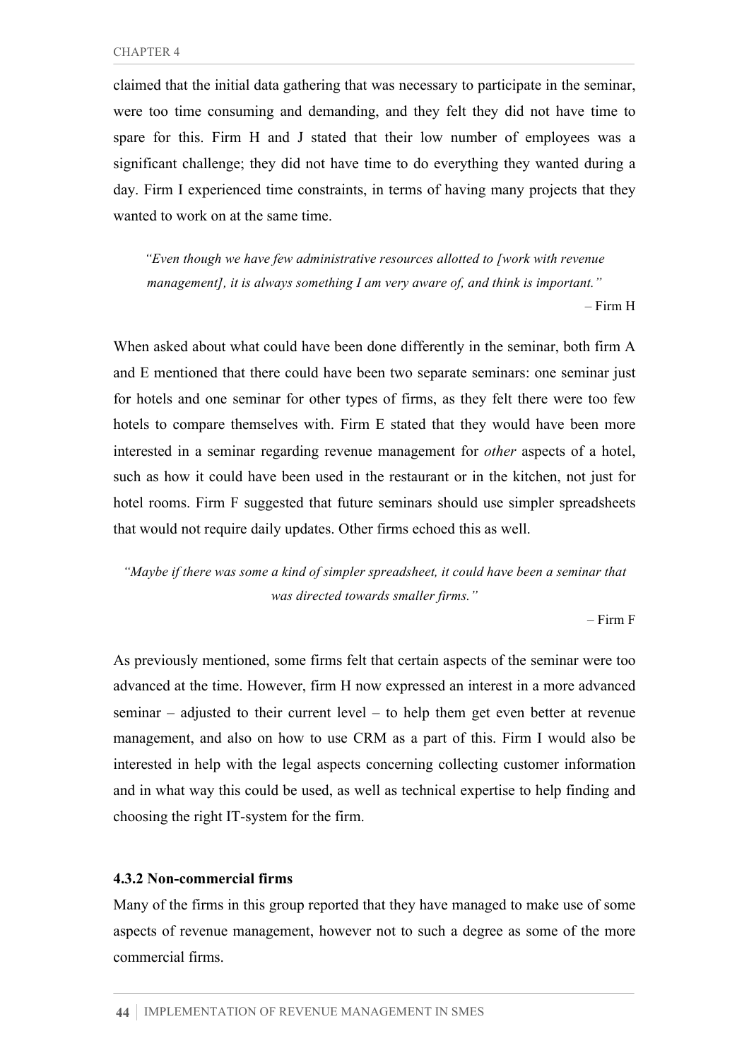claimed that the initial data gathering that was necessary to participate in the seminar, were too time consuming and demanding, and they felt they did not have time to spare for this. Firm H and J stated that their low number of employees was a significant challenge; they did not have time to do everything they wanted during a day. Firm I experienced time constraints, in terms of having many projects that they wanted to work on at the same time.

> *"Even though we have few administrative resources allotted to [work with revenue management], it is always something I am very aware of, and think is important."*
>
> – Firm H

When asked about what could have been done differently in the seminar, both firm A and E mentioned that there could have been two separate seminars: one seminar just for hotels and one seminar for other types of firms, as they felt there were too few hotels to compare themselves with. Firm E stated that they would have been more interested in a seminar regarding revenue management for *other* aspects of a hotel, such as how it could have been used in the restaurant or in the kitchen, not just for hotel rooms. Firm F suggested that future seminars should use simpler spreadsheets that would not require daily updates. Other firms echoed this as well.

> *"Maybe if there was some a kind of simpler spreadsheet, it could have been a seminar that was directed towards smaller firms."*
>
> – Firm F

As previously mentioned, some firms felt that certain aspects of the seminar were too advanced at the time. However, firm H now expressed an interest in a more advanced seminar – adjusted to their current level – to help them get even better at revenue management, and also on how to use CRM as a part of this. Firm I would also be interested in help with the legal aspects concerning collecting customer information and in what way this could be used, as well as technical expertise to help finding and choosing the right IT-system for the firm.

#### 4.3.2 Non-commercial firms

Many of the firms in this group reported that they have managed to make use of some aspects of revenue management, however not to such a degree as some of the more commercial firms.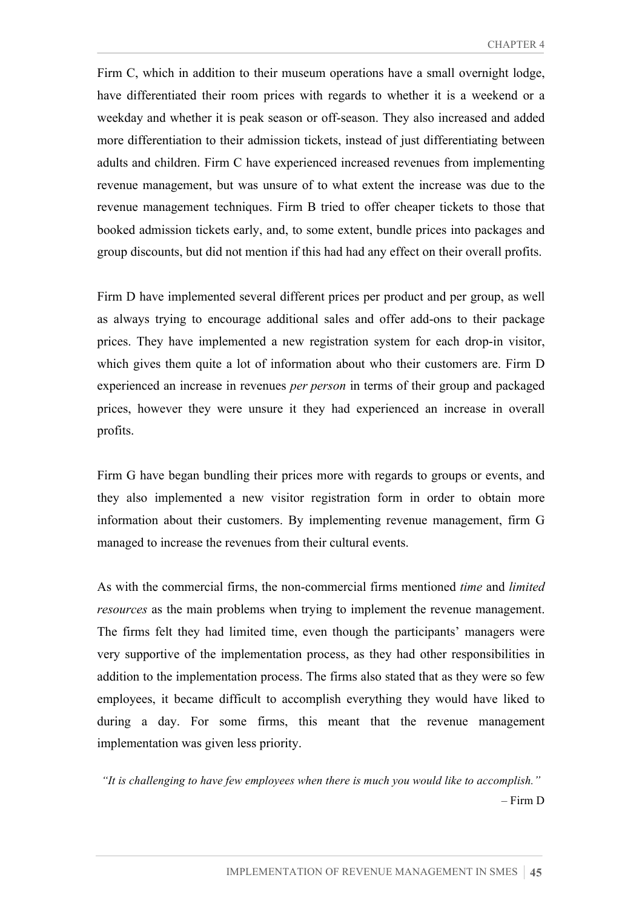Firm C, which in addition to their museum operations have a small overnight lodge, have differentiated their room prices with regards to whether it is a weekend or a weekday and whether it is peak season or off-season. They also increased and added more differentiation to their admission tickets, instead of just differentiating between adults and children. Firm C have experienced increased revenues from implementing revenue management, but was unsure of to what extent the increase was due to the revenue management techniques. Firm B tried to offer cheaper tickets to those that booked admission tickets early, and, to some extent, bundle prices into packages and group discounts, but did not mention if this had had any effect on their overall profits.

Firm D have implemented several different prices per product and per group, as well as always trying to encourage additional sales and offer add-ons to their package prices. They have implemented a new registration system for each drop-in visitor, which gives them quite a lot of information about who their customers are. Firm D experienced an increase in revenues *per person* in terms of their group and packaged prices, however they were unsure it they had experienced an increase in overall profits.

Firm G have began bundling their prices more with regards to groups or events, and they also implemented a new visitor registration form in order to obtain more information about their customers. By implementing revenue management, firm G managed to increase the revenues from their cultural events.

As with the commercial firms, the non-commercial firms mentioned *time* and *limited resources* as the main problems when trying to implement the revenue management. The firms felt they had limited time, even though the participants' managers were very supportive of the implementation process, as they had other responsibilities in addition to the implementation process. The firms also stated that as they were so few employees, it became difficult to accomplish everything they would have liked to during a day. For some firms, this meant that the revenue management implementation was given less priority.

*"It is challenging to have few employees when there is much you would like to accomplish."*
– Firm D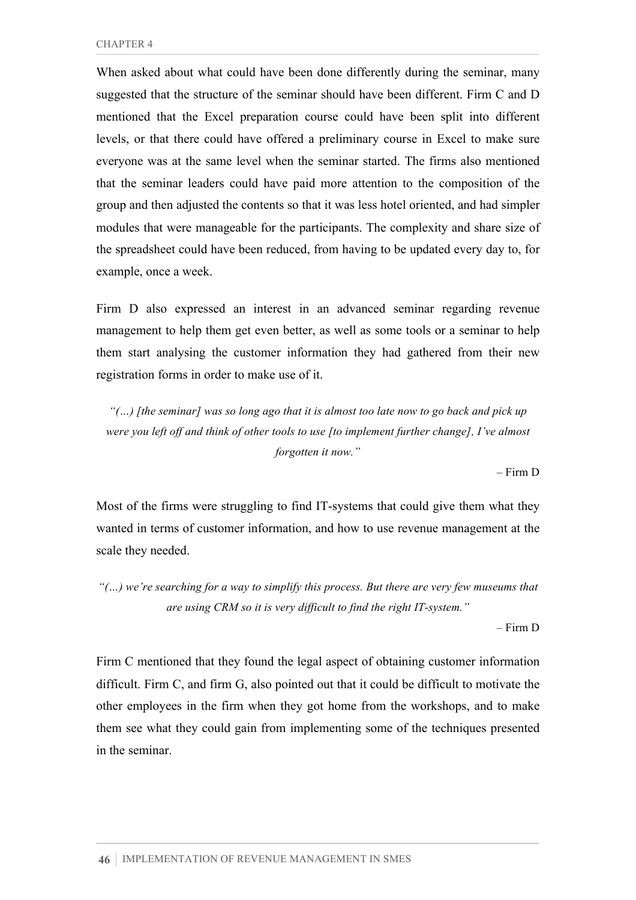When asked about what could have been done differently during the seminar, many suggested that the structure of the seminar should have been different. Firm C and D mentioned that the Excel preparation course could have been split into different levels, or that there could have offered a preliminary course in Excel to make sure everyone was at the same level when the seminar started. The firms also mentioned that the seminar leaders could have paid more attention to the composition of the group and then adjusted the contents so that it was less hotel oriented, and had simpler modules that were manageable for the participants. The complexity and share size of the spreadsheet could have been reduced, from having to be updated every day to, for example, once a week.

Firm D also expressed an interest in an advanced seminar regarding revenue management to help them get even better, as well as some tools or a seminar to help them start analysing the customer information they had gathered from their new registration forms in order to make use of it.

> *"(…) [the seminar] was so long ago that it is almost too late now to go back and pick up were you left off and think of other tools to use [to implement further change], I've almost forgotten it now."*
>
> – Firm D

Most of the firms were struggling to find IT-systems that could give them what they wanted in terms of customer information, and how to use revenue management at the scale they needed.

> *"(…) we're searching for a way to simplify this process. But there are very few museums that are using CRM so it is very difficult to find the right IT-system."*
>
> – Firm D

Firm C mentioned that they found the legal aspect of obtaining customer information difficult. Firm C, and firm G, also pointed out that it could be difficult to motivate the other employees in the firm when they got home from the workshops, and to make them see what they could gain from implementing some of the techniques presented in the seminar.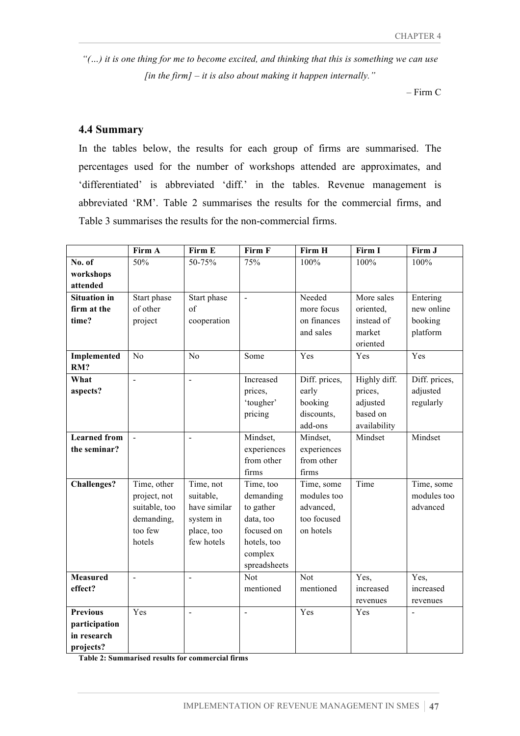*"(…) it is one thing for me to become excited, and thinking that this is something we can use [in the firm] – it is also about making it happen internally."*

– Firm C

## 4.4 Summary

In the tables below, the results for each group of firms are summarised. The percentages used for the number of workshops attended are approximates, and 'differentiated' is abbreviated 'diff.' in the tables. Revenue management is abbreviated 'RM'. Table 2 summarises the results for the commercial firms, and Table 3 summarises the results for the non-commercial firms.

| | Firm A | Firm E | Firm F | Firm H | Firm I | Firm J |
|---|---|---|---|---|---|---|
| **No. of workshops attended** | 50% | 50-75% | 75% | 100% | 100% | 100% |
| **Situation in firm at the time?** | Start phase of other project | Start phase of cooperation | - | Needed more focus on finances and sales | More sales oriented, instead of market oriented | Entering new online booking platform |
| **Implemented RM?** | No | No | Some | Yes | Yes | Yes |
| **What aspects?** | - | - | Increased prices, 'tougher' pricing | Diff. prices, early booking discounts, add-ons | Highly diff. prices, adjusted based on availability | Diff. prices, adjusted regularly |
| **Learned from the seminar?** | - | - | Mindset, experiences from other firms | Mindset, experiences from other firms | Mindset | Mindset |
| **Challenges?** | Time, other project, not suitable, too demanding, too few hotels | Time, not suitable, have similar system in place, too few hotels | Time, too demanding to gather data, too focused on hotels, too complex spreadsheets | Time, some modules too advanced, too focused on hotels | Time | Time, some modules too advanced |
| **Measured effect?** | - | - | Not mentioned | Not mentioned | Yes, increased revenues | Yes, increased revenues |
| **Previous participation in research projects?** | Yes | - | - | Yes | Yes | - |

**Table 2: Summarised results for commercial firms**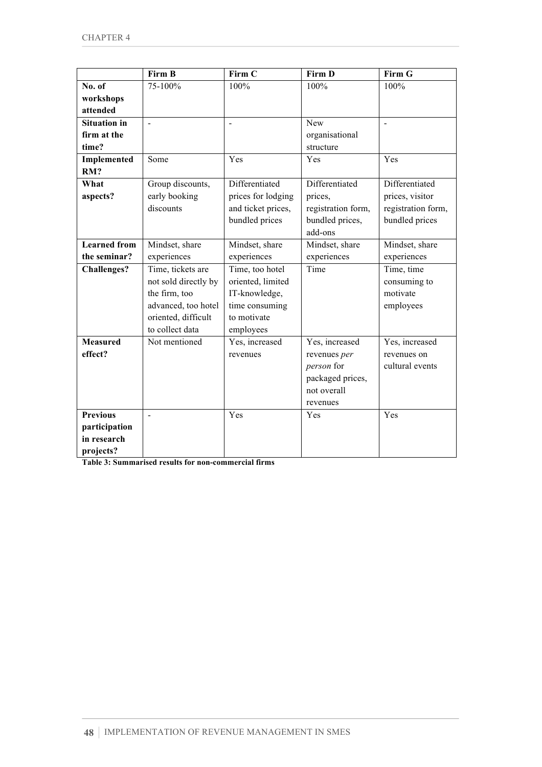| | Firm B | Firm C | Firm D | Firm G |
|---|---|---|---|---|
| **No. of workshops attended** | 75-100% | 100% | 100% | 100% |
| **Situation in firm at the time?** | - | - | New organisational structure | - |
| **Implemented RM?** | Some | Yes | Yes | Yes |
| **What aspects?** | Group discounts, early booking discounts | Differentiated prices for lodging and ticket prices, bundled prices | Differentiated prices, registration form, bundled prices, add-ons | Differentiated prices, visitor registration form, bundled prices |
| **Learned from the seminar?** | Mindset, share experiences | Mindset, share experiences | Mindset, share experiences | Mindset, share experiences |
| **Challenges?** | Time, tickets are not sold directly by the firm, too advanced, too hotel oriented, difficult to collect data | Time, too hotel oriented, limited IT-knowledge, time consuming to motivate employees | Time | Time, time consuming to motivate employees |
| **Measured effect?** | Not mentioned | Yes, increased revenues | Yes, increased revenues *per person* for packaged prices, not overall revenues | Yes, increased revenues on cultural events |
| **Previous participation in research projects?** | - | Yes | Yes | Yes |

**Table 3: Summarised results for non-commercial firms**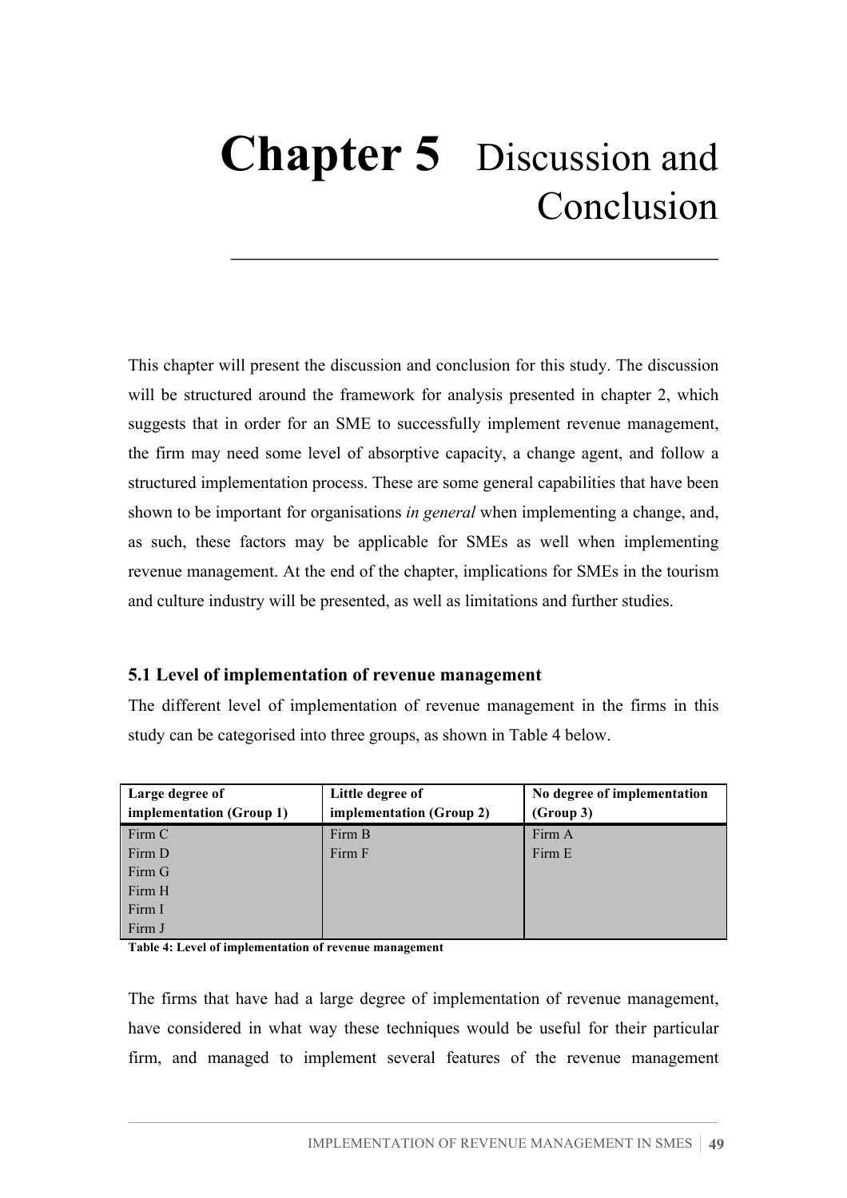# Chapter 5 Discussion and Conclusion

This chapter will present the discussion and conclusion for this study. The discussion will be structured around the framework for analysis presented in chapter 2, which suggests that in order for an SME to successfully implement revenue management, the firm may need some level of absorptive capacity, a change agent, and follow a structured implementation process. These are some general capabilities that have been shown to be important for organisations *in general* when implementing a change, and, as such, these factors may be applicable for SMEs as well when implementing revenue management. At the end of the chapter, implications for SMEs in the tourism and culture industry will be presented, as well as limitations and further studies.

## 5.1 Level of implementation of revenue management

The different level of implementation of revenue management in the firms in this study can be categorised into three groups, as shown in Table 4 below.

| Large degree of implementation (Group 1) | Little degree of implementation (Group 2) | No degree of implementation (Group 3) |
|---|---|---|
| Firm C | Firm B | Firm A |
| Firm D | Firm F | Firm E |
| Firm G | | |
| Firm H | | |
| Firm I | | |
| Firm J | | |

**Table 4: Level of implementation of revenue management**

The firms that have had a large degree of implementation of revenue management, have considered in what way these techniques would be useful for their particular firm, and managed to implement several features of the revenue management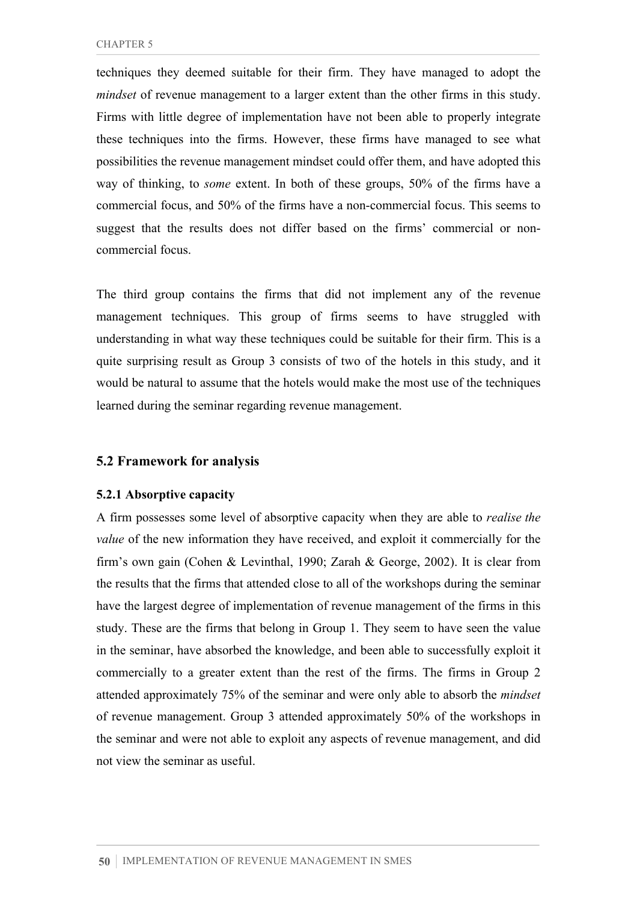techniques they deemed suitable for their firm. They have managed to adopt the *mindset* of revenue management to a larger extent than the other firms in this study. Firms with little degree of implementation have not been able to properly integrate these techniques into the firms. However, these firms have managed to see what possibilities the revenue management mindset could offer them, and have adopted this way of thinking, to *some* extent. In both of these groups, 50% of the firms have a commercial focus, and 50% of the firms have a non-commercial focus. This seems to suggest that the results does not differ based on the firms' commercial or non-commercial focus.

The third group contains the firms that did not implement any of the revenue management techniques. This group of firms seems to have struggled with understanding in what way these techniques could be suitable for their firm. This is a quite surprising result as Group 3 consists of two of the hotels in this study, and it would be natural to assume that the hotels would make the most use of the techniques learned during the seminar regarding revenue management.

## 5.2 Framework for analysis

### 5.2.1 Absorptive capacity

A firm possesses some level of absorptive capacity when they are able to *realise the value* of the new information they have received, and exploit it commercially for the firm's own gain (Cohen & Levinthal, 1990; Zarah & George, 2002). It is clear from the results that the firms that attended close to all of the workshops during the seminar have the largest degree of implementation of revenue management of the firms in this study. These are the firms that belong in Group 1. They seem to have seen the value in the seminar, have absorbed the knowledge, and been able to successfully exploit it commercially to a greater extent than the rest of the firms. The firms in Group 2 attended approximately 75% of the seminar and were only able to absorb the *mindset* of revenue management. Group 3 attended approximately 50% of the workshops in the seminar and were not able to exploit any aspects of revenue management, and did not view the seminar as useful.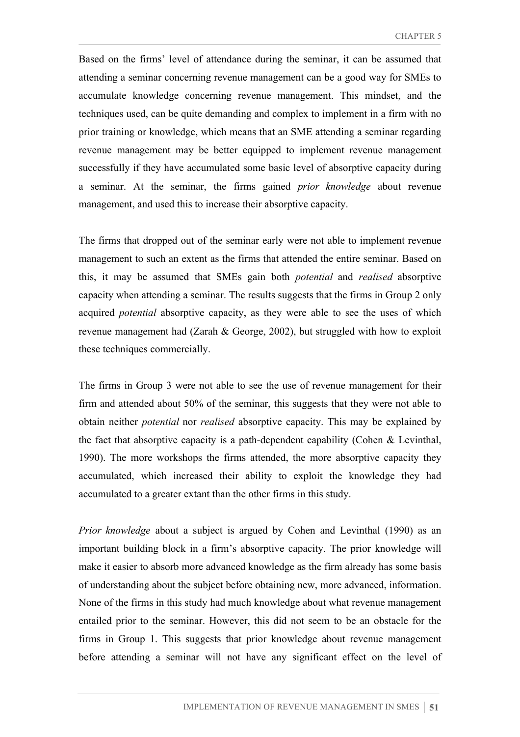Based on the firms' level of attendance during the seminar, it can be assumed that attending a seminar concerning revenue management can be a good way for SMEs to accumulate knowledge concerning revenue management. This mindset, and the techniques used, can be quite demanding and complex to implement in a firm with no prior training or knowledge, which means that an SME attending a seminar regarding revenue management may be better equipped to implement revenue management successfully if they have accumulated some basic level of absorptive capacity during a seminar. At the seminar, the firms gained *prior knowledge* about revenue management, and used this to increase their absorptive capacity.

The firms that dropped out of the seminar early were not able to implement revenue management to such an extent as the firms that attended the entire seminar. Based on this, it may be assumed that SMEs gain both *potential* and *realised* absorptive capacity when attending a seminar. The results suggests that the firms in Group 2 only acquired *potential* absorptive capacity, as they were able to see the uses of which revenue management had (Zarah & George, 2002), but struggled with how to exploit these techniques commercially.

The firms in Group 3 were not able to see the use of revenue management for their firm and attended about 50% of the seminar, this suggests that they were not able to obtain neither *potential* nor *realised* absorptive capacity. This may be explained by the fact that absorptive capacity is a path-dependent capability (Cohen & Levinthal, 1990). The more workshops the firms attended, the more absorptive capacity they accumulated, which increased their ability to exploit the knowledge they had accumulated to a greater extant than the other firms in this study.

*Prior knowledge* about a subject is argued by Cohen and Levinthal (1990) as an important building block in a firm's absorptive capacity. The prior knowledge will make it easier to absorb more advanced knowledge as the firm already has some basis of understanding about the subject before obtaining new, more advanced, information. None of the firms in this study had much knowledge about what revenue management entailed prior to the seminar. However, this did not seem to be an obstacle for the firms in Group 1. This suggests that prior knowledge about revenue management before attending a seminar will not have any significant effect on the level of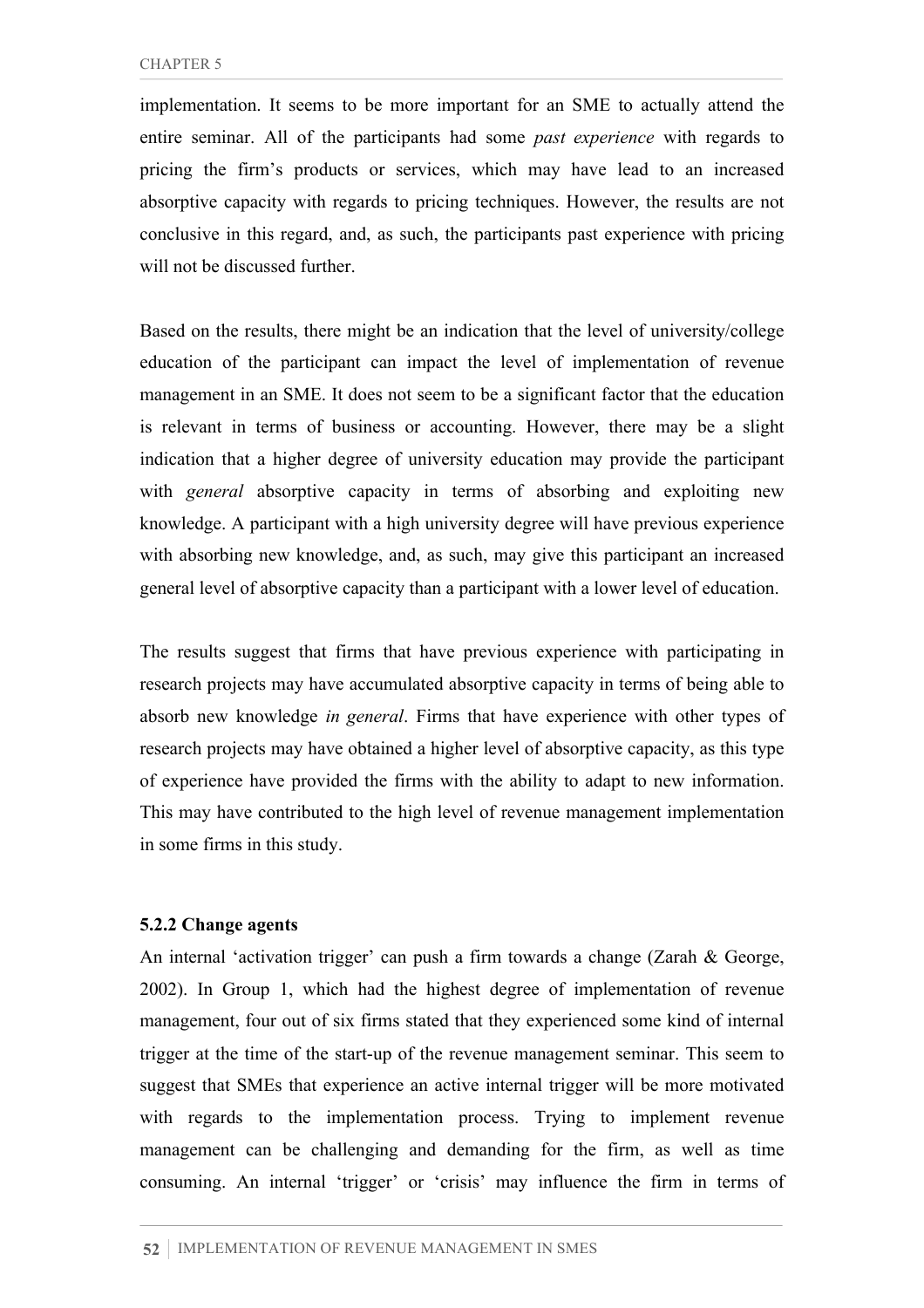implementation. It seems to be more important for an SME to actually attend the entire seminar. All of the participants had some *past experience* with regards to pricing the firm's products or services, which may have lead to an increased absorptive capacity with regards to pricing techniques. However, the results are not conclusive in this regard, and, as such, the participants past experience with pricing will not be discussed further.

Based on the results, there might be an indication that the level of university/college education of the participant can impact the level of implementation of revenue management in an SME. It does not seem to be a significant factor that the education is relevant in terms of business or accounting. However, there may be a slight indication that a higher degree of university education may provide the participant with *general* absorptive capacity in terms of absorbing and exploiting new knowledge. A participant with a high university degree will have previous experience with absorbing new knowledge, and, as such, may give this participant an increased general level of absorptive capacity than a participant with a lower level of education.

The results suggest that firms that have previous experience with participating in research projects may have accumulated absorptive capacity in terms of being able to absorb new knowledge *in general*. Firms that have experience with other types of research projects may have obtained a higher level of absorptive capacity, as this type of experience have provided the firms with the ability to adapt to new information. This may have contributed to the high level of revenue management implementation in some firms in this study.

### 5.2.2 Change agents

An internal 'activation trigger' can push a firm towards a change (Zarah & George, 2002). In Group 1, which had the highest degree of implementation of revenue management, four out of six firms stated that they experienced some kind of internal trigger at the time of the start-up of the revenue management seminar. This seem to suggest that SMEs that experience an active internal trigger will be more motivated with regards to the implementation process. Trying to implement revenue management can be challenging and demanding for the firm, as well as time consuming. An internal 'trigger' or 'crisis' may influence the firm in terms of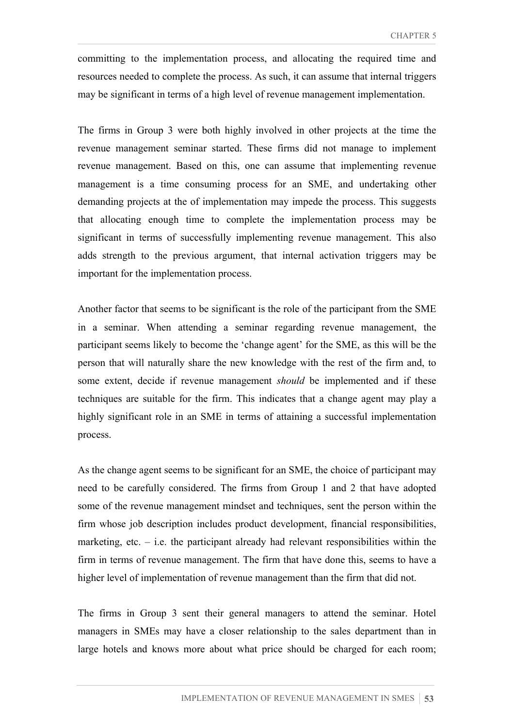committing to the implementation process, and allocating the required time and resources needed to complete the process. As such, it can assume that internal triggers may be significant in terms of a high level of revenue management implementation.

The firms in Group 3 were both highly involved in other projects at the time the revenue management seminar started. These firms did not manage to implement revenue management. Based on this, one can assume that implementing revenue management is a time consuming process for an SME, and undertaking other demanding projects at the of implementation may impede the process. This suggests that allocating enough time to complete the implementation process may be significant in terms of successfully implementing revenue management. This also adds strength to the previous argument, that internal activation triggers may be important for the implementation process.

Another factor that seems to be significant is the role of the participant from the SME in a seminar. When attending a seminar regarding revenue management, the participant seems likely to become the 'change agent' for the SME, as this will be the person that will naturally share the new knowledge with the rest of the firm and, to some extent, decide if revenue management *should* be implemented and if these techniques are suitable for the firm. This indicates that a change agent may play a highly significant role in an SME in terms of attaining a successful implementation process.

As the change agent seems to be significant for an SME, the choice of participant may need to be carefully considered. The firms from Group 1 and 2 that have adopted some of the revenue management mindset and techniques, sent the person within the firm whose job description includes product development, financial responsibilities, marketing, etc. – i.e. the participant already had relevant responsibilities within the firm in terms of revenue management. The firm that have done this, seems to have a higher level of implementation of revenue management than the firm that did not.

The firms in Group 3 sent their general managers to attend the seminar. Hotel managers in SMEs may have a closer relationship to the sales department than in large hotels and knows more about what price should be charged for each room;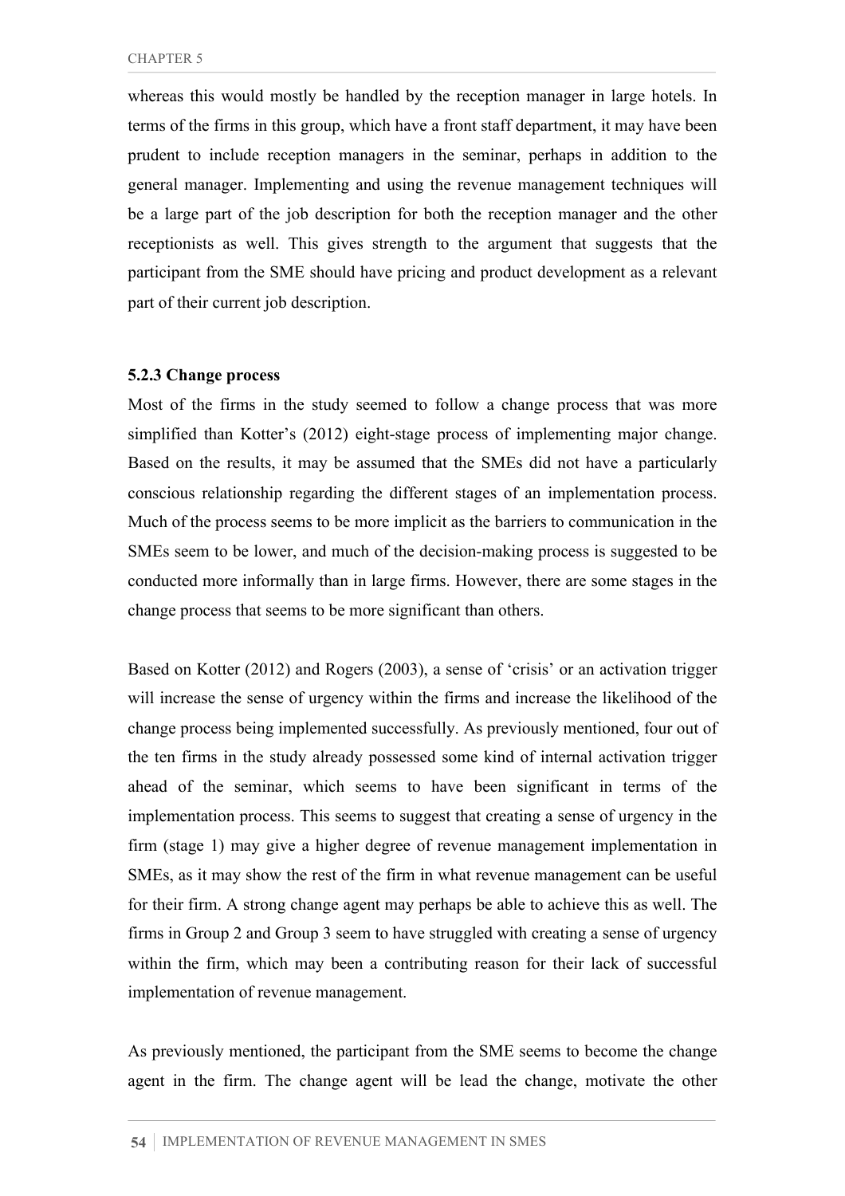whereas this would mostly be handled by the reception manager in large hotels. In terms of the firms in this group, which have a front staff department, it may have been prudent to include reception managers in the seminar, perhaps in addition to the general manager. Implementing and using the revenue management techniques will be a large part of the job description for both the reception manager and the other receptionists as well. This gives strength to the argument that suggests that the participant from the SME should have pricing and product development as a relevant part of their current job description.

### 5.2.3 Change process

Most of the firms in the study seemed to follow a change process that was more simplified than Kotter's (2012) eight-stage process of implementing major change. Based on the results, it may be assumed that the SMEs did not have a particularly conscious relationship regarding the different stages of an implementation process. Much of the process seems to be more implicit as the barriers to communication in the SMEs seem to be lower, and much of the decision-making process is suggested to be conducted more informally than in large firms. However, there are some stages in the change process that seems to be more significant than others.

Based on Kotter (2012) and Rogers (2003), a sense of 'crisis' or an activation trigger will increase the sense of urgency within the firms and increase the likelihood of the change process being implemented successfully. As previously mentioned, four out of the ten firms in the study already possessed some kind of internal activation trigger ahead of the seminar, which seems to have been significant in terms of the implementation process. This seems to suggest that creating a sense of urgency in the firm (stage 1) may give a higher degree of revenue management implementation in SMEs, as it may show the rest of the firm in what revenue management can be useful for their firm. A strong change agent may perhaps be able to achieve this as well. The firms in Group 2 and Group 3 seem to have struggled with creating a sense of urgency within the firm, which may been a contributing reason for their lack of successful implementation of revenue management.

As previously mentioned, the participant from the SME seems to become the change agent in the firm. The change agent will be lead the change, motivate the other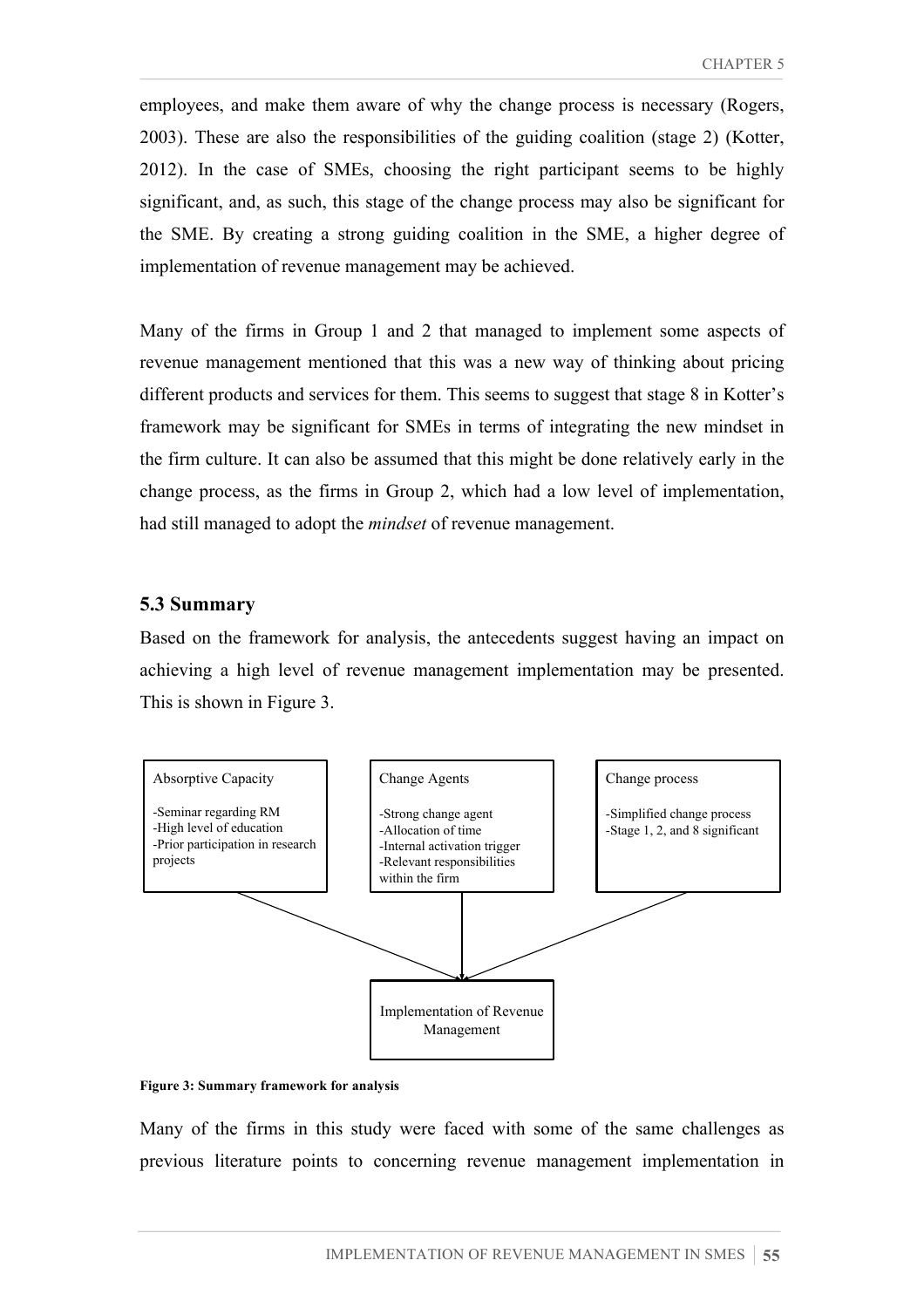employees, and make them aware of why the change process is necessary (Rogers, 2003). These are also the responsibilities of the guiding coalition (stage 2) (Kotter, 2012). In the case of SMEs, choosing the right participant seems to be highly significant, and, as such, this stage of the change process may also be significant for the SME. By creating a strong guiding coalition in the SME, a higher degree of implementation of revenue management may be achieved.

Many of the firms in Group 1 and 2 that managed to implement some aspects of revenue management mentioned that this was a new way of thinking about pricing different products and services for them. This seems to suggest that stage 8 in Kotter's framework may be significant for SMEs in terms of integrating the new mindset in the firm culture. It can also be assumed that this might be done relatively early in the change process, as the firms in Group 2, which had a low level of implementation, had still managed to adopt the *mindset* of revenue management.

## 5.3 Summary

Based on the framework for analysis, the antecedents suggest having an impact on achieving a high level of revenue management implementation may be presented. This is shown in Figure 3.

Absorptive Capacity

-Seminar regarding RM
-High level of education
-Prior participation in research projects

Change Agents

-Strong change agent
-Allocation of time
-Internal activation trigger
-Relevant responsibilities within the firm

Change process

-Simplified change process
-Stage 1, 2, and 8 significant

Implementation of Revenue Management

**Figure 3: Summary framework for analysis**

Many of the firms in this study were faced with some of the same challenges as previous literature points to concerning revenue management implementation in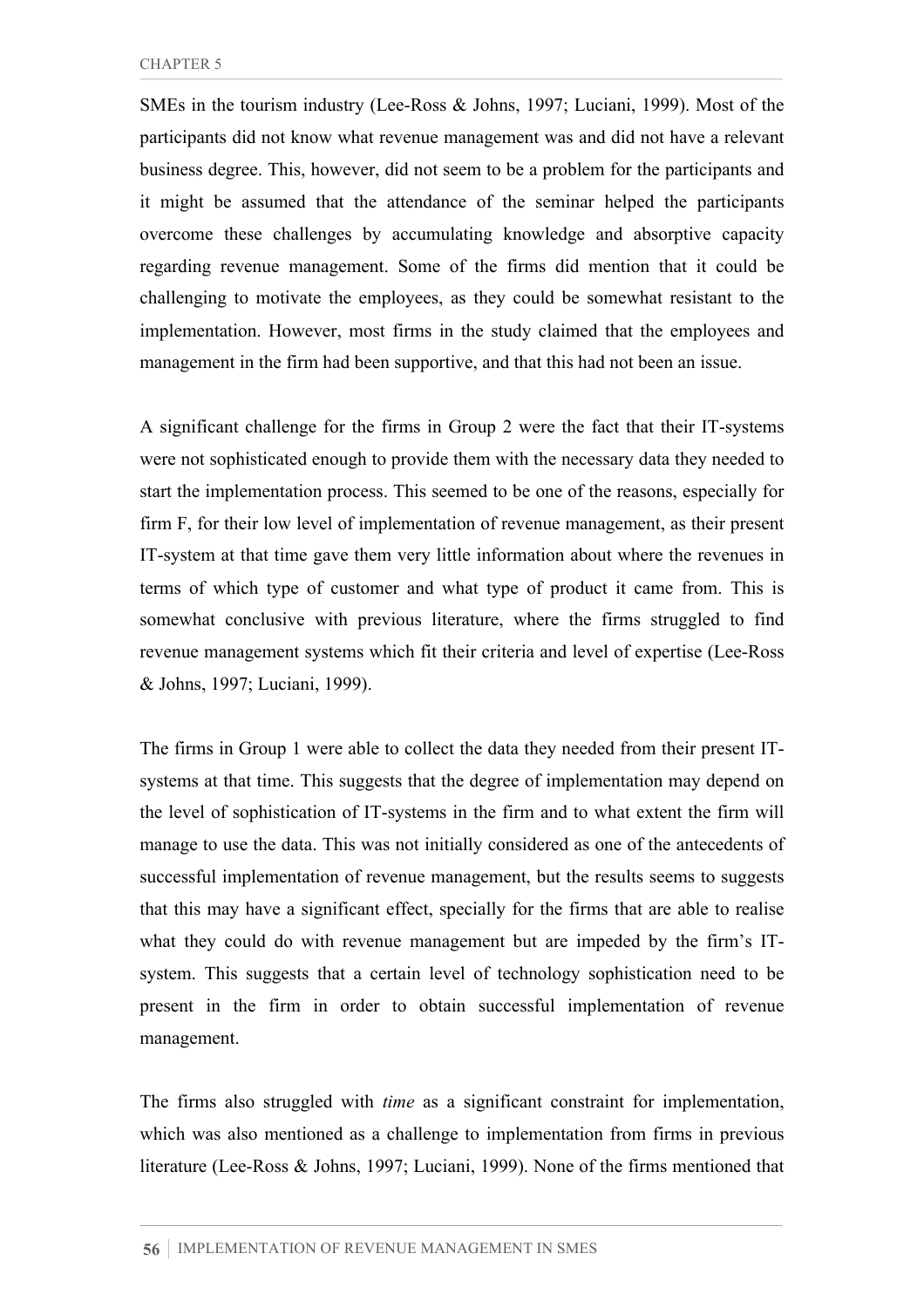SMEs in the tourism industry (Lee-Ross & Johns, 1997; Luciani, 1999). Most of the participants did not know what revenue management was and did not have a relevant business degree. This, however, did not seem to be a problem for the participants and it might be assumed that the attendance of the seminar helped the participants overcome these challenges by accumulating knowledge and absorptive capacity regarding revenue management. Some of the firms did mention that it could be challenging to motivate the employees, as they could be somewhat resistant to the implementation. However, most firms in the study claimed that the employees and management in the firm had been supportive, and that this had not been an issue.

A significant challenge for the firms in Group 2 were the fact that their IT-systems were not sophisticated enough to provide them with the necessary data they needed to start the implementation process. This seemed to be one of the reasons, especially for firm F, for their low level of implementation of revenue management, as their present IT-system at that time gave them very little information about where the revenues in terms of which type of customer and what type of product it came from. This is somewhat conclusive with previous literature, where the firms struggled to find revenue management systems which fit their criteria and level of expertise (Lee-Ross & Johns, 1997; Luciani, 1999).

The firms in Group 1 were able to collect the data they needed from their present IT-systems at that time. This suggests that the degree of implementation may depend on the level of sophistication of IT-systems in the firm and to what extent the firm will manage to use the data. This was not initially considered as one of the antecedents of successful implementation of revenue management, but the results seems to suggests that this may have a significant effect, specially for the firms that are able to realise what they could do with revenue management but are impeded by the firm's IT-system. This suggests that a certain level of technology sophistication need to be present in the firm in order to obtain successful implementation of revenue management.

The firms also struggled with *time* as a significant constraint for implementation, which was also mentioned as a challenge to implementation from firms in previous literature (Lee-Ross & Johns, 1997; Luciani, 1999). None of the firms mentioned that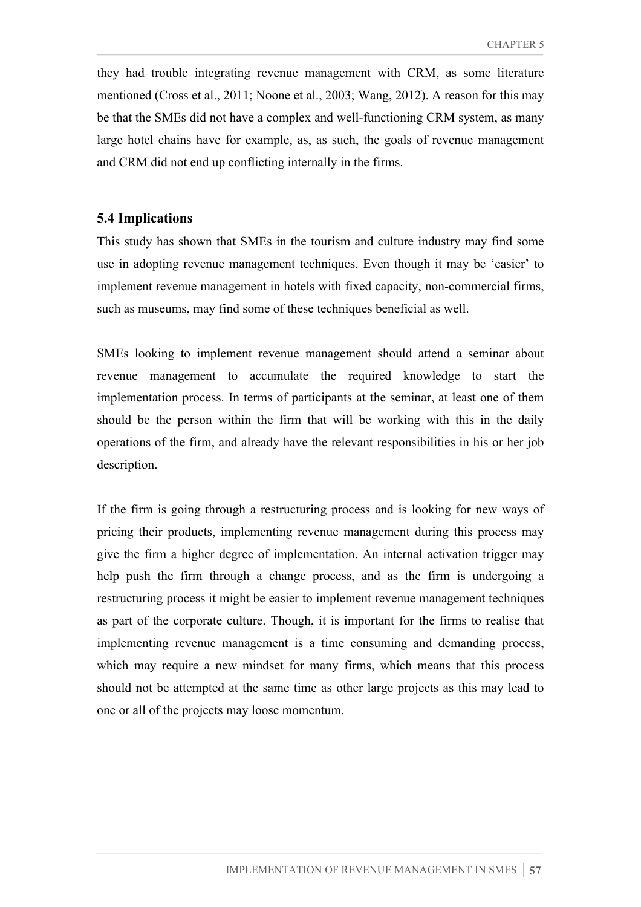they had trouble integrating revenue management with CRM, as some literature mentioned (Cross et al., 2011; Noone et al., 2003; Wang, 2012). A reason for this may be that the SMEs did not have a complex and well-functioning CRM system, as many large hotel chains have for example, as, as such, the goals of revenue management and CRM did not end up conflicting internally in the firms.

## 5.4 Implications

This study has shown that SMEs in the tourism and culture industry may find some use in adopting revenue management techniques. Even though it may be 'easier' to implement revenue management in hotels with fixed capacity, non-commercial firms, such as museums, may find some of these techniques beneficial as well.

SMEs looking to implement revenue management should attend a seminar about revenue management to accumulate the required knowledge to start the implementation process. In terms of participants at the seminar, at least one of them should be the person within the firm that will be working with this in the daily operations of the firm, and already have the relevant responsibilities in his or her job description.

If the firm is going through a restructuring process and is looking for new ways of pricing their products, implementing revenue management during this process may give the firm a higher degree of implementation. An internal activation trigger may help push the firm through a change process, and as the firm is undergoing a restructuring process it might be easier to implement revenue management techniques as part of the corporate culture. Though, it is important for the firms to realise that implementing revenue management is a time consuming and demanding process, which may require a new mindset for many firms, which means that this process should not be attempted at the same time as other large projects as this may lead to one or all of the projects may loose momentum.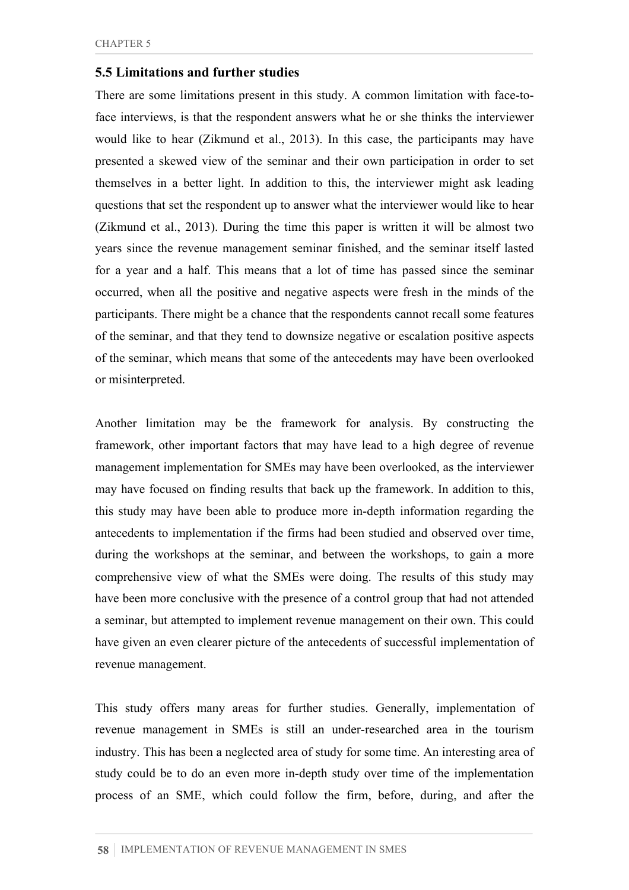## 5.5 Limitations and further studies

There are some limitations present in this study. A common limitation with face-to-face interviews, is that the respondent answers what he or she thinks the interviewer would like to hear (Zikmund et al., 2013). In this case, the participants may have presented a skewed view of the seminar and their own participation in order to set themselves in a better light. In addition to this, the interviewer might ask leading questions that set the respondent up to answer what the interviewer would like to hear (Zikmund et al., 2013). During the time this paper is written it will be almost two years since the revenue management seminar finished, and the seminar itself lasted for a year and a half. This means that a lot of time has passed since the seminar occurred, when all the positive and negative aspects were fresh in the minds of the participants. There might be a chance that the respondents cannot recall some features of the seminar, and that they tend to downsize negative or escalation positive aspects of the seminar, which means that some of the antecedents may have been overlooked or misinterpreted.

Another limitation may be the framework for analysis. By constructing the framework, other important factors that may have lead to a high degree of revenue management implementation for SMEs may have been overlooked, as the interviewer may have focused on finding results that back up the framework. In addition to this, this study may have been able to produce more in-depth information regarding the antecedents to implementation if the firms had been studied and observed over time, during the workshops at the seminar, and between the workshops, to gain a more comprehensive view of what the SMEs were doing. The results of this study may have been more conclusive with the presence of a control group that had not attended a seminar, but attempted to implement revenue management on their own. This could have given an even clearer picture of the antecedents of successful implementation of revenue management.

This study offers many areas for further studies. Generally, implementation of revenue management in SMEs is still an under-researched area in the tourism industry. This has been a neglected area of study for some time. An interesting area of study could be to do an even more in-depth study over time of the implementation process of an SME, which could follow the firm, before, during, and after the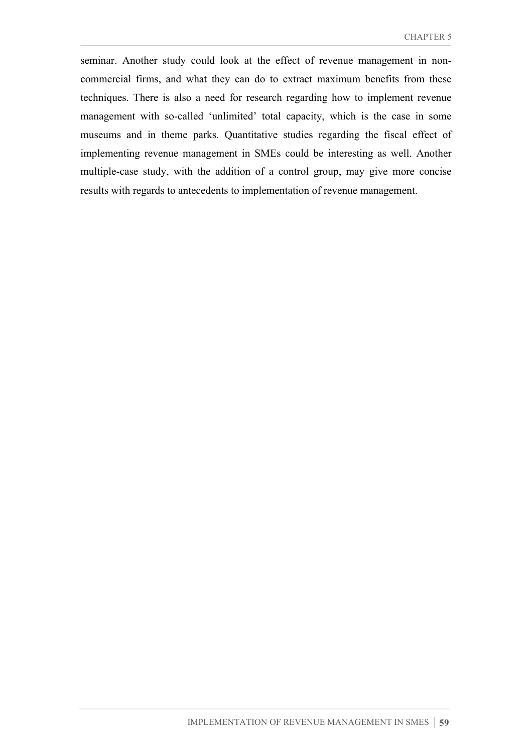seminar. Another study could look at the effect of revenue management in non-commercial firms, and what they can do to extract maximum benefits from these techniques. There is also a need for research regarding how to implement revenue management with so-called ‘unlimited’ total capacity, which is the case in some museums and in theme parks. Quantitative studies regarding the fiscal effect of implementing revenue management in SMEs could be interesting as well. Another multiple-case study, with the addition of a control group, may give more concise results with regards to antecedents to implementation of revenue management.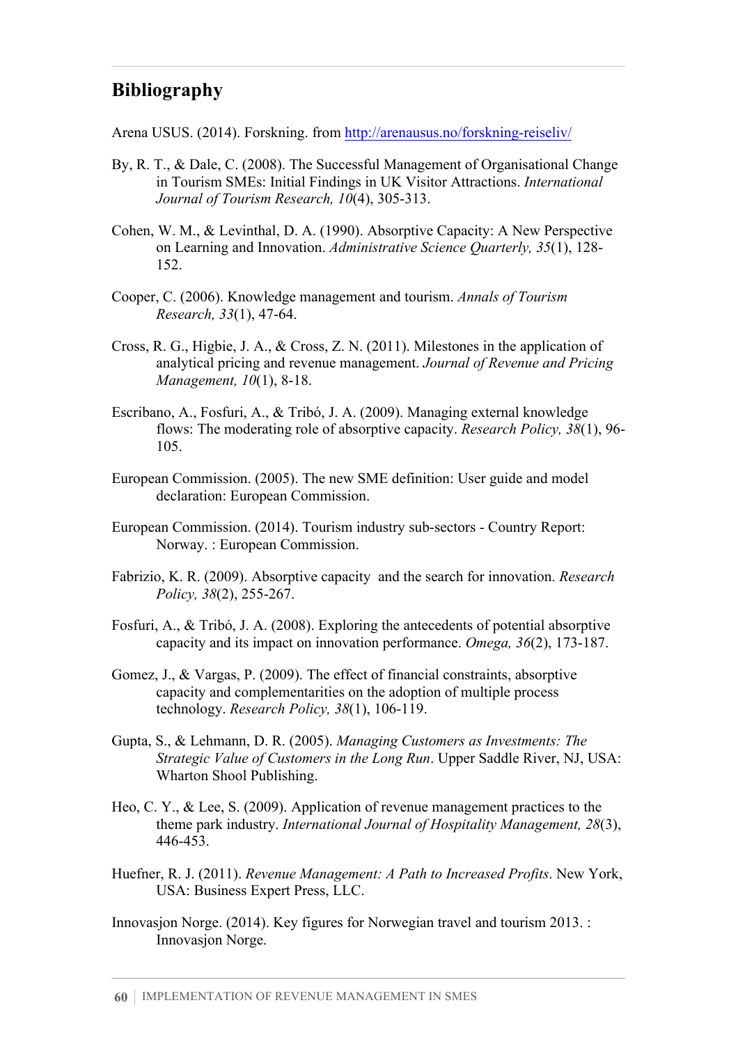## Bibliography

Arena USUS. (2014). Forskning. from http://arenausus.no/forskning-reiseliv/

By, R. T., & Dale, C. (2008). The Successful Management of Organisational Change in Tourism SMEs: Initial Findings in UK Visitor Attractions. *International Journal of Tourism Research, 10*(4), 305-313.

Cohen, W. M., & Levinthal, D. A. (1990). Absorptive Capacity: A New Perspective on Learning and Innovation. *Administrative Science Quarterly, 35*(1), 128-152.

Cooper, C. (2006). Knowledge management and tourism. *Annals of Tourism Research, 33*(1), 47-64.

Cross, R. G., Higbie, J. A., & Cross, Z. N. (2011). Milestones in the application of analytical pricing and revenue management. *Journal of Revenue and Pricing Management, 10*(1), 8-18.

Escribano, A., Fosfuri, A., & Tribó, J. A. (2009). Managing external knowledge flows: The moderating role of absorptive capacity. *Research Policy, 38*(1), 96-105.

European Commission. (2005). The new SME definition: User guide and model declaration: European Commission.

European Commission. (2014). Tourism industry sub-sectors - Country Report: Norway. : European Commission.

Fabrizio, K. R. (2009). Absorptive capacity and the search for innovation. *Research Policy, 38*(2), 255-267.

Fosfuri, A., & Tribó, J. A. (2008). Exploring the antecedents of potential absorptive capacity and its impact on innovation performance. *Omega, 36*(2), 173-187.

Gomez, J., & Vargas, P. (2009). The effect of financial constraints, absorptive capacity and complementarities on the adoption of multiple process technology. *Research Policy, 38*(1), 106-119.

Gupta, S., & Lehmann, D. R. (2005). *Managing Customers as Investments: The Strategic Value of Customers in the Long Run*. Upper Saddle River, NJ, USA: Wharton Shool Publishing.

Heo, C. Y., & Lee, S. (2009). Application of revenue management practices to the theme park industry. *International Journal of Hospitality Management, 28*(3), 446-453.

Huefner, R. J. (2011). *Revenue Management: A Path to Increased Profits*. New York, USA: Business Expert Press, LLC.

Innovasjon Norge. (2014). Key figures for Norwegian travel and tourism 2013. : Innovasjon Norge.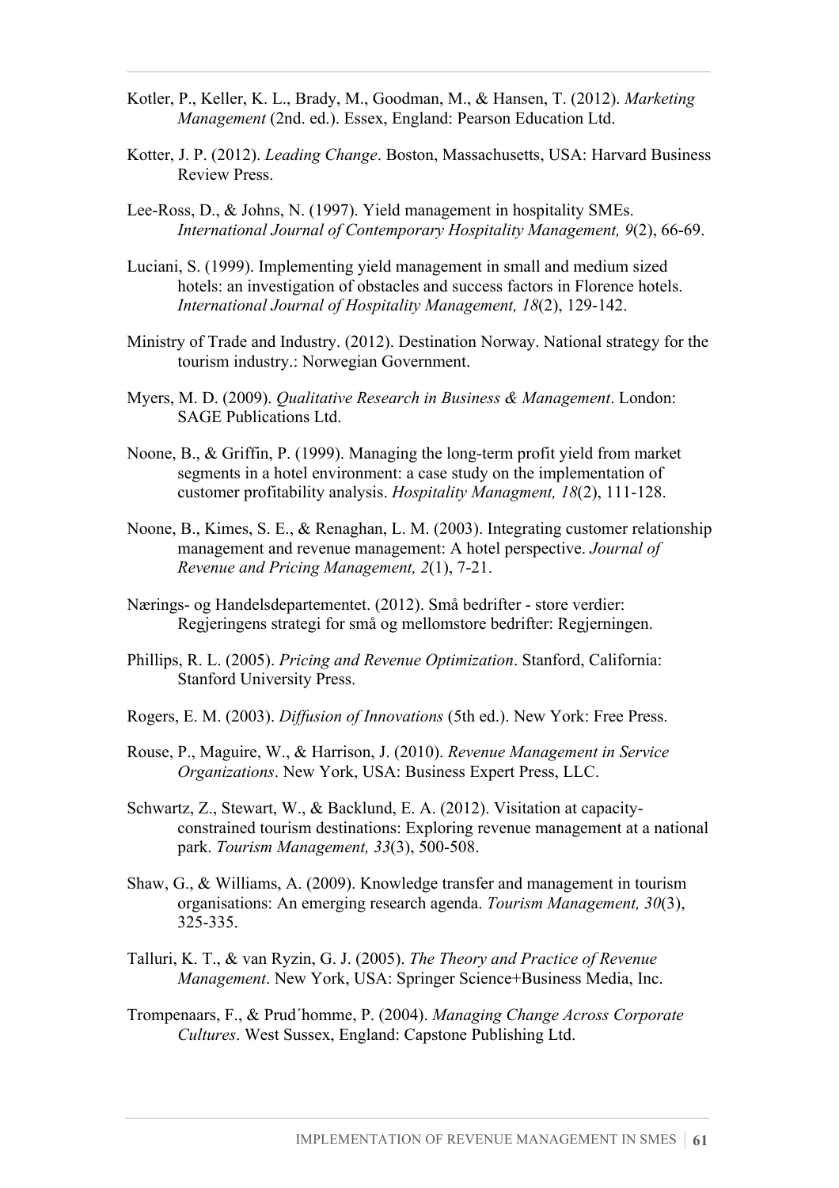Kotler, P., Keller, K. L., Brady, M., Goodman, M., & Hansen, T. (2012). *Marketing Management* (2nd. ed.). Essex, England: Pearson Education Ltd.

Kotter, J. P. (2012). *Leading Change*. Boston, Massachusetts, USA: Harvard Business Review Press.

Lee-Ross, D., & Johns, N. (1997). Yield management in hospitality SMEs. *International Journal of Contemporary Hospitality Management, 9*(2), 66-69.

Luciani, S. (1999). Implementing yield management in small and medium sized hotels: an investigation of obstacles and success factors in Florence hotels. *International Journal of Hospitality Management, 18*(2), 129-142.

Ministry of Trade and Industry. (2012). Destination Norway. National strategy for the tourism industry.: Norwegian Government.

Myers, M. D. (2009). *Qualitative Research in Business & Management*. London: SAGE Publications Ltd.

Noone, B., & Griffin, P. (1999). Managing the long-term profit yield from market segments in a hotel environment: a case study on the implementation of customer profitability analysis. *Hospitality Managment, 18*(2), 111-128.

Noone, B., Kimes, S. E., & Renaghan, L. M. (2003). Integrating customer relationship management and revenue management: A hotel perspective. *Journal of Revenue and Pricing Management, 2*(1), 7-21.

Nærings- og Handelsdepartementet. (2012). Små bedrifter - store verdier: Regjeringens strategi for små og mellomstore bedrifter: Regjerningen.

Phillips, R. L. (2005). *Pricing and Revenue Optimization*. Stanford, California: Stanford University Press.

Rogers, E. M. (2003). *Diffusion of Innovations* (5th ed.). New York: Free Press.

Rouse, P., Maguire, W., & Harrison, J. (2010). *Revenue Management in Service Organizations*. New York, USA: Business Expert Press, LLC.

Schwartz, Z., Stewart, W., & Backlund, E. A. (2012). Visitation at capacity-constrained tourism destinations: Exploring revenue management at a national park. *Tourism Management, 33*(3), 500-508.

Shaw, G., & Williams, A. (2009). Knowledge transfer and management in tourism organisations: An emerging research agenda. *Tourism Management, 30*(3), 325-335.

Talluri, K. T., & van Ryzin, G. J. (2005). *The Theory and Practice of Revenue Management*. New York, USA: Springer Science+Business Media, Inc.

Trompenaars, F., & Prud´homme, P. (2004). *Managing Change Across Corporate Cultures*. West Sussex, England: Capstone Publishing Ltd.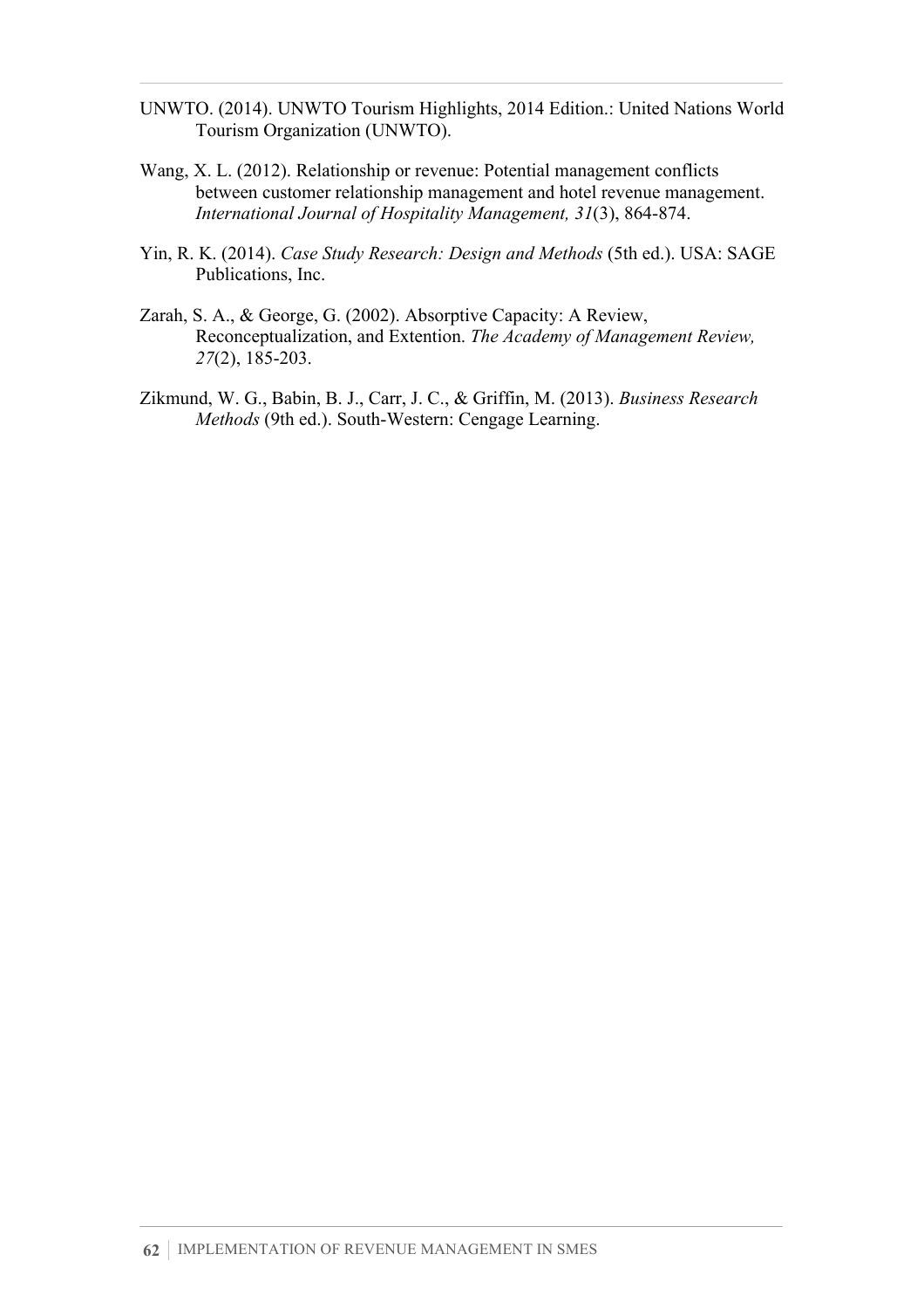UNWTO. (2014). UNWTO Tourism Highlights, 2014 Edition.: United Nations World Tourism Organization (UNWTO).

Wang, X. L. (2012). Relationship or revenue: Potential management conflicts between customer relationship management and hotel revenue management. *International Journal of Hospitality Management, 31*(3), 864-874.

Yin, R. K. (2014). *Case Study Research: Design and Methods* (5th ed.). USA: SAGE Publications, Inc.

Zarah, S. A., & George, G. (2002). Absorptive Capacity: A Review, Reconceptualization, and Extention. *The Academy of Management Review, 27*(2), 185-203.

Zikmund, W. G., Babin, B. J., Carr, J. C., & Griffin, M. (2013). *Business Research Methods* (9th ed.). South-Western: Cengage Learning.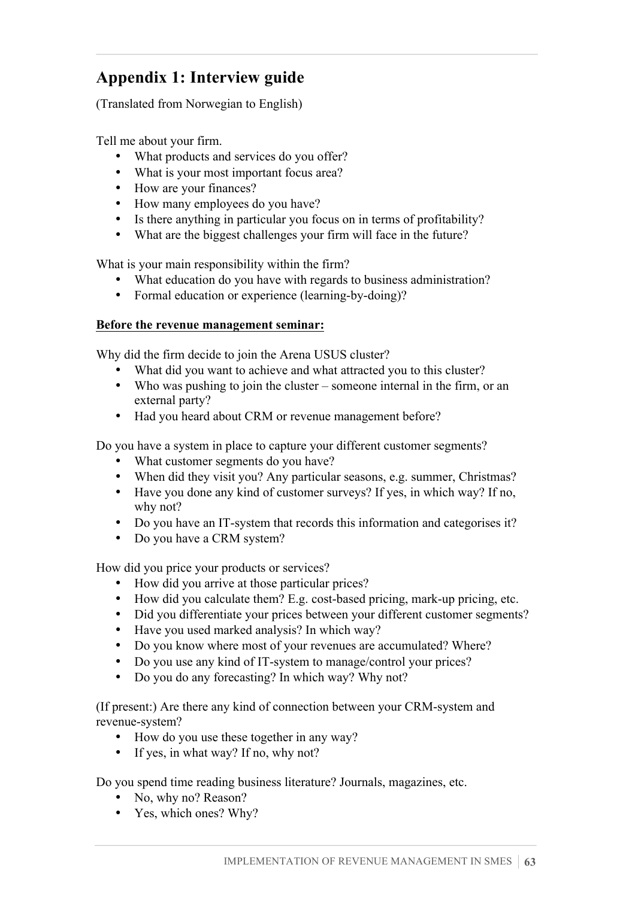## Appendix 1: Interview guide

(Translated from Norwegian to English)

Tell me about your firm.

- What products and services do you offer?
- What is your most important focus area?
- How are your finances?
- How many employees do you have?
- Is there anything in particular you focus on in terms of profitability?
- What are the biggest challenges your firm will face in the future?

What is your main responsibility within the firm?

- What education do you have with regards to business administration?
- Formal education or experience (learning-by-doing)?

**Before the revenue management seminar:**

Why did the firm decide to join the Arena USUS cluster?

- What did you want to achieve and what attracted you to this cluster?
- Who was pushing to join the cluster – someone internal in the firm, or an external party?
- Had you heard about CRM or revenue management before?

Do you have a system in place to capture your different customer segments?

- What customer segments do you have?
- When did they visit you? Any particular seasons, e.g. summer, Christmas?
- Have you done any kind of customer surveys? If yes, in which way? If no, why not?
- Do you have an IT-system that records this information and categorises it?
- Do you have a CRM system?

How did you price your products or services?

- How did you arrive at those particular prices?
- How did you calculate them? E.g. cost-based pricing, mark-up pricing, etc.
- Did you differentiate your prices between your different customer segments?
- Have you used marked analysis? In which way?
- Do you know where most of your revenues are accumulated? Where?
- Do you use any kind of IT-system to manage/control your prices?
- Do you do any forecasting? In which way? Why not?

(If present:) Are there any kind of connection between your CRM-system and revenue-system?

- How do you use these together in any way?
- If yes, in what way? If no, why not?

Do you spend time reading business literature? Journals, magazines, etc.

- No, why no? Reason?
- Yes, which ones? Why?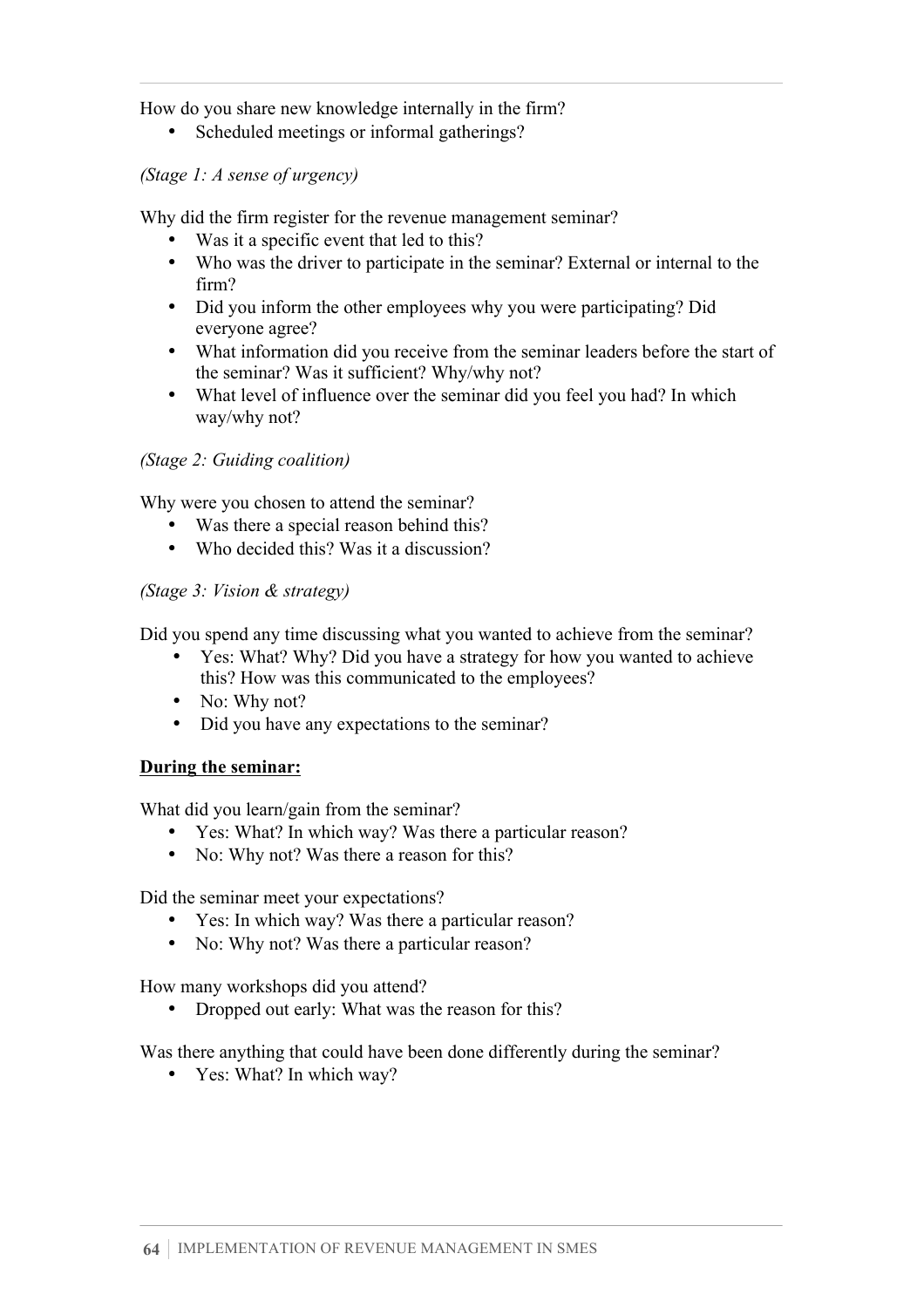How do you share new knowledge internally in the firm?

- Scheduled meetings or informal gatherings?

*(Stage 1: A sense of urgency)*

Why did the firm register for the revenue management seminar?

- Was it a specific event that led to this?
- Who was the driver to participate in the seminar? External or internal to the firm?
- Did you inform the other employees why you were participating? Did everyone agree?
- What information did you receive from the seminar leaders before the start of the seminar? Was it sufficient? Why/why not?
- What level of influence over the seminar did you feel you had? In which way/why not?

*(Stage 2: Guiding coalition)*

Why were you chosen to attend the seminar?

- Was there a special reason behind this?
- Who decided this? Was it a discussion?

*(Stage 3: Vision & strategy)*

Did you spend any time discussing what you wanted to achieve from the seminar?

- Yes: What? Why? Did you have a strategy for how you wanted to achieve this? How was this communicated to the employees?
- No: Why not?
- Did you have any expectations to the seminar?

**<u>During the seminar:</u>**

What did you learn/gain from the seminar?

- Yes: What? In which way? Was there a particular reason?
- No: Why not? Was there a reason for this?

Did the seminar meet your expectations?

- Yes: In which way? Was there a particular reason?
- No: Why not? Was there a particular reason?

How many workshops did you attend?

- Dropped out early: What was the reason for this?

Was there anything that could have been done differently during the seminar?

- Yes: What? In which way?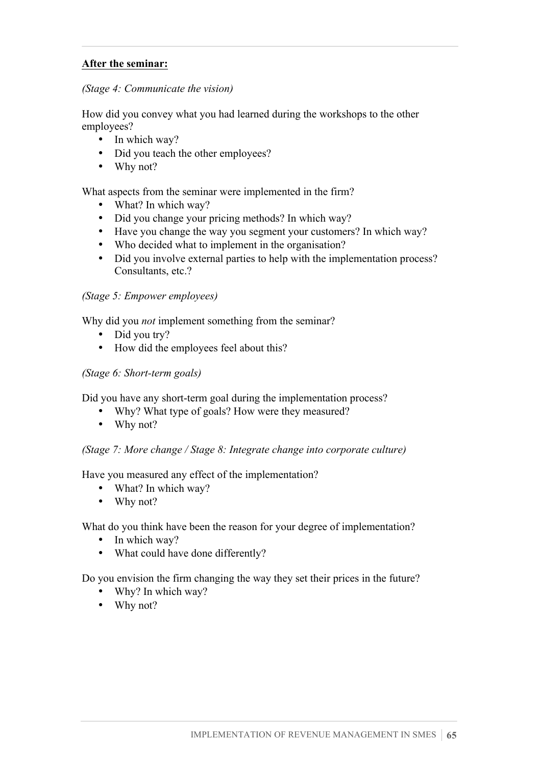**After the seminar:**

*(Stage 4: Communicate the vision)*

How did you convey what you had learned during the workshops to the other employees?

- In which way?
- Did you teach the other employees?
- Why not?

What aspects from the seminar were implemented in the firm?

- What? In which way?
- Did you change your pricing methods? In which way?
- Have you change the way you segment your customers? In which way?
- Who decided what to implement in the organisation?
- Did you involve external parties to help with the implementation process? Consultants, etc.?

*(Stage 5: Empower employees)*

Why did you *not* implement something from the seminar?

- Did you try?
- How did the employees feel about this?

*(Stage 6: Short-term goals)*

Did you have any short-term goal during the implementation process?

- Why? What type of goals? How were they measured?
- Why not?

*(Stage 7: More change / Stage 8: Integrate change into corporate culture)*

Have you measured any effect of the implementation?

- What? In which way?
- Why not?

What do you think have been the reason for your degree of implementation?

- In which way?
- What could have done differently?

Do you envision the firm changing the way they set their prices in the future?

- Why? In which way?
- Why not?